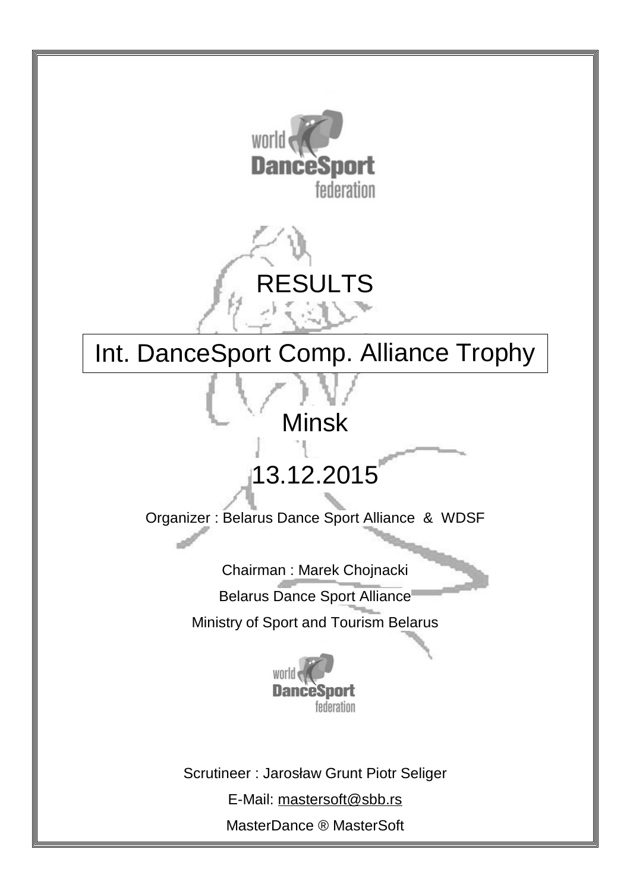# RESULTS

## Int. DanceSport Comp. Alliance Trophy

## Minsk

## 13.12.2015

Organizer : Belarus Dance Sport Alliance & WDSF

Chairman : Marek Chojnacki

Belarus Dance Sport Alliance

Ministry of Sport and Tourism Belarus

Scrutineer : Jarosław Grunt Piotr Seliger

E-Mail: mastersoft@sbb.rs

MasterDance ® MasterSoft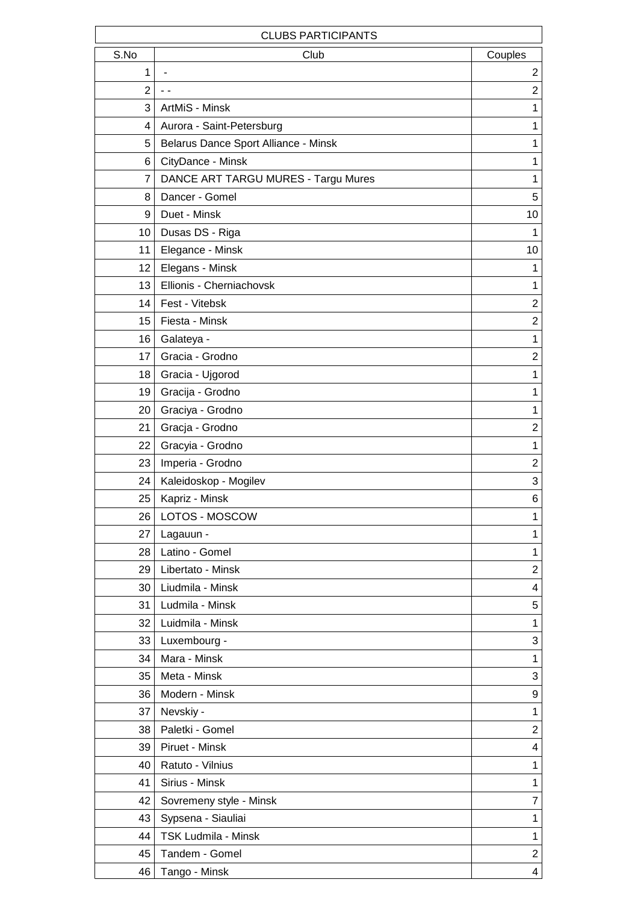| CLUBS PARTICIPANTS | | |
|---|---|---|
| S.No | Club | Couples |
| 1 | - | 2 |
| 2 | - - | 2 |
| 3 | ArtMiS - Minsk | 1 |
| 4 | Aurora - Saint-Petersburg | 1 |
| 5 | Belarus Dance Sport Alliance - Minsk | 1 |
| 6 | CityDance - Minsk | 1 |
| 7 | DANCE ART TARGU MURES - Targu Mures | 1 |
| 8 | Dancer - Gomel | 5 |
| 9 | Duet - Minsk | 10 |
| 10 | Dusas DS - Riga | 1 |
| 11 | Elegance - Minsk | 10 |
| 12 | Elegans - Minsk | 1 |
| 13 | Ellionis - Cherniachovsk | 1 |
| 14 | Fest - Vitebsk | 2 |
| 15 | Fiesta - Minsk | 2 |
| 16 | Galateya - | 1 |
| 17 | Gracia - Grodno | 2 |
| 18 | Gracia - Ujgorod | 1 |
| 19 | Gracija - Grodno | 1 |
| 20 | Graciya - Grodno | 1 |
| 21 | Gracja - Grodno | 2 |
| 22 | Gracyia - Grodno | 1 |
| 23 | Imperia - Grodno | 2 |
| 24 | Kaleidoskop - Mogilev | 3 |
| 25 | Kapriz - Minsk | 6 |
| 26 | LOTOS - MOSCOW | 1 |
| 27 | Lagauun - | 1 |
| 28 | Latino - Gomel | 1 |
| 29 | Libertato - Minsk | 2 |
| 30 | Liudmila - Minsk | 4 |
| 31 | Ludmila - Minsk | 5 |
| 32 | Luidmila - Minsk | 1 |
| 33 | Luxembourg - | 3 |
| 34 | Mara - Minsk | 1 |
| 35 | Meta - Minsk | 3 |
| 36 | Modern - Minsk | 9 |
| 37 | Nevskiy - | 1 |
| 38 | Paletki - Gomel | 2 |
| 39 | Piruet - Minsk | 4 |
| 40 | Ratuto - Vilnius | 1 |
| 41 | Sirius - Minsk | 1 |
| 42 | Sovremeny style - Minsk | 7 |
| 43 | Sypsena - Siauliai | 1 |
| 44 | TSK Ludmila - Minsk | 1 |
| 45 | Tandem - Gomel | 2 |
| 46 | Tango - Minsk | 4 |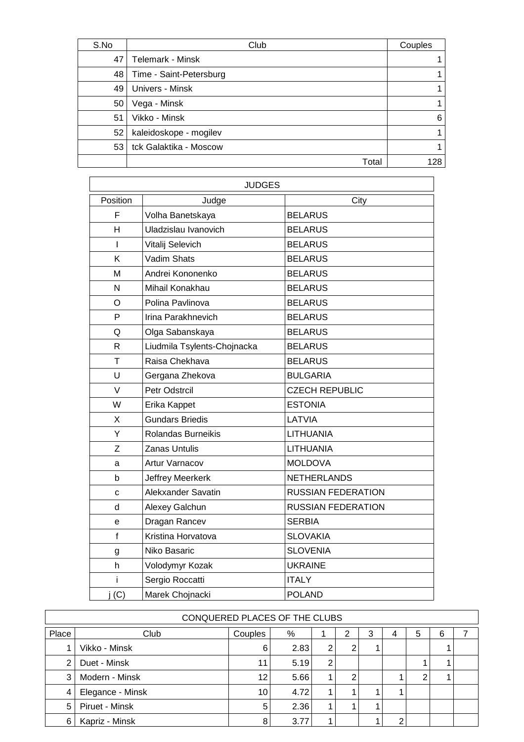| S.No | Club | Couples |
|---|---|---|
| 47 | Telemark - Minsk | 1 |
| 48 | Time - Saint-Petersburg | 1 |
| 49 | Univers - Minsk | 1 |
| 50 | Vega - Minsk | 1 |
| 51 | Vikko - Minsk | 6 |
| 52 | kaleidoskope - mogilev | 1 |
| 53 | tck Galaktika - Moscow | 1 |
| | Total | 128 |

| JUDGES | | |
|---|---|---|
| Position | Judge | City |
| F | Volha Banetskaya | BELARUS |
| H | Uladzislau Ivanovich | BELARUS |
| I | Vitalij Selevich | BELARUS |
| K | Vadim Shats | BELARUS |
| M | Andrei Kononenko | BELARUS |
| N | Mihail Konakhau | BELARUS |
| O | Polina Pavlinova | BELARUS |
| P | Irina Parakhnevich | BELARUS |
| Q | Olga Sabanskaya | BELARUS |
| R | Liudmila Tsylents-Chojnacka | BELARUS |
| T | Raisa Chekhava | BELARUS |
| U | Gergana Zhekova | BULGARIA |
| V | Petr Odstrcil | CZECH REPUBLIC |
| W | Erika Kappet | ESTONIA |
| X | Gundars Briedis | LATVIA |
| Y | Rolandas Burneikis | LITHUANIA |
| Z | Zanas Untulis | LITHUANIA |
| a | Artur Varnacov | MOLDOVA |
| b | Jeffrey Meerkerk | NETHERLANDS |
| c | Alekxander Savatin | RUSSIAN FEDERATION |
| d | Alexey Galchun | RUSSIAN FEDERATION |
| e | Dragan Rancev | SERBIA |
| f | Kristina Horvatova | SLOVAKIA |
| g | Niko Basaric | SLOVENIA |
| h | Volodymyr Kozak | UKRAINE |
| i | Sergio Roccatti | ITALY |
| j (C) | Marek Chojnacki | POLAND |

| CONQUERED PLACES OF THE CLUBS | | | | | | | | | | |
|---|---|---|---|---|---|---|---|---|---|---|
| Place | Club | Couples | % | 1 | 2 | 3 | 4 | 5 | 6 | 7 |
| 1 | Vikko - Minsk | 6 | 2.83 | 2 | 2 | 1 | | | 1 | |
| 2 | Duet - Minsk | 11 | 5.19 | 2 | | | | 1 | 1 | |
| 3 | Modern - Minsk | 12 | 5.66 | 1 | 2 | | 1 | 2 | 1 | |
| 4 | Elegance - Minsk | 10 | 4.72 | 1 | 1 | 1 | 1 | | | |
| 5 | Piruet - Minsk | 5 | 2.36 | 1 | 1 | 1 | | | | |
| 6 | Kapriz - Minsk | 8 | 3.77 | 1 | | 1 | 2 | | | |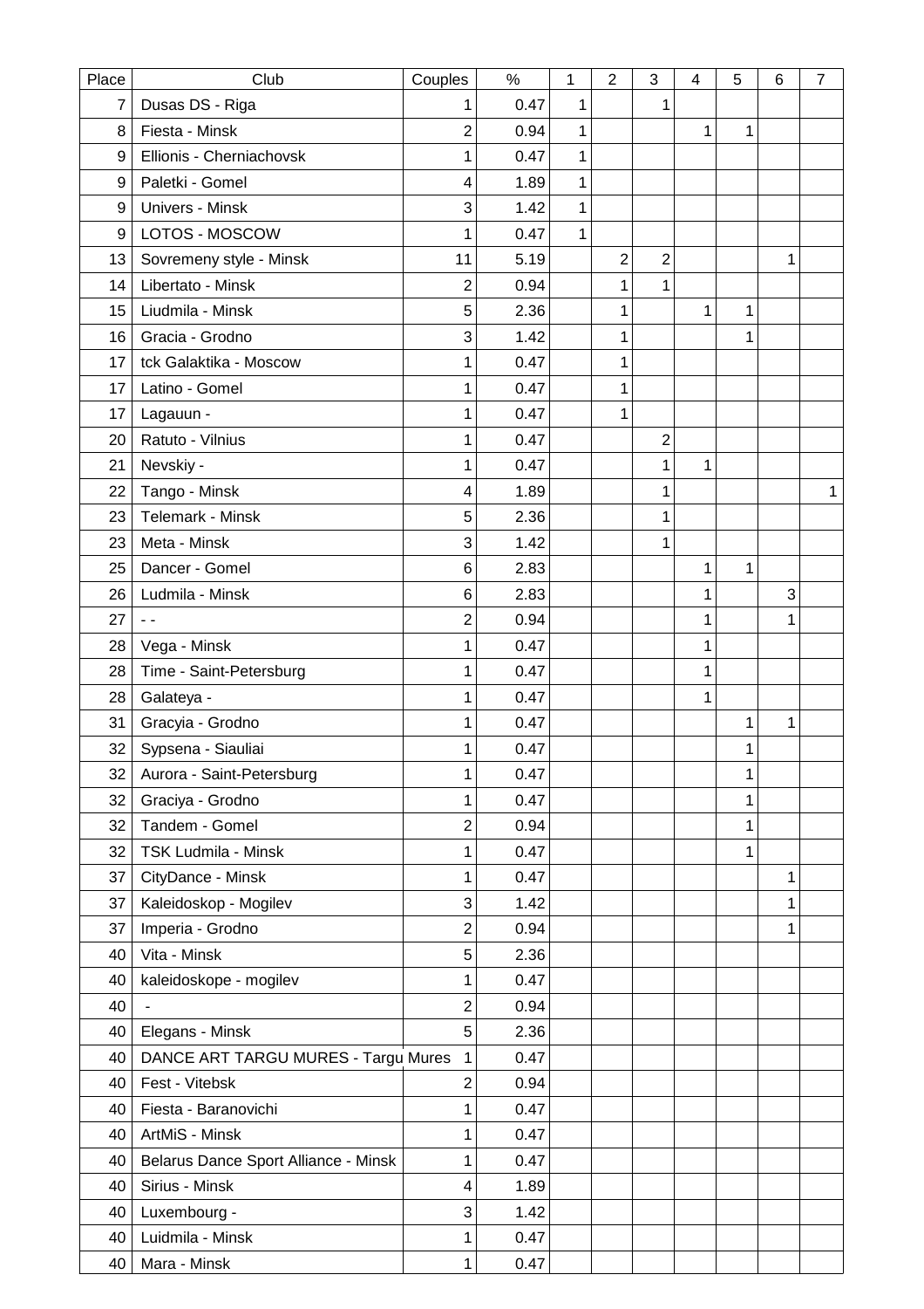| Place | Club | Couples | % | 1 | 2 | 3 | 4 | 5 | 6 | 7 |
|---|---|---|---|---|---|---|---|---|---|---|
| 7 | Dusas DS - Riga | 1 | 0.47 | 1 | | 1 | | | | |
| 8 | Fiesta - Minsk | 2 | 0.94 | 1 | | | 1 | 1 | | |
| 9 | Ellionis - Cherniachovsk | 1 | 0.47 | 1 | | | | | | |
| 9 | Paletki - Gomel | 4 | 1.89 | 1 | | | | | | |
| 9 | Univers - Minsk | 3 | 1.42 | 1 | | | | | | |
| 9 | LOTOS - MOSCOW | 1 | 0.47 | 1 | | | | | | |
| 13 | Sovremeny style - Minsk | 11 | 5.19 | | 2 | 2 | | | 1 | |
| 14 | Libertato - Minsk | 2 | 0.94 | | 1 | 1 | | | | |
| 15 | Liudmila - Minsk | 5 | 2.36 | | 1 | | 1 | 1 | | |
| 16 | Gracia - Grodno | 3 | 1.42 | | 1 | | | 1 | | |
| 17 | tck Galaktika - Moscow | 1 | 0.47 | | 1 | | | | | |
| 17 | Latino - Gomel | 1 | 0.47 | | 1 | | | | | |
| 17 | Lagauun - | 1 | 0.47 | | 1 | | | | | |
| 20 | Ratuto - Vilnius | 1 | 0.47 | | | 2 | | | | |
| 21 | Nevskiy - | 1 | 0.47 | | | 1 | 1 | | | |
| 22 | Tango - Minsk | 4 | 1.89 | | | 1 | | | | 1 |
| 23 | Telemark - Minsk | 5 | 2.36 | | | 1 | | | | |
| 23 | Meta - Minsk | 3 | 1.42 | | | 1 | | | | |
| 25 | Dancer - Gomel | 6 | 2.83 | | | | 1 | 1 | | |
| 26 | Ludmila - Minsk | 6 | 2.83 | | | | 1 | | 3 | |
| 27 | - - | 2 | 0.94 | | | | 1 | | 1 | |
| 28 | Vega - Minsk | 1 | 0.47 | | | | 1 | | | |
| 28 | Time - Saint-Petersburg | 1 | 0.47 | | | | 1 | | | |
| 28 | Galateya - | 1 | 0.47 | | | | 1 | | | |
| 31 | Gracyia - Grodno | 1 | 0.47 | | | | | 1 | 1 | |
| 32 | Sypsena - Siauliai | 1 | 0.47 | | | | | 1 | | |
| 32 | Aurora - Saint-Petersburg | 1 | 0.47 | | | | | 1 | | |
| 32 | Graciya - Grodno | 1 | 0.47 | | | | | 1 | | |
| 32 | Tandem - Gomel | 2 | 0.94 | | | | | 1 | | |
| 32 | TSK Ludmila - Minsk | 1 | 0.47 | | | | | 1 | | |
| 37 | CityDance - Minsk | 1 | 0.47 | | | | | | 1 | |
| 37 | Kaleidoskop - Mogilev | 3 | 1.42 | | | | | | 1 | |
| 37 | Imperia - Grodno | 2 | 0.94 | | | | | | 1 | |
| 40 | Vita - Minsk | 5 | 2.36 | | | | | | | |
| 40 | kaleidoskope - mogilev | 1 | 0.47 | | | | | | | |
| 40 | - | 2 | 0.94 | | | | | | | |
| 40 | Elegans - Minsk | 5 | 2.36 | | | | | | | |
| 40 | DANCE ART TARGU MURES - Targu Mures | 1 | 0.47 | | | | | | | |
| 40 | Fest - Vitebsk | 2 | 0.94 | | | | | | | |
| 40 | Fiesta - Baranovichi | 1 | 0.47 | | | | | | | |
| 40 | ArtMiS - Minsk | 1 | 0.47 | | | | | | | |
| 40 | Belarus Dance Sport Alliance - Minsk | 1 | 0.47 | | | | | | | |
| 40 | Sirius - Minsk | 4 | 1.89 | | | | | | | |
| 40 | Luxembourg - | 3 | 1.42 | | | | | | | |
| 40 | Luidmila - Minsk | 1 | 0.47 | | | | | | | |
| 40 | Mara - Minsk | 1 | 0.47 | | | | | | | |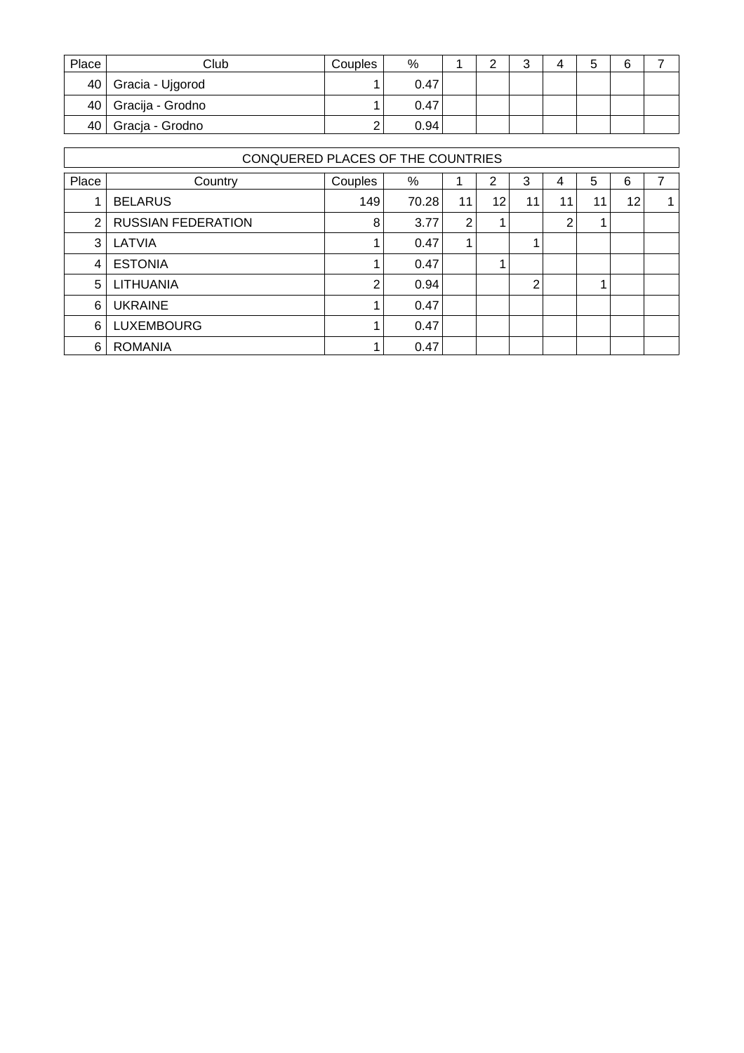| Place | Club | Couples | % | 1 | 2 | 3 | 4 | 5 | 6 | 7 |
|---|---|---|---|---|---|---|---|---|---|---|
| 40 | Gracia - Ujgorod | 1 | 0.47 | | | | | | | |
| 40 | Gracija - Grodno | 1 | 0.47 | | | | | | | |
| 40 | Gracja - Grodno | 2 | 0.94 | | | | | | | |

## CONQUERED PLACES OF THE COUNTRIES

| Place | Country | Couples | % | 1 | 2 | 3 | 4 | 5 | 6 | 7 |
|---|---|---|---|---|---|---|---|---|---|---|
| 1 | BELARUS | 149 | 70.28 | 11 | 12 | 11 | 11 | 11 | 12 | 1 |
| 2 | RUSSIAN FEDERATION | 8 | 3.77 | 2 | 1 | | 2 | 1 | | |
| 3 | LATVIA | 1 | 0.47 | 1 | | 1 | | | | |
| 4 | ESTONIA | 1 | 0.47 | | 1 | | | | | |
| 5 | LITHUANIA | 2 | 0.94 | | | 2 | | 1 | | |
| 6 | UKRAINE | 1 | 0.47 | | | | | | | |
| 6 | LUXEMBOURG | 1 | 0.47 | | | | | | | |
| 6 | ROMANIA | 1 | 0.47 | | | | | | | |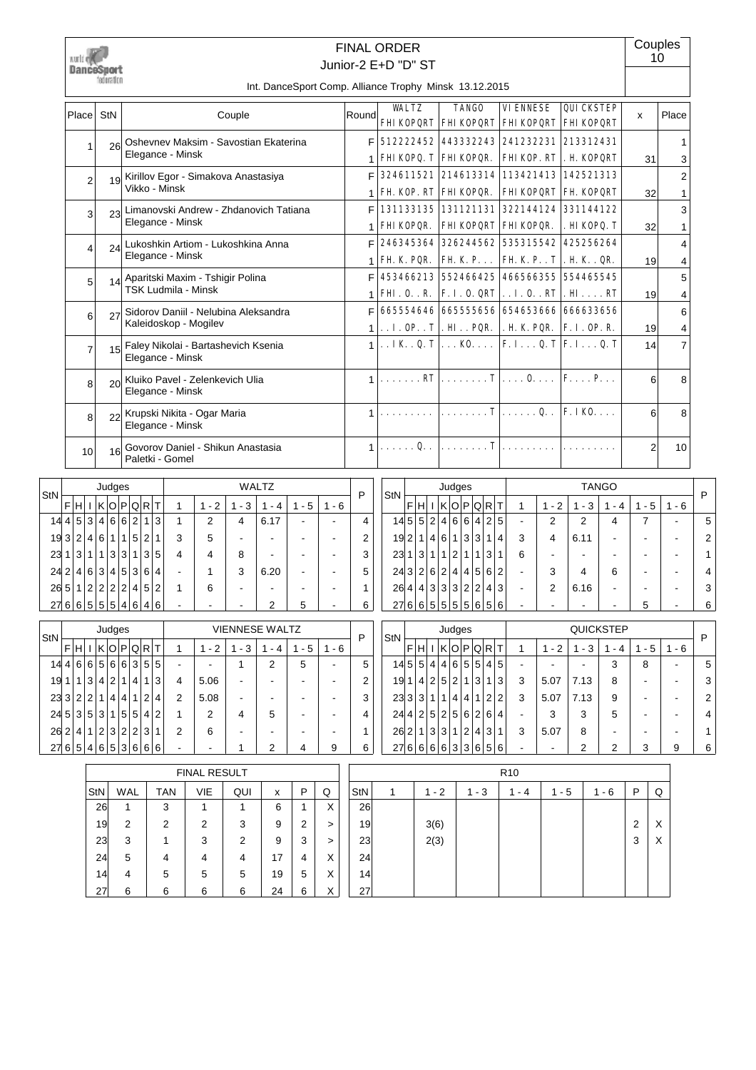# FINAL ORDER

Junior-2 E+D "D" ST

Couples 10

Int. DanceSport Comp. Alliance Trophy Minsk 13.12.2015

| Place | StN | Couple | Round | WALTZ FHIKOPQRT | TANGO FHIKOPQRT | VIENNESE FHIKOPQRT | QUICKSTEP FHIKOPQRT | x | Place |
|---|---|---|---|---|---|---|---|---|---|
| 1 | 26 | Oshevnev Maksim - Savostian Ekaterina Elegance - Minsk | F | 512222452 | 443332243 | 241232231 | 213312431 | | 1 |
| | | | 1 | FHIKOPQ.T | FHIKOPQR. | FHIKOP.RT | .H.KOPQRT | 31 | 3 |
| 2 | 19 | Kirillov Egor - Simakova Anastasiya Vikko - Minsk | F | 324611521 | 214613314 | 113421413 | 142521313 | | 2 |
| | | | 1 | FH.KOP.RT | FHIKOPQR. | FHIKOPQRT | FH.KOPQRT | 32 | 1 |
| 3 | 23 | Limanovski Andrew - Zhdanovich Tatiana Elegance - Minsk | F | 131133135 | 131121131 | 322144124 | 331144122 | | 3 |
| | | | 1 | FHIKOPQRT | FHIKOPQRT | FHIKOPQR. | .HIKOPQ.T | 32 | 1 |
| 4 | 24 | Lukoshkin Artiom - Lukoshkina Anna Elegance - Minsk | F | 246345364 | 326244562 | 535315542 | 425256264 | | 4 |
| | | | 1 | FH.K.PQR. | FH.K.P... | FH.K.P..T | .H.K..QR. | 19 | 4 |
| 5 | 14 | Aparitski Maxim - Tshigir Polina TSK Ludmila - Minsk | F | 453466213 | 552466425 | 466566355 | 554465545 | | 5 |
| | | | 1 | FHI.O..R. | F.I.O.QRT | ..I.O..RT | .HI....RT | 19 | 4 |
| 6 | 27 | Sidorov Daniil - Nelubina Aleksandra Kaleidoskop - Mogilev | F | 665554646 | 665555656 | 654653666 | 666633656 | | 6 |
| | | | 1 | ..I.OP..T | .HI..PQR. | .H.K.PQR. | F.I.OP.R. | 19 | 4 |
| 7 | 15 | Faley Nikolai - Bartashevich Ksenia Elegance - Minsk | 1 | ..IK..Q.T | ...KO.... | F.I...Q.T | F.I...Q.T | 14 | 7 |
| 8 | 20 | Kluiko Pavel - Zelenkevich Ulia Elegance - Minsk | 1 | .......RT | ........T | ....O.... | F....P... | 6 | 8 |
| 8 | 22 | Krupski Nikita - Ogar Maria Elegance - Minsk | 1 | ......... | ........T | ......Q.. | F.IKO.... | 6 | 8 |
| 10 | 16 | Govorov Daniel - Shikun Anastasia Paletki - Gomel | 1 | ......Q.. | ........T | ......... | ......... | 2 | 10 |

## WALTZ

| StN | F | H | I | K | O | P | Q | R | T | 1 | 1 - 2 | 1 - 3 | 1 - 4 | 1 - 5 | 1 - 6 | P |
|---|---|---|---|---|---|---|---|---|---|---|---|---|---|---|---|---|
| 14 | 4 | 5 | 3 | 4 | 6 | 6 | 2 | 1 | 3 | 1 | 2 | 4 | 6.17 | - | - | 4 |
| 19 | 3 | 2 | 4 | 6 | 1 | 1 | 5 | 2 | 1 | 3 | 5 | - | - | - | - | 2 |
| 23 | 1 | 3 | 1 | 1 | 3 | 3 | 1 | 3 | 5 | 4 | 4 | 8 | - | - | - | 3 |
| 24 | 2 | 4 | 6 | 3 | 4 | 5 | 3 | 6 | 4 | - | 1 | 3 | 6.20 | - | - | 5 |
| 26 | 5 | 1 | 2 | 2 | 2 | 2 | 4 | 5 | 2 | 1 | 6 | - | - | - | - | 1 |
| 27 | 6 | 6 | 5 | 5 | 5 | 4 | 6 | 4 | 6 | - | - | - | 2 | 5 | - | 6 |

## TANGO

| StN | F | H | I | K | O | P | Q | R | T | 1 | 1 - 2 | 1 - 3 | 1 - 4 | 1 - 5 | 1 - 6 | P |
|---|---|---|---|---|---|---|---|---|---|---|---|---|---|---|---|---|
| 14 | 5 | 5 | 2 | 4 | 6 | 6 | 4 | 2 | 5 | - | 2 | 2 | 4 | 7 | - | 5 |
| 19 | 2 | 1 | 4 | 6 | 1 | 3 | 3 | 1 | 4 | 3 | 4 | 6.11 | - | - | - | 2 |
| 23 | 1 | 3 | 1 | 1 | 2 | 1 | 1 | 3 | 1 | 6 | - | - | - | - | - | 1 |
| 24 | 3 | 2 | 6 | 2 | 4 | 4 | 5 | 6 | 2 | - | 3 | 4 | 6 | - | - | 4 |
| 26 | 4 | 4 | 3 | 3 | 3 | 2 | 2 | 4 | 3 | - | 2 | 6.16 | - | - | - | 3 |
| 27 | 6 | 6 | 5 | 5 | 5 | 5 | 6 | 5 | 6 | - | - | - | - | 5 | - | 6 |

## VIENNESE WALTZ

| StN | F | H | I | K | O | P | Q | R | T | 1 | 1 - 2 | 1 - 3 | 1 - 4 | 1 - 5 | 1 - 6 | P |
|---|---|---|---|---|---|---|---|---|---|---|---|---|---|---|---|---|
| 14 | 4 | 6 | 6 | 5 | 6 | 6 | 3 | 5 | 5 | - | - | 1 | 2 | 5 | - | 5 |
| 19 | 1 | 1 | 3 | 4 | 2 | 1 | 4 | 1 | 3 | 4 | 5.06 | - | - | - | - | 2 |
| 23 | 3 | 2 | 2 | 1 | 4 | 4 | 1 | 2 | 4 | 2 | 5.08 | - | - | - | - | 3 |
| 24 | 5 | 3 | 5 | 3 | 1 | 5 | 5 | 4 | 2 | 1 | 2 | 4 | 5 | - | - | 4 |
| 26 | 2 | 4 | 1 | 2 | 3 | 2 | 2 | 3 | 1 | 2 | 6 | - | - | - | - | 1 |
| 27 | 6 | 5 | 4 | 6 | 5 | 3 | 6 | 6 | 6 | - | - | 1 | 2 | 4 | 9 | 6 |

## QUICKSTEP

| StN | F | H | I | K | O | P | Q | R | T | 1 | 1 - 2 | 1 - 3 | 1 - 4 | 1 - 5 | 1 - 6 | P |
|---|---|---|---|---|---|---|---|---|---|---|---|---|---|---|---|---|
| 14 | 5 | 5 | 4 | 4 | 6 | 5 | 5 | 4 | 5 | - | - | - | 3 | 8 | - | 5 |
| 19 | 1 | 4 | 2 | 5 | 2 | 1 | 3 | 1 | 3 | 3 | 5.07 | 7.13 | 8 | - | - | 3 |
| 23 | 3 | 3 | 1 | 1 | 4 | 4 | 1 | 2 | 2 | 3 | 5.07 | 7.13 | 9 | - | - | 2 |
| 24 | 4 | 2 | 5 | 2 | 5 | 6 | 2 | 6 | 4 | - | 3 | 3 | 5 | - | - | 4 |
| 26 | 2 | 1 | 3 | 3 | 1 | 2 | 4 | 3 | 1 | 3 | 5.07 | 8 | - | - | - | 1 |
| 27 | 6 | 6 | 6 | 6 | 3 | 3 | 6 | 5 | 6 | - | - | 2 | 2 | 3 | 9 | 6 |

## FINAL RESULT

| StN | WAL | TAN | VIE | QUI | x | P | Q |
|---|---|---|---|---|---|---|---|
| 26 | 1 | 3 | 1 | 1 | 6 | 1 | X |
| 19 | 2 | 2 | 2 | 3 | 9 | 2 | > |
| 23 | 3 | 1 | 3 | 2 | 9 | 3 | > |
| 24 | 5 | 4 | 4 | 4 | 17 | 4 | X |
| 14 | 4 | 5 | 5 | 5 | 19 | 5 | X |
| 27 | 6 | 6 | 6 | 6 | 24 | 6 | X |

## R10

| StN | 1 | 1 - 2 | 1 - 3 | 1 - 4 | 1 - 5 | 1 - 6 | P | Q |
|---|---|---|---|---|---|---|---|---|
| 26 | | | | | | | | |
| 19 | | 3(6) | | | | | 2 | X |
| 23 | | 2(3) | | | | | 3 | X |
| 24 | | | | | | | | |
| 14 | | | | | | | | |
| 27 | | | | | | | | |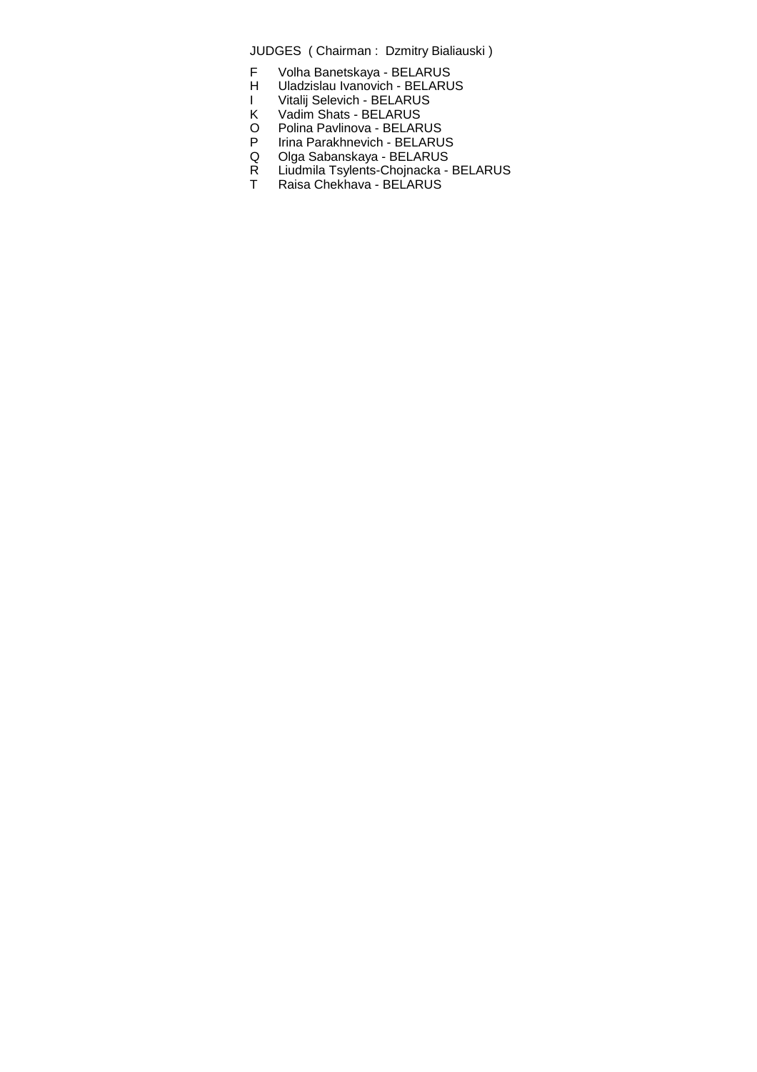JUDGES ( Chairman : Dzmitry Bialiauski )

F Volha Banetskaya - BELARUS
H Uladzislau Ivanovich - BELARUS
I Vitalij Selevich - BELARUS
K Vadim Shats - BELARUS
O Polina Pavlinova - BELARUS
P Irina Parakhnevich - BELARUS
Q Olga Sabanskaya - BELARUS
R Liudmila Tsylents-Chojnacka - BELARUS
T Raisa Chekhava - BELARUS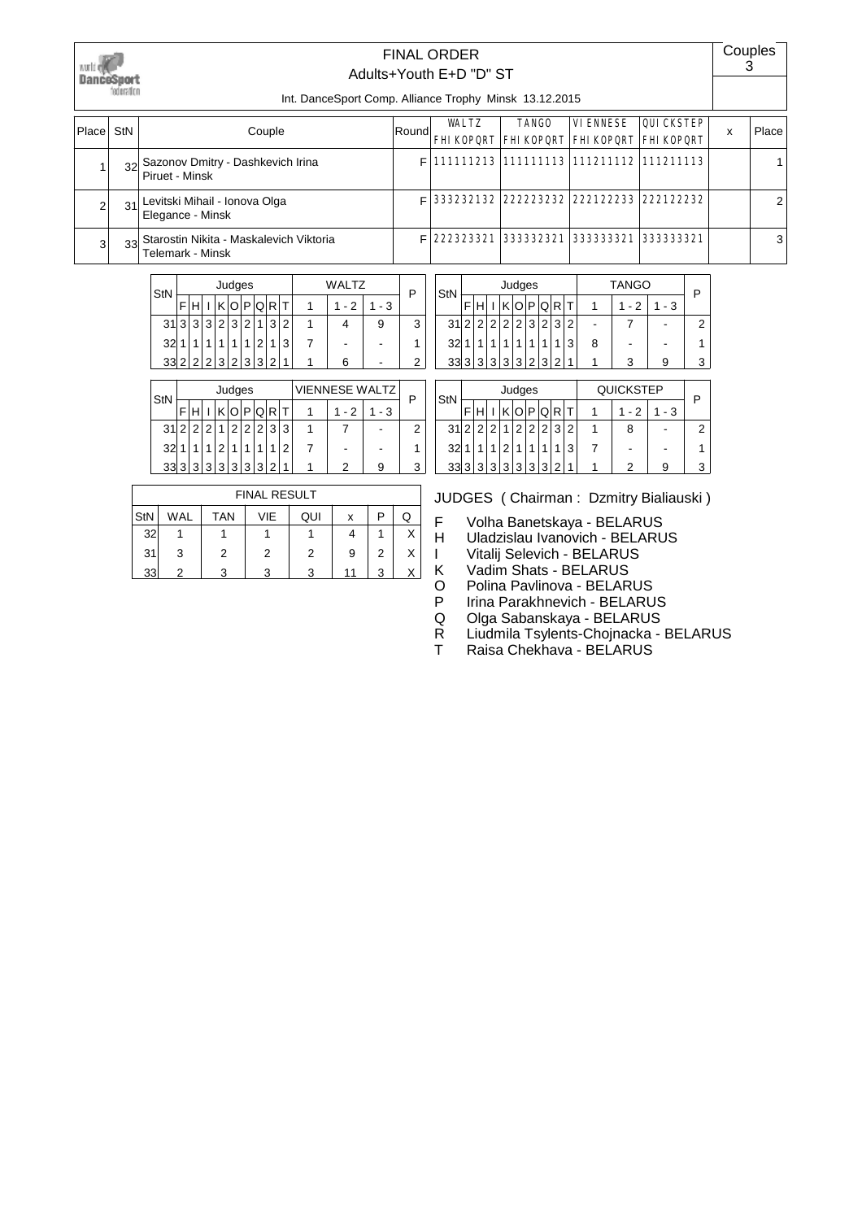# FINAL ORDER

## Adults+Youth E+D "D" ST

Couples 3

Int. DanceSport Comp. Alliance Trophy Minsk 13.12.2015

| Place | StN | Couple | Round | WALTZ FHIKOPQRT | TANGO FHIKOPQRT | VIENNESE FHIKOPQRT | QUICKSTEP FHIKOPQRT | x | Place |
|---|---|---|---|---|---|---|---|---|---|
| 1 | 32 | Sazonov Dmitry - Dashkevich Irina<br>Piruet - Minsk | F | 111111213 | 111111113 | 111211112 | 111211113 | | 1 |
| 2 | 31 | Levitski Mihail - Ionova Olga<br>Elegance - Minsk | F | 333232132 | 222223232 | 222122233 | 222122232 | | 2 |
| 3 | 33 | Starostin Nikita - Maskalevich Viktoria<br>Telemark - Minsk | F | 222323321 | 333332321 | 333333321 | 333333321 | | 3 |

| StN | F | H | I | K | O | P | Q | R | T | WALTZ 1 | 1 - 2 | 1 - 3 | P |
|---|---|---|---|---|---|---|---|---|---|---|---|---|---|
| 31 | 3 | 3 | 3 | 2 | 3 | 2 | 1 | 3 | 2 | 1 | 4 | 9 | 3 |
| 32 | 1 | 1 | 1 | 1 | 1 | 1 | 2 | 1 | 3 | 7 | - | - | 1 |
| 33 | 2 | 2 | 2 | 3 | 2 | 3 | 3 | 2 | 1 | 1 | 6 | - | 2 |

| StN | F | H | I | K | O | P | Q | R | T | TANGO 1 | 1 - 2 | 1 - 3 | P |
|---|---|---|---|---|---|---|---|---|---|---|---|---|---|
| 31 | 2 | 2 | 2 | 2 | 2 | 3 | 2 | 3 | 2 | - | 7 | - | 2 |
| 32 | 1 | 1 | 1 | 1 | 1 | 1 | 1 | 1 | 3 | 8 | - | - | 1 |
| 33 | 3 | 3 | 3 | 3 | 3 | 2 | 3 | 2 | 1 | 1 | 3 | 9 | 3 |

| StN | F | H | I | K | O | P | Q | R | T | VIENNESE WALTZ 1 | 1 - 2 | 1 - 3 | P |
|---|---|---|---|---|---|---|---|---|---|---|---|---|---|
| 31 | 2 | 2 | 2 | 1 | 2 | 2 | 2 | 3 | 3 | 1 | 7 | - | 2 |
| 32 | 1 | 1 | 1 | 2 | 1 | 1 | 1 | 1 | 2 | 7 | - | - | 1 |
| 33 | 3 | 3 | 3 | 3 | 3 | 3 | 3 | 2 | 1 | 1 | 2 | 9 | 3 |

| StN | F | H | I | K | O | P | Q | R | T | QUICKSTEP 1 | 1 - 2 | 1 - 3 | P |
|---|---|---|---|---|---|---|---|---|---|---|---|---|---|
| 31 | 2 | 2 | 2 | 1 | 2 | 2 | 2 | 3 | 2 | 1 | 8 | - | 2 |
| 32 | 1 | 1 | 1 | 2 | 1 | 1 | 1 | 1 | 3 | 7 | - | - | 1 |
| 33 | 3 | 3 | 3 | 3 | 3 | 3 | 3 | 2 | 1 | 1 | 2 | 9 | 3 |

**FINAL RESULT**

| StN | WAL | TAN | VIE | QUI | x | P | Q |
|---|---|---|---|---|---|---|---|
| 32 | 1 | 1 | 1 | 1 | 4 | 1 | X |
| 31 | 3 | 2 | 2 | 2 | 9 | 2 | X |
| 33 | 2 | 3 | 3 | 3 | 11 | 3 | X |

JUDGES ( Chairman : Dzmitry Bialiauski )

- F Volha Banetskaya - BELARUS
- H Uladzislau Ivanovich - BELARUS
- I Vitalij Selevich - BELARUS
- K Vadim Shats - BELARUS
- O Polina Pavlinova - BELARUS
- P Irina Parakhnevich - BELARUS
- Q Olga Sabanskaya - BELARUS
- R Liudmila Tsylents-Chojnacka - BELARUS
- T Raisa Chekhava - BELARUS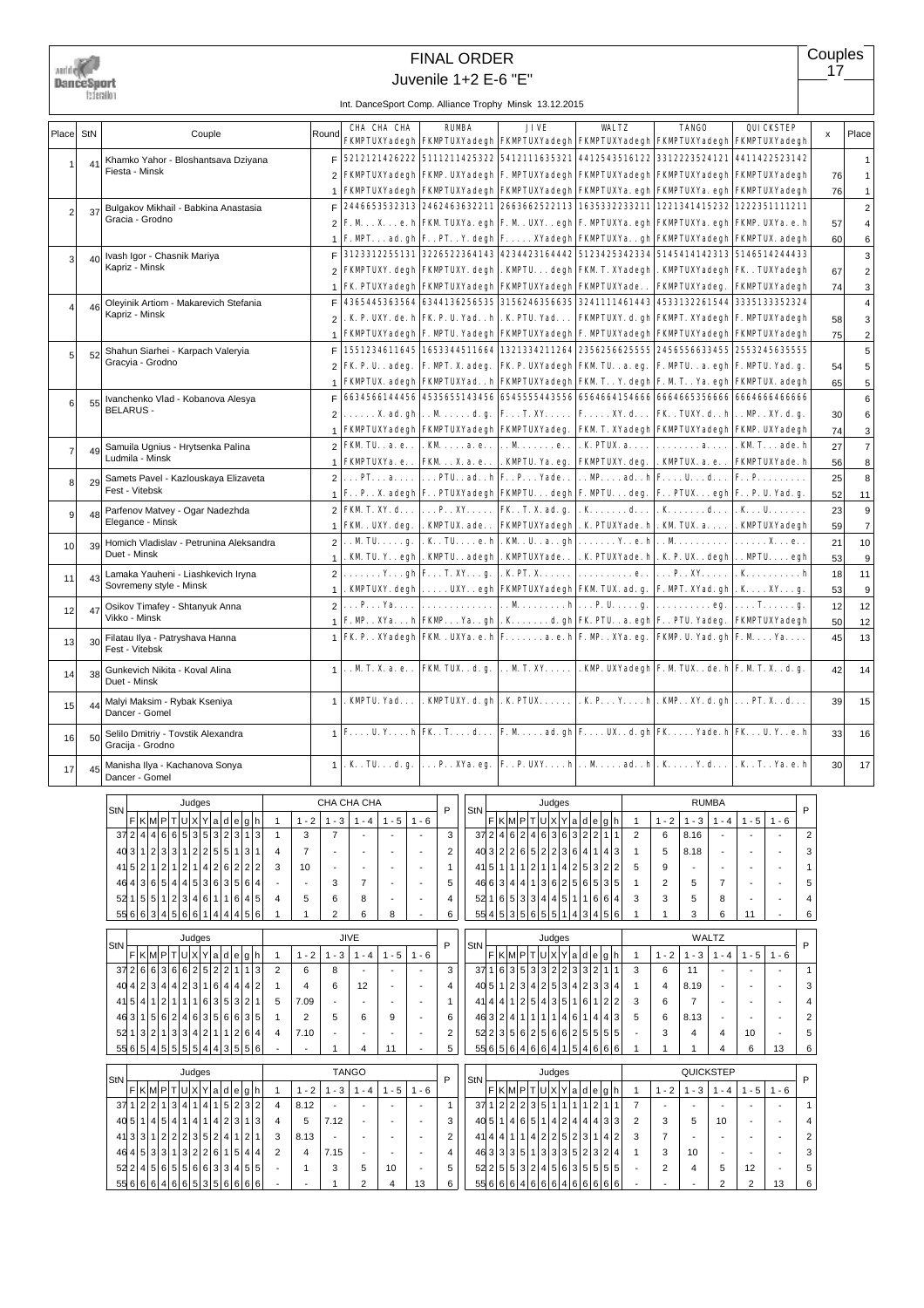# FINAL ORDER

## Juvenile 1+2 E-6 "E"

Couples 17

Int. DanceSport Comp. Alliance Trophy Minsk 13.12.2015

| Place | StN | Couple | Round | CHA CHA CHA FKMPTUXYadegh | RUMBA FKMPTUXYadegh | JIVE FKMPTUXYadegh | WALTZ FKMPTUXYadegh | TANGO FKMPTUXYadegh | QUICKSTEP FKMPTUXYadegh | x | Place |
|---|---|---|---|---|---|---|---|---|---|---|---|
| 1 | 41 | Khamko Yahor - Bloshantsava Dziyana Fiesta - Minsk | F | 5212121426222 | 5111211425322 | 5412111635321 | 4412543516122 | 3312223524121 | 4411422523142 | | 1 |
| | | | 2 | FKMPTUXYadegh | FKMP.UXYadegh | F.MPTUXYadegh | FKMPTUXYadegh | FKMPTUXYadegh | FKMPTUXYadegh | 76 | 1 |
| | | | 1 | FKMPTUXYadegh | FKMPTUXYadegh | FKMPTUXYadegh | FKMPTUXYa.egh | FKMPTUXYa.egh | FKMPTUXYadegh | 76 | 1 |
| 2 | 37 | Bulgakov Mikhail - Babkina Anastasia Gracia - Grodno | F | 2446653532313 | 2462463632211 | 2663662522113 | 1635332233211 | 1221341415232 | 1222351111211 | | 2 |
| | | | 2 | F.M...X...e.h | FKM.TUXYa.egh | F.M..UXY..egh | F.MPTUXYa.egh | FKMPTUXYa.egh | FKMP.UXYa.e.h | 57 | 4 |
| | | | 1 | F.MPT...ad.gh | F..PT..Y.degh | F.....XYadegh | FKMPTUXYa..gh | FKMPTUXYadegh | FKMPTUX.adegh | 60 | 6 |
| 3 | 40 | Ivash Igor - Chasnik Mariya Kapriz - Minsk | F | 3123312255131 | 3226522364143 | 4234423164442 | 5123425342334 | 5145414142313 | 5146514244433 | | 3 |
| | | | 2 | FKMPTUXY.degh | FKMPTUXY.degh | .KMPTU...degh | FKM.T.XYadegh | .KMPTUXYadegh | FK..TUXYadegh | 67 | 2 |
| | | | 1 | FK.PTUXYadegh | FKMPTUXYadegh | FKMPTUXYadegh | FKMPTUXYade.. | FKMPTUXYadeg. | FKMPTUXYadegh | 74 | 3 |
| 4 | 46 | Oleyinik Artiom - Makarevich Stefania Kapriz - Minsk | F | 4365445363564 | 6344136256535 | 3156246356635 | 3241111461443 | 4533132261544 | 3335133352324 | | 4 |
| | | | 2 | .K.P.UXY.de.h | FK.P.U.Yad..h | .K.PTU.Yad... | FKMPTUXY.d.gh | FKMPT.XYadegh | F.MPTUXYadegh | 58 | 3 |
| | | | 1 | FKMPTUXYadegh | F.MPTU.Yadegh | FKMPTUXYadegh | F.MPTUXYadegh | FKMPTUXYadegh | F.MPTUXYadegh | 75 | 2 |
| 5 | 52 | Shahun Siarhei - Karpach Valeryia Gracyia - Grodno | F | 1551234611645 | 1653344511664 | 1321334211264 | 2356256625555 | 2456556633455 | 2553245635555 | | 5 |
| | | | 2 | FK.P.U..adeg. | F.MPT.X.adeg. | FK.P.UXYadegh | FKM.TU..a.eg. | F.MPTU..a.egh | F.MPTU.Yad.g. | 54 | 5 |
| | | | 1 | FKMPTUX.adegh | FKMPTUXYad..h | FKMPTUXYadegh | FKM.T..Y.degh | F.M.T..Ya.egh | FKMPTUX.adegh | 65 | 5 |
| 6 | 55 | Ivanchenko Vlad - Kobanova Alesya BELARUS - | F | 6634566144456 | 4535655143456 | 6545555443556 | 6564664154666 | 6664665356666 | 6664666466666 | | 6 |
| | | | 2 | ......X.ad.gh | ..M.....d.g. | F...T.XY..... | F.....XY.d... | FK..TUXY.d..h | ..MP..XY.d.g. | 30 | 6 |
| | | | 1 | FKMPTUXYadegh | FKMPTUXYadegh | FKMPTUXYadeg. | FKM.T.XYadegh | FKMPTUXYadegh | FKMP.UXYadegh | 74 | 3 |
| 7 | 49 | Samuila Ugnius - Hrytsenka Palina Ludmila - Minsk | 2 | FKM.TU..a.e.. | .KM.....a.e.. | ..M.......e.. | .K.PTUX.a.... | .........a.... | .KM.T...ade.h | 27 | 7 |
| | | | 1 | FKMPTUXYa.e.. | FKM...X.a.e.. | .KMPTU.Ya.eg. | FKMPTUXY.deg. | .KMPTUX.a.e.. | FKMPTUXYade.h | 56 | 8 |
| 8 | 29 | Samets Pavel - Kazlouskaya Elizaveta Fest - Vitebsk | 2 | ...PT...a.... | ...PTU..ad..h | F..P...Yade.. | ..MP.....ad..h | F....U...d... | F..P......... | 25 | 8 |
| | | | 1 | F..P..X.adegh | F..PTUXYadegh | FKMPTU...degh | F.MPTU...deg. | F..PTUX...egh | F..P.U.Yad.g. | 52 | 11 |
| 9 | 48 | Parfenov Matvey - Ogar Nadezhda Elegance - Minsk | 2 | FKM.T.XY.d... | ...P..XY..... | FK..T.X.ad.g. | .K.......d... | .K.......d... | .K...U....... | 23 | 9 |
| | | | 1 | FKM..UXY.deg. | .KMPTUX.ade.. | FKMPTUXYadegh | .K.PTUXYade.h | .KM.TUX.a.... | .KMPTUXYadegh | 59 | 7 |
| 10 | 39 | Homich Vladislav - Petrunina Aleksandra Duet - Minsk | 2 | ..M.TU.....g. | .K..TU....e.h | .KM..U..a..gh | .......Y..e.h | ..M........... | .......X...e.. | 21 | 10 |
| | | | 1 | .KM.TU.Y..egh | .KMPTU..adegh | .KMPTUXYade.. | .K.PTUXYade.h | .K.P.UX..degh | ..MPTU.....egh | 53 | 9 |
| 11 | 43 | Lamaka Yauheni - Liashkevich Iryna Sovremeny style - Minsk | 2 | .......Y...gh | F...T.XY...g. | .K.PT.X...... | ..........e.. | ...P..XY..... | .K..........h | 18 | 11 |
| | | | 1 | .KMPTUX.adegh | .....UXY..egh | FKMPTUXYadegh | FKM.TUX.ad.g. | F.MPT.XYad.gh | .K....XY...g. | 53 | 9 |
| 12 | 47 | Osikov Timafey - Shtanyuk Anna Vikko - Minsk | 2 | ...P...Ya.... | ............. | ..M.........h | ...P.U.....g. | ..........eg. | ....T......g. | 12 | 12 |
| | | | 1 | F.MP..XYa...h | FKMP...Ya..gh | .K.......d.gh | FK.PTU..a.egh | F..PTU.Yadeg. | FKMPTUXYadegh | 50 | 12 |
| 13 | 30 | Filatau Ilya - Patryshava Hanna Fest - Vitebsk | 1 | FK.P..XYadegh | FKM..UXYa.e.h | F........a.e.h | F.MP..XYa.eg. | FKMP.U.Yad.gh | F.M....Ya.... | 45 | 13 |
| 14 | 38 | Gunkevich Nikita - Koval Alina Duet - Minsk | 1 | ..M.T.X.a.e.. | FKM.TUX..d.g. | ..M.T.XY..... | .KMP.UXYadegh | F.M.TUX..de.h | F.M.T.X..d.g. | 42 | 14 |
| 15 | 44 | Malyi Maksim - Rybak Kseniya Dancer - Gomel | 1 | .KMPTU.Yad... | .KMPTUXY.d.gh | .K.PTUX...... | .K.P...Y....h | .KMP..XY.d.gh | ...PT.X..d... | 39 | 15 |
| 16 | 50 | Selilo Dmitriy - Tovstik Alexandra Gracija - Grodno | 1 | F....U.Y....h | FK..T....d... | F.M.....ad.gh | F....UX..d.gh | FK.....Yade.h | FK...U.Y..e.h | 33 | 16 |
| 17 | 45 | Manisha Ilya - Kachanova Sonya Dancer - Gomel | 1 | .K..TU...d.g. | ...P..XYa.eg. | F..P.UXY....h | ..M.....ad..h | .K.....Y.d... | .K..T..Ya.e.h | 30 | 17 |

### CHA CHA CHA

| StN | F | K | M | P | T | U | X | Y | a | d | e | g | h | 1 | 1 - 2 | 1 - 3 | 1 - 4 | 1 - 5 | 1 - 6 | P |
|---|---|---|---|---|---|---|---|---|---|---|---|---|---|---|---|---|---|---|---|---|
| 37 | 2 | 4 | 4 | 6 | 6 | 5 | 3 | 5 | 3 | 2 | 3 | 1 | 3 | 1 | 3 | 7 | - | - | - | 3 |
| 40 | 3 | 1 | 2 | 3 | 3 | 1 | 2 | 2 | 5 | 5 | 1 | 3 | 1 | 4 | 7 | - | - | - | - | 2 |
| 41 | 5 | 2 | 1 | 2 | 1 | 2 | 1 | 4 | 2 | 6 | 2 | 2 | 2 | 3 | 10 | - | - | - | - | 1 |
| 46 | 4 | 3 | 6 | 5 | 4 | 4 | 5 | 3 | 6 | 3 | 5 | 6 | 4 | - | - | 3 | 7 | - | - | 5 |
| 52 | 1 | 5 | 5 | 1 | 2 | 3 | 4 | 6 | 1 | 1 | 6 | 4 | 5 | 4 | 5 | 6 | 8 | - | - | 4 |
| 55 | 6 | 6 | 3 | 4 | 5 | 6 | 6 | 1 | 4 | 4 | 4 | 5 | 6 | 1 | 1 | 2 | 6 | 8 | - | 6 |

### RUMBA

| StN | F | K | M | P | T | U | X | Y | a | d | e | g | h | 1 | 1 - 2 | 1 - 3 | 1 - 4 | 1 - 5 | 1 - 6 | P |
|---|---|---|---|---|---|---|---|---|---|---|---|---|---|---|---|---|---|---|---|---|
| 37 | 2 | 4 | 6 | 2 | 4 | 6 | 3 | 6 | 3 | 2 | 2 | 1 | 1 | 2 | 6 | 8.16 | - | - | - | 2 |
| 40 | 3 | 2 | 2 | 6 | 5 | 2 | 2 | 3 | 6 | 4 | 1 | 4 | 3 | 1 | 5 | 8.18 | - | - | - | 3 |
| 41 | 5 | 1 | 1 | 1 | 2 | 1 | 1 | 4 | 2 | 5 | 3 | 2 | 2 | 5 | 9 | - | - | - | - | 1 |
| 46 | 6 | 3 | 4 | 4 | 1 | 3 | 6 | 2 | 5 | 6 | 5 | 3 | 5 | 1 | 2 | 5 | 7 | - | - | 5 |
| 52 | 1 | 6 | 5 | 3 | 3 | 4 | 4 | 5 | 1 | 1 | 6 | 6 | 4 | 3 | 3 | 5 | 8 | - | - | 4 |
| 55 | 4 | 5 | 3 | 5 | 6 | 5 | 5 | 1 | 4 | 3 | 4 | 5 | 6 | 1 | 1 | 3 | 6 | 11 | - | 6 |

### JIVE

| StN | F | K | M | P | T | U | X | Y | a | d | e | g | h | 1 | 1 - 2 | 1 - 3 | 1 - 4 | 1 - 5 | 1 - 6 | P |
|---|---|---|---|---|---|---|---|---|---|---|---|---|---|---|---|---|---|---|---|---|
| 37 | 2 | 6 | 6 | 3 | 6 | 6 | 2 | 5 | 2 | 2 | 1 | 1 | 3 | 2 | 6 | 8 | - | - | - | 3 |
| 40 | 4 | 2 | 3 | 4 | 4 | 2 | 3 | 1 | 6 | 4 | 4 | 4 | 2 | 1 | 4 | 6 | 12 | - | - | 4 |
| 41 | 5 | 4 | 1 | 2 | 1 | 1 | 1 | 6 | 3 | 5 | 3 | 2 | 1 | 5 | 7.09 | - | - | - | - | 1 |
| 46 | 3 | 1 | 5 | 6 | 2 | 4 | 6 | 3 | 5 | 6 | 6 | 3 | 5 | 1 | 2 | 5 | 6 | 9 | - | 6 |
| 52 | 1 | 3 | 2 | 1 | 3 | 3 | 4 | 2 | 1 | 1 | 2 | 6 | 4 | 4 | 7.10 | - | - | - | - | 2 |
| 55 | 6 | 5 | 4 | 5 | 5 | 5 | 5 | 4 | 4 | 3 | 5 | 5 | 6 | - | - | 1 | 4 | 11 | - | 5 |

### WALTZ

| StN | F | K | M | P | T | U | X | Y | a | d | e | g | h | 1 | 1 - 2 | 1 - 3 | 1 - 4 | 1 - 5 | 1 - 6 | P |
|---|---|---|---|---|---|---|---|---|---|---|---|---|---|---|---|---|---|---|---|---|
| 37 | 1 | 6 | 3 | 5 | 3 | 3 | 2 | 2 | 3 | 3 | 2 | 1 | 1 | 3 | 6 | 11 | - | - | - | 1 |
| 40 | 5 | 1 | 2 | 3 | 4 | 2 | 5 | 3 | 4 | 2 | 3 | 3 | 4 | 1 | 4 | 8.19 | - | - | - | 3 |
| 41 | 4 | 4 | 1 | 2 | 5 | 4 | 3 | 5 | 1 | 6 | 1 | 2 | 2 | 3 | 6 | 7 | - | - | - | 4 |
| 46 | 3 | 2 | 4 | 1 | 1 | 1 | 1 | 4 | 6 | 1 | 4 | 4 | 3 | 5 | 6 | 8.13 | - | - | - | 2 |
| 52 | 2 | 3 | 5 | 6 | 2 | 5 | 6 | 6 | 2 | 5 | 5 | 5 | 5 | - | 3 | 4 | 4 | 10 | - | 5 |
| 55 | 6 | 5 | 6 | 4 | 6 | 6 | 4 | 1 | 5 | 4 | 6 | 6 | 6 | 1 | 1 | 1 | 4 | 6 | 13 | 6 |

### TANGO

| StN | F | K | M | P | T | U | X | Y | a | d | e | g | h | 1 | 1 - 2 | 1 - 3 | 1 - 4 | 1 - 5 | 1 - 6 | P |
|---|---|---|---|---|---|---|---|---|---|---|---|---|---|---|---|---|---|---|---|---|
| 37 | 1 | 2 | 2 | 1 | 3 | 4 | 1 | 4 | 1 | 5 | 2 | 3 | 2 | 4 | 8.12 | - | - | - | - | 1 |
| 40 | 5 | 1 | 4 | 5 | 4 | 1 | 4 | 1 | 4 | 2 | 3 | 1 | 3 | 4 | 5 | 7.12 | - | - | - | 3 |
| 41 | 3 | 3 | 1 | 2 | 2 | 2 | 3 | 5 | 2 | 4 | 1 | 2 | 1 | 3 | 8.13 | - | - | - | - | 2 |
| 46 | 4 | 5 | 3 | 3 | 1 | 3 | 2 | 2 | 6 | 1 | 5 | 4 | 4 | 2 | 4 | 7.15 | - | - | - | 4 |
| 52 | 2 | 4 | 5 | 6 | 5 | 5 | 6 | 6 | 3 | 3 | 4 | 5 | 5 | - | 1 | 3 | 5 | 10 | - | 5 |
| 55 | 6 | 6 | 6 | 4 | 6 | 6 | 5 | 3 | 5 | 6 | 6 | 6 | 6 | - | - | 1 | 2 | 4 | 13 | 6 |

### QUICKSTEP

| StN | F | K | M | P | T | U | X | Y | a | d | e | g | h | 1 | 1 - 2 | 1 - 3 | 1 - 4 | 1 - 5 | 1 - 6 | P |
|---|---|---|---|---|---|---|---|---|---|---|---|---|---|---|---|---|---|---|---|---|
| 37 | 1 | 2 | 2 | 2 | 3 | 5 | 1 | 1 | 1 | 1 | 2 | 1 | 1 | 7 | - | - | - | - | - | 1 |
| 40 | 5 | 1 | 4 | 6 | 5 | 1 | 4 | 2 | 4 | 4 | 4 | 3 | 3 | 2 | 3 | 5 | 10 | - | - | 4 |
| 41 | 4 | 4 | 1 | 1 | 4 | 2 | 2 | 5 | 2 | 3 | 1 | 4 | 2 | 3 | 7 | - | - | - | - | 2 |
| 46 | 3 | 3 | 3 | 5 | 1 | 3 | 3 | 3 | 5 | 2 | 3 | 2 | 4 | 1 | 3 | 10 | - | - | - | 3 |
| 52 | 2 | 5 | 5 | 3 | 2 | 4 | 5 | 6 | 3 | 5 | 5 | 5 | 5 | - | 2 | 4 | 5 | 12 | - | 5 |
| 55 | 6 | 6 | 6 | 4 | 6 | 6 | 6 | 4 | 6 | 6 | 6 | 6 | 6 | - | - | - | 2 | 2 | 13 | 6 |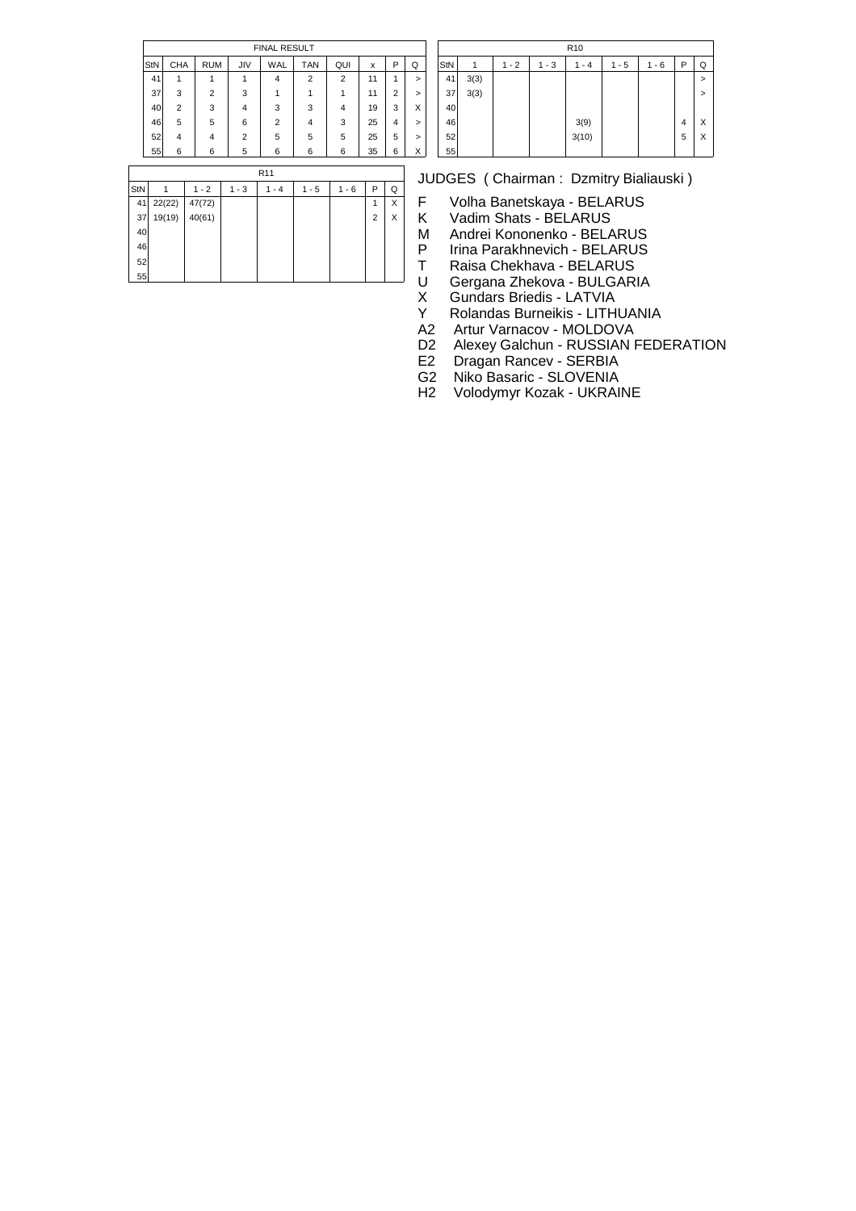| FINAL RESULT | | | | | | | | | |
|---|---|---|---|---|---|---|---|---|---|
| StN | CHA | RUM | JIV | WAL | TAN | QUI | x | P | Q |
| 41 | 1 | 1 | 1 | 4 | 2 | 2 | 11 | 1 | > |
| 37 | 3 | 2 | 3 | 1 | 1 | 1 | 11 | 2 | > |
| 40 | 2 | 3 | 4 | 3 | 3 | 4 | 19 | 3 | X |
| 46 | 5 | 5 | 6 | 2 | 4 | 3 | 25 | 4 | > |
| 52 | 4 | 4 | 2 | 5 | 5 | 5 | 25 | 5 | > |
| 55 | 6 | 6 | 5 | 6 | 6 | 6 | 35 | 6 | X |

| R10 | | | | | | | | |
|---|---|---|---|---|---|---|---|---|
| StN | 1 | 1 - 2 | 1 - 3 | 1 - 4 | 1 - 5 | 1 - 6 | P | Q |
| 41 | 3(3) | | | | | | | > |
| 37 | 3(3) | | | | | | | > |
| 40 | | | | | | | | |
| 46 | | | | 3(9) | | | 4 | X |
| 52 | | | | 3(10) | | | 5 | X |
| 55 | | | | | | | | |

| R11 | | | | | | | | |
|---|---|---|---|---|---|---|---|---|
| StN | 1 | 1 - 2 | 1 - 3 | 1 - 4 | 1 - 5 | 1 - 6 | P | Q |
| 41 | 22(22) | 47(72) | | | | | 1 | X |
| 37 | 19(19) | 40(61) | | | | | 2 | X |
| 40 | | | | | | | | |
| 46 | | | | | | | | |
| 52 | | | | | | | | |
| 55 | | | | | | | | |

JUDGES ( Chairman : Dzmitry Bialiauski )

- F Volha Banetskaya - BELARUS
- K Vadim Shats - BELARUS
- M Andrei Kononenko - BELARUS
- P Irina Parakhnevich - BELARUS
- T Raisa Chekhava - BELARUS
- U Gergana Zhekova - BULGARIA
- X Gundars Briedis - LATVIA
- Y Rolandas Burneikis - LITHUANIA
- A2 Artur Varnacov - MOLDOVA
- D2 Alexey Galchun - RUSSIAN FEDERATION
- E2 Dragan Rancev - SERBIA
- G2 Niko Basaric - SLOVENIA
- H2 Volodymyr Kozak - UKRAINE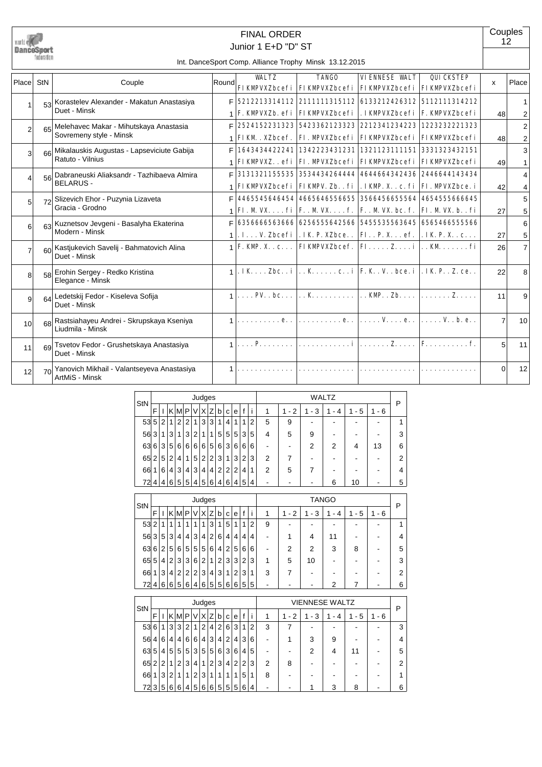# FINAL ORDER

## Junior 1 E+D "D" ST

Int. DanceSport Comp. Alliance Trophy Minsk 13.12.2015

Couples 12

| Place | StN | Couple | Round | WALTZ FIKMPVXZbcefi | TANGO FIKMPVXZbcefi | VIENNESE WALTZ FIKMPVXZbcefi | QUICKSTEP FIKMPVXZbcefi | x | Place |
|---|---|---|---|---|---|---|---|---|---|
| 1 | 53 | Korastelev Alexander - Makatun Anastasiya Duet - Minsk | F | 5212213314112 | 2111111315112 | 6133212426312 | 5112111314212 | | 1 |
| | | | 1 | F.KMPVXZb.efi | FIKMPVXZbcefi | .IKMPVXZbcefi | F.KMPVXZbcefi | 48 | 2 |
| 2 | 65 | Melehavec Makar - Mihutskaya Anastasia Sovremeny style - Minsk | F | 2524152231323 | 5423362123323 | 2212341234223 | 1223232221323 | | 2 |
| | | | 1 | FIKM..XZbcef. | FI.MPVXZbcefi | FIKMPVXZbcefi | FIKMPVXZbcefi | 48 | 2 |
| 3 | 66 | Mikalauskis Augustas - Lapseviciute Gabija Ratuto - Vilnius | F | 1643434422241 | 1342223431231 | 1321123111151 | 3331323432151 | | 3 |
| | | | 1 | FIKMPVXZ..efi | FI.MPVXZbcefi | FIKMPVXZbcefi | FIKMPVXZbcefi | 49 | 1 |
| 4 | 56 | Dabraneuski Aliaksandr - Tazhibaeva Almira BELARUS - | F | 3131321155535 | 3534434264444 | 4644664342436 | 2446644143434 | | 4 |
| | | | 1 | FIKMPVXZbcefi | FIKMPV.Zb..fi | .IKMP.X..c.fi | FI.MPVXZbce.i | 42 | 4 |
| 5 | 72 | Slizevich Ehor - Puzynia Lizaveta Gracia - Grodno | F | 4465545646454 | 4665646556655 | 3566456655564 | 4654555666645 | | 5 |
| | | | 1 | FI.M.VX....fi | F..M.VX....f. | F..M.VX.bc.f. | FI.M.VX.b..fi | 27 | 5 |
| 6 | 63 | Kuznetsov Jevgeni - Basalyha Ekaterina Modern - Minsk | F | 6356666563666 | 6256555642566 | 5455535563645 | 6565466555566 | | 6 |
| | | | 1 | .I...V.Zbcefi | .IK.P.XZbce.. | FI..P.X...ef. | .IK.P.X...c... | 27 | 5 |
| 7 | 60 | Kastjukevich Savelij - Bahmatovich Alina Duet - Minsk | 1 | F.KMP.X...c... | FIKMPVXZbcef. | FI.....Z....i | ..KM.......fi | 26 | 7 |
| 8 | 58 | Erohin Sergey - Redko Kristina Elegance - Minsk | 1 | .IK....Zbc..i | ..K......c..i | F.K..V..bce.i | .IK.P..Z.ce.. | 22 | 8 |
| 9 | 64 | Ledetskij Fedor - Kiseleva Sofija Duet - Minsk | 1 | ....PV..bc... | ..K.......... | ..KMP..Zb.... | .......Z..... | 11 | 9 |
| 10 | 68 | Rastsiahayeu Andrei - Skrupskaya Kseniya Liudmila - Minsk | 1 | ..........e.. | ..........e.. | .....V....e.. | .....V..b.e.. | 7 | 10 |
| 11 | 69 | Tsvetov Fedor - Grushetskaya Anastasiya Duet - Minsk | 1 | ....P........ | ............i | .......Z..... | F..........f. | 5 | 11 |
| 12 | 70 | Yanovich Mikhail - Valantseyeva Anastasiya ArtMiS - Minsk | 1 | ............. | ............. | ............. | ............. | 0 | 12 |

| StN | F | I | K | M | P | V | X | Z | b | c | e | f | i | 1 | 1 - 2 | 1 - 3 | 1 - 4 | 1 - 5 | 1 - 6 | P |
|---|---|---|---|---|---|---|---|---|---|---|---|---|---|---|---|---|---|---|---|---|
| | Judges | | | | | | | | | | | | | WALTZ | | | | | | |
| 53 | 5 | 2 | 1 | 2 | 2 | 1 | 3 | 3 | 1 | 4 | 1 | 1 | 2 | 5 | 9 | - | - | - | - | 1 |
| 56 | 3 | 1 | 3 | 1 | 3 | 2 | 1 | 1 | 5 | 5 | 5 | 3 | 5 | 4 | 5 | 9 | - | - | - | 3 |
| 63 | 6 | 3 | 5 | 6 | 6 | 6 | 6 | 5 | 6 | 3 | 6 | 6 | 6 | - | - | 2 | 2 | 4 | 13 | 6 |
| 65 | 2 | 5 | 2 | 4 | 1 | 5 | 2 | 2 | 3 | 1 | 3 | 2 | 3 | 2 | 7 | - | - | - | - | 2 |
| 66 | 1 | 6 | 4 | 3 | 4 | 3 | 4 | 4 | 2 | 2 | 2 | 4 | 1 | 2 | 5 | 7 | - | - | - | 4 |
| 72 | 4 | 4 | 6 | 5 | 5 | 4 | 5 | 6 | 4 | 6 | 4 | 5 | 4 | - | - | - | 6 | 10 | - | 5 |

| StN | F | I | K | M | P | V | X | Z | b | c | e | f | i | 1 | 1 - 2 | 1 - 3 | 1 - 4 | 1 - 5 | 1 - 6 | P |
|---|---|---|---|---|---|---|---|---|---|---|---|---|---|---|---|---|---|---|---|---|
| | Judges | | | | | | | | | | | | | TANGO | | | | | | |
| 53 | 2 | 1 | 1 | 1 | 1 | 1 | 1 | 3 | 1 | 5 | 1 | 1 | 2 | 9 | - | - | - | - | - | 1 |
| 56 | 3 | 5 | 3 | 4 | 4 | 3 | 4 | 2 | 6 | 4 | 4 | 4 | 4 | - | 1 | 4 | 11 | - | - | 4 |
| 63 | 6 | 2 | 5 | 6 | 5 | 5 | 5 | 6 | 4 | 2 | 5 | 6 | 6 | - | 2 | 2 | 3 | 8 | - | 5 |
| 65 | 5 | 4 | 2 | 3 | 3 | 6 | 2 | 1 | 2 | 3 | 3 | 2 | 3 | 1 | 5 | 10 | - | - | - | 3 |
| 66 | 1 | 3 | 4 | 2 | 2 | 2 | 3 | 4 | 3 | 1 | 2 | 3 | 1 | 3 | 7 | - | - | - | - | 2 |
| 72 | 4 | 6 | 6 | 5 | 6 | 4 | 6 | 5 | 5 | 6 | 6 | 5 | 5 | - | - | - | 2 | 7 | - | 6 |

| StN | F | I | K | M | P | V | X | Z | b | c | e | f | i | 1 | 1 - 2 | 1 - 3 | 1 - 4 | 1 - 5 | 1 - 6 | P |
|---|---|---|---|---|---|---|---|---|---|---|---|---|---|---|---|---|---|---|---|---|
| | Judges | | | | | | | | | | | | | VIENNESE WALTZ | | | | | | |
| 53 | 6 | 1 | 3 | 3 | 2 | 1 | 2 | 4 | 2 | 6 | 3 | 1 | 2 | 3 | 7 | - | - | - | - | 3 |
| 56 | 4 | 6 | 4 | 4 | 6 | 6 | 4 | 3 | 4 | 2 | 4 | 3 | 6 | - | 1 | 3 | 9 | - | - | 4 |
| 63 | 5 | 4 | 5 | 5 | 5 | 3 | 5 | 5 | 6 | 3 | 6 | 4 | 5 | - | - | 2 | 4 | 11 | - | 5 |
| 65 | 2 | 2 | 1 | 2 | 3 | 4 | 1 | 2 | 3 | 4 | 2 | 2 | 3 | 2 | 8 | - | - | - | - | 2 |
| 66 | 1 | 3 | 2 | 1 | 1 | 2 | 3 | 1 | 1 | 1 | 1 | 5 | 1 | 8 | - | - | - | - | - | 1 |
| 72 | 3 | 5 | 6 | 6 | 4 | 5 | 6 | 6 | 5 | 5 | 5 | 6 | 4 | - | - | 1 | 3 | 8 | - | 6 |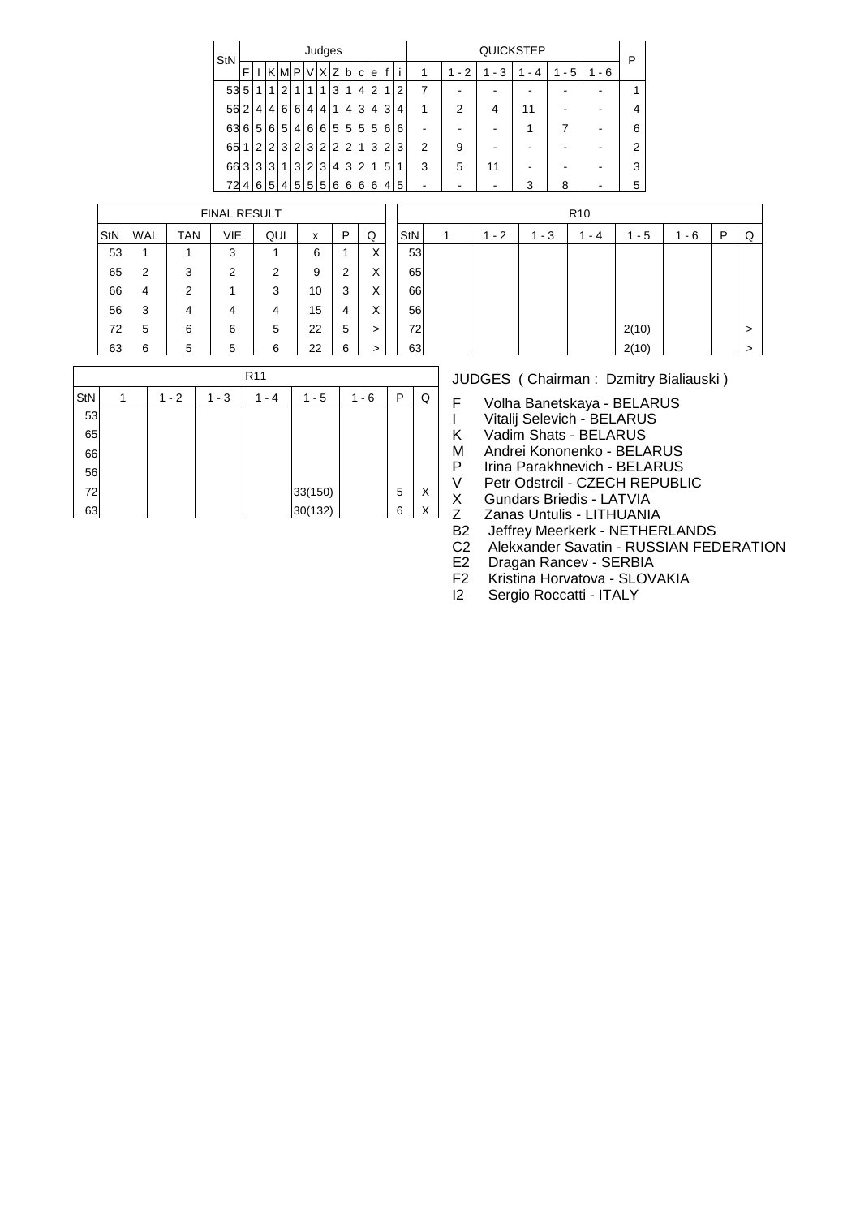| StN | Judges | | | | | | | | | | | | | QUICKSTEP | | | | | | P |
|---|---|---|---|---|---|---|---|---|---|---|---|---|---|---|---|---|---|---|---|---|
| | F | I | K | M | P | V | X | Z | b | c | e | f | i | 1 | 1 - 2 | 1 - 3 | 1 - 4 | 1 - 5 | 1 - 6 | |
| 53 | 5 | 1 | 1 | 2 | 1 | 1 | 1 | 3 | 1 | 4 | 2 | 1 | 2 | 7 | - | - | - | - | - | 1 |
| 56 | 2 | 4 | 4 | 6 | 6 | 4 | 4 | 1 | 4 | 3 | 4 | 3 | 4 | 1 | 2 | 4 | 11 | - | - | 4 |
| 63 | 6 | 5 | 6 | 5 | 4 | 6 | 6 | 5 | 5 | 5 | 5 | 6 | 6 | - | - | - | 1 | 7 | - | 6 |
| 65 | 1 | 2 | 2 | 3 | 2 | 3 | 2 | 2 | 2 | 1 | 3 | 2 | 3 | 2 | 9 | - | - | - | - | 2 |
| 66 | 3 | 3 | 3 | 1 | 3 | 2 | 3 | 4 | 3 | 2 | 1 | 5 | 1 | 3 | 5 | 11 | - | - | - | 3 |
| 72 | 4 | 6 | 5 | 4 | 5 | 5 | 5 | 6 | 6 | 6 | 6 | 4 | 5 | - | - | - | 3 | 8 | - | 5 |

| FINAL RESULT | | | | | | | |
|---|---|---|---|---|---|---|---|
| StN | WAL | TAN | VIE | QUI | x | P | Q |
| 53 | 1 | 1 | 3 | 1 | 6 | 1 | X |
| 65 | 2 | 3 | 2 | 2 | 9 | 2 | X |
| 66 | 4 | 2 | 1 | 3 | 10 | 3 | X |
| 56 | 3 | 4 | 4 | 4 | 15 | 4 | X |
| 72 | 5 | 6 | 6 | 5 | 22 | 5 | > |
| 63 | 6 | 5 | 5 | 6 | 22 | 6 | > |

| R10 | | | | | | | | |
|---|---|---|---|---|---|---|---|---|
| StN | 1 | 1 - 2 | 1 - 3 | 1 - 4 | 1 - 5 | 1 - 6 | P | Q |
| 53 | | | | | | | | |
| 65 | | | | | | | | |
| 66 | | | | | | | | |
| 56 | | | | | | | | |
| 72 | | | | | 2(10) | | | > |
| 63 | | | | | 2(10) | | | > |

| R11 | | | | | | | | |
|---|---|---|---|---|---|---|---|---|
| StN | 1 | 1 - 2 | 1 - 3 | 1 - 4 | 1 - 5 | 1 - 6 | P | Q |
| 53 | | | | | | | | |
| 65 | | | | | | | | |
| 66 | | | | | | | | |
| 56 | | | | | | | | |
| 72 | | | | | 33(150) | | 5 | X |
| 63 | | | | | 30(132) | | 6 | X |

JUDGES ( Chairman : Dzmitry Bialiauski )

- F Volha Banetskaya - BELARUS
- I Vitalij Selevich - BELARUS
- K Vadim Shats - BELARUS
- M Andrei Kononenko - BELARUS
- P Irina Parakhnevich - BELARUS
- V Petr Odstrcil - CZECH REPUBLIC
- X Gundars Briedis - LATVIA
- Z Zanas Untulis - LITHUANIA
- B2 Jeffrey Meerkerk - NETHERLANDS
- C2 Alekxander Savatin - RUSSIAN FEDERATION
- E2 Dragan Rancev - SERBIA
- F2 Kristina Horvatova - SLOVAKIA
- I2 Sergio Roccatti - ITALY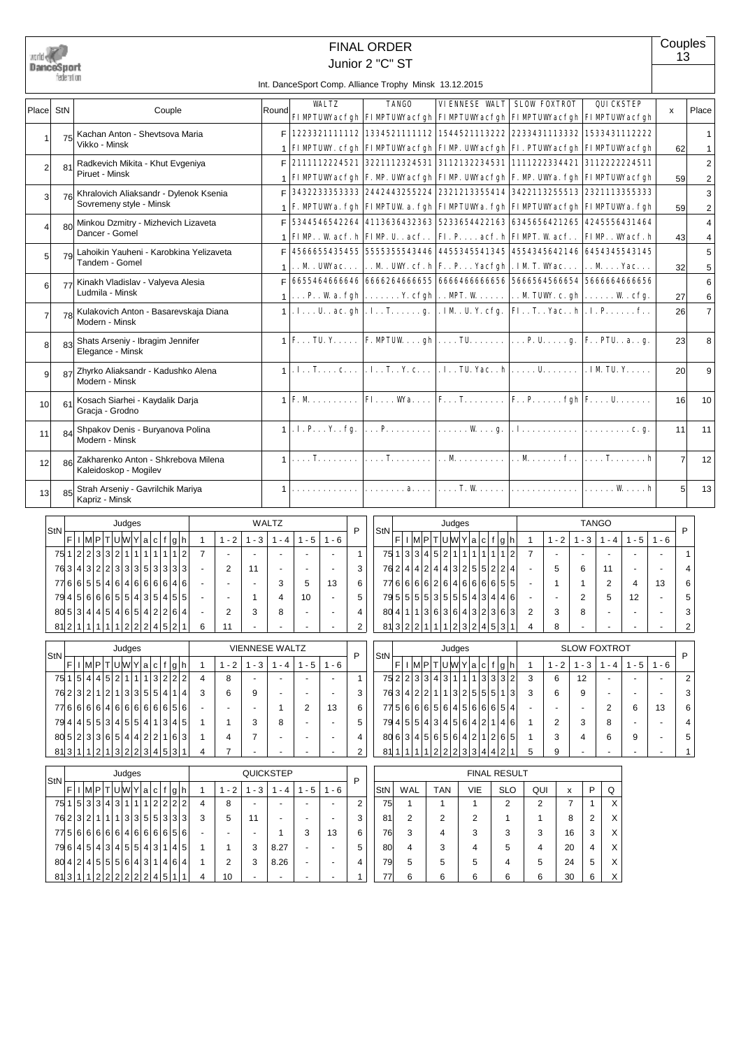# FINAL ORDER

## Junior 2 "C" ST

Couples 13

Int. DanceSport Comp. Alliance Trophy Minsk 13.12.2015

| Place | StN | Couple | Round | WALTZ FIMPTUWYacfgh | TANGO FIMPTUWYacfgh | VIENNESE WALTZ FIMPTUWYacfgh | SLOW FOXTROT FIMPTUWYacfgh | QUICKSTEP FIMPTUWYacfgh | x | Place |
|---|---|---|---|---|---|---|---|---|---|---|
| 1 | 75 | Kachan Anton - Shevtsova Maria, Vikko - Minsk | F | 1223321111112 | 1334521111112 | 1544521113222 | 2233431113332 | 1533431112222 | | 1 |
| | | | 1 | FIMPTUWY.cfgh | FIMPTUWYacfgh | FIMP.UWYacfgh | FI.PTUWYacfgh | FIMPTUWYacfgh | 62 | 1 |
| 2 | 81 | Radkevich Mikita - Khut Evgeniya, Piruet - Minsk | F | 2111112224521 | 3221112324531 | 3112132234531 | 1111222334421 | 3112222224511 | | 2 |
| | | | 1 | FIMPTUWYacfgh | F.MP.UWYacfgh | FIMP.UWYacfgh | F.MP.UWYa.fgh | FIMPTUWYacfgh | 59 | 2 |
| 3 | 76 | Khralovich Aliaksandr - Dylenok Ksenia, Sovremeny style - Minsk | F | 3432233353333 | 2442443255224 | 2321213355414 | 3422113255513 | 2321113355333 | | 3 |
| | | | 1 | F.MPTUWYa.fgh | FIMPTUW.a.fgh | FIMPTUWYa.fgh | FIMPTUWYacfgh | FIMPTUWYa.fgh | 59 | 2 |
| 4 | 80 | Minkou Dzmitry - Mizhevich Lizaveta, Dancer - Gomel | F | 5344546542264 | 4113636432363 | 5233654422163 | 6345656421265 | 4245556431464 | | 4 |
| | | | 1 | FIMP..W.acf.h | FIMP.U..acf.. | FI.P....acf.h | FIMPT.W.acf.. | FIMP..WYacf.h | 43 | 4 |
| 5 | 79 | Lahoikin Yauheni - Karobkina Yelizaveta, Tandem - Gomel | F | 4566655435455 | 5555355543446 | 4455345541345 | 4554345642146 | 6454345543145 | | 5 |
| | | | 1 | ..M..UWYac... | ..M..UWY.cf.h | F..P....Yacfgh | .IM.T.WYac... | ..M....Yac... | 32 | 5 |
| 6 | 77 | Kinakh Vladislav - Valyeva Alesia, Ludmila - Minsk | F | 6655464666646 | 6666264666655 | 6666466666656 | 5666564566654 | 5666664666656 | | 6 |
| | | | 1 | ...P..W.a.fgh | .......Y.cfgh | ..MPT.W...... | ..M.TUWY.c.gh | ......W..cfg. | 27 | 6 |
| 7 | 78 | Kulakovich Anton - Basarevskaja Diana, Modern - Minsk | 1 | .I...U..ac.gh | .I..T......g. | .IM..U.Y.cfg. | FI..T..Yac..h | .I.P......f.. | 26 | 7 |
| 8 | 83 | Shats Arseniy - Ibragim Jennifer, Elegance - Minsk | 1 | F...TU.Y..... | F.MPTUW....gh | ....TU....... | ...P.U.....g. | F..PTU..a..g. | 23 | 8 |
| 9 | 87 | Zhyrko Aliaksandr - Kadushko Alena, Modern - Minsk | 1 | .I..T....c... | .I..T..Y.c... | .I..TU.Yac..h | .....U....... | .IM.TU.Y..... | 20 | 9 |
| 10 | 61 | Kosach Siarhei - Kaydalik Darja, Gracja - Grodno | 1 | F.M.......... | FI....WYa.... | F...T........ | F..P......fgh | F.....U...... | 16 | 10 |
| 11 | 84 | Shpakov Denis - Buryanova Polina, Modern - Minsk | 1 | .I.P...Y..fg. | ...P......... | .......W....g. | .I........... | .........c.g. | 11 | 11 |
| 12 | 86 | Zakharenko Anton - Shkrebova Milena, Kaleidoskop - Mogilev | 1 | ....T........ | ....T........ | ..M.......... | ..M.......f.. | ....T.......h | 7 | 12 |
| 13 | 85 | Strah Arseniy - Gavrilchik Mariya, Kapriz - Minsk | 1 | ............. | ........a.... | ....T.W...... | ............. | ......W.....h | 5 | 13 |

### WALTZ

| StN | F | I | M | P | T | U | W | Y | a | c | f | g | h | 1 | 1 - 2 | 1 - 3 | 1 - 4 | 1 - 5 | 1 - 6 | P |
|---|---|---|---|---|---|---|---|---|---|---|---|---|---|---|---|---|---|---|---|---|
| 75 | 1 | 2 | 2 | 3 | 3 | 2 | 1 | 1 | 1 | 1 | 1 | 1 | 2 | 7 | - | - | - | - | - | 1 |
| 76 | 3 | 4 | 3 | 2 | 2 | 3 | 3 | 3 | 5 | 3 | 3 | 3 | 3 | - | 2 | 11 | - | - | - | 3 |
| 77 | 6 | 6 | 5 | 5 | 4 | 6 | 4 | 6 | 6 | 6 | 6 | 4 | 6 | - | - | - | 3 | 5 | 13 | 6 |
| 79 | 4 | 5 | 6 | 6 | 6 | 5 | 5 | 4 | 3 | 5 | 4 | 5 | 5 | - | - | 1 | 4 | 10 | - | 5 |
| 80 | 5 | 3 | 4 | 4 | 5 | 4 | 6 | 5 | 4 | 2 | 2 | 6 | 4 | - | 2 | 3 | 8 | - | - | 4 |
| 81 | 2 | 1 | 1 | 1 | 1 | 1 | 2 | 2 | 2 | 4 | 5 | 2 | 1 | 6 | 11 | - | - | - | - | 2 |

### TANGO

| StN | F | I | M | P | T | U | W | Y | a | c | f | g | h | 1 | 1 - 2 | 1 - 3 | 1 - 4 | 1 - 5 | 1 - 6 | P |
|---|---|---|---|---|---|---|---|---|---|---|---|---|---|---|---|---|---|---|---|---|
| 75 | 1 | 3 | 3 | 4 | 5 | 2 | 1 | 1 | 1 | 1 | 1 | 1 | 2 | 7 | - | - | - | - | - | 1 |
| 76 | 2 | 4 | 4 | 2 | 4 | 4 | 3 | 2 | 5 | 5 | 2 | 2 | 4 | - | 5 | 6 | 11 | - | - | 4 |
| 77 | 6 | 6 | 6 | 6 | 2 | 6 | 4 | 6 | 6 | 6 | 6 | 5 | 5 | - | 1 | 1 | 2 | 4 | 13 | 6 |
| 79 | 5 | 5 | 5 | 5 | 3 | 5 | 5 | 5 | 4 | 3 | 4 | 4 | 6 | - | - | 2 | 5 | 12 | - | 5 |
| 80 | 4 | 1 | 1 | 3 | 6 | 3 | 6 | 4 | 3 | 2 | 3 | 6 | 3 | 2 | 3 | 8 | - | - | - | 3 |
| 81 | 3 | 2 | 2 | 1 | 1 | 1 | 2 | 3 | 2 | 4 | 5 | 3 | 1 | 4 | 8 | - | - | - | - | 2 |

### VIENNESE WALTZ

| StN | F | I | M | P | T | U | W | Y | a | c | f | g | h | 1 | 1 - 2 | 1 - 3 | 1 - 4 | 1 - 5 | 1 - 6 | P |
|---|---|---|---|---|---|---|---|---|---|---|---|---|---|---|---|---|---|---|---|---|
| 75 | 1 | 5 | 4 | 4 | 5 | 2 | 1 | 1 | 1 | 3 | 2 | 2 | 2 | 4 | 8 | - | - | - | - | 1 |
| 76 | 2 | 3 | 2 | 1 | 2 | 1 | 3 | 3 | 5 | 5 | 4 | 1 | 4 | 3 | 6 | 9 | - | - | - | 3 |
| 77 | 6 | 6 | 6 | 6 | 4 | 6 | 6 | 6 | 6 | 6 | 6 | 5 | 6 | - | - | - | 1 | 2 | 13 | 6 |
| 79 | 4 | 4 | 5 | 5 | 3 | 4 | 5 | 5 | 4 | 1 | 3 | 4 | 5 | 1 | 1 | 3 | 8 | - | - | 5 |
| 80 | 5 | 2 | 3 | 3 | 6 | 5 | 4 | 4 | 2 | 2 | 1 | 6 | 3 | 1 | 4 | 7 | - | - | - | 4 |
| 81 | 3 | 1 | 1 | 2 | 1 | 3 | 2 | 2 | 3 | 4 | 5 | 3 | 1 | 4 | 7 | - | - | - | - | 2 |

### SLOW FOXTROT

| StN | F | I | M | P | T | U | W | Y | a | c | f | g | h | 1 | 1 - 2 | 1 - 3 | 1 - 4 | 1 - 5 | 1 - 6 | P |
|---|---|---|---|---|---|---|---|---|---|---|---|---|---|---|---|---|---|---|---|---|
| 75 | 2 | 2 | 3 | 3 | 4 | 3 | 1 | 1 | 1 | 3 | 3 | 3 | 2 | 3 | 6 | 12 | - | - | - | 2 |
| 76 | 3 | 4 | 2 | 2 | 1 | 1 | 3 | 2 | 5 | 5 | 5 | 1 | 3 | 3 | 6 | 9 | - | - | - | 3 |
| 77 | 5 | 6 | 6 | 6 | 5 | 6 | 4 | 5 | 6 | 6 | 6 | 5 | 4 | - | - | - | 2 | 6 | 13 | 6 |
| 79 | 4 | 5 | 5 | 4 | 3 | 4 | 5 | 6 | 4 | 2 | 1 | 4 | 6 | 1 | 2 | 3 | 8 | - | - | 4 |
| 80 | 6 | 3 | 4 | 5 | 6 | 5 | 6 | 4 | 2 | 1 | 2 | 6 | 5 | 1 | 3 | 4 | 6 | 9 | - | 5 |
| 81 | 1 | 1 | 1 | 1 | 2 | 2 | 2 | 3 | 3 | 4 | 4 | 2 | 1 | 5 | 9 | - | - | - | - | 1 |

### QUICKSTEP

| StN | F | I | M | P | T | U | W | Y | a | c | f | g | h | 1 | 1 - 2 | 1 - 3 | 1 - 4 | 1 - 5 | 1 - 6 | P |
|---|---|---|---|---|---|---|---|---|---|---|---|---|---|---|---|---|---|---|---|---|
| 75 | 1 | 5 | 3 | 3 | 4 | 3 | 1 | 1 | 1 | 2 | 2 | 2 | 2 | 4 | 8 | - | - | - | - | 2 |
| 76 | 2 | 3 | 2 | 1 | 1 | 1 | 3 | 3 | 5 | 5 | 3 | 3 | 3 | 3 | 5 | 11 | - | - | - | 3 |
| 77 | 5 | 6 | 6 | 6 | 6 | 4 | 6 | 6 | 6 | 6 | 6 | 5 | 6 | - | - | - | 1 | 3 | 13 | 6 |
| 79 | 6 | 4 | 5 | 4 | 3 | 4 | 5 | 5 | 4 | 3 | 1 | 4 | 5 | 1 | 1 | 3 | 8.27 | - | - | 5 |
| 80 | 4 | 2 | 4 | 5 | 5 | 5 | 6 | 4 | 3 | 1 | 4 | 6 | 4 | 1 | 2 | 3 | 8.26 | - | - | 4 |
| 81 | 3 | 1 | 1 | 2 | 2 | 2 | 2 | 2 | 2 | 4 | 5 | 1 | 1 | 4 | 10 | - | - | - | - | 1 |

### FINAL RESULT

| StN | WAL | TAN | VIE | SLO | QUI | x | P | Q |
|---|---|---|---|---|---|---|---|---|
| 75 | 1 | 1 | 1 | 2 | 2 | 7 | 1 | X |
| 81 | 2 | 2 | 2 | 1 | 1 | 8 | 2 | X |
| 76 | 3 | 4 | 3 | 3 | 3 | 16 | 3 | X |
| 80 | 4 | 3 | 4 | 5 | 4 | 20 | 4 | X |
| 79 | 5 | 5 | 5 | 4 | 5 | 24 | 5 | X |
| 77 | 6 | 6 | 6 | 6 | 6 | 30 | 6 | X |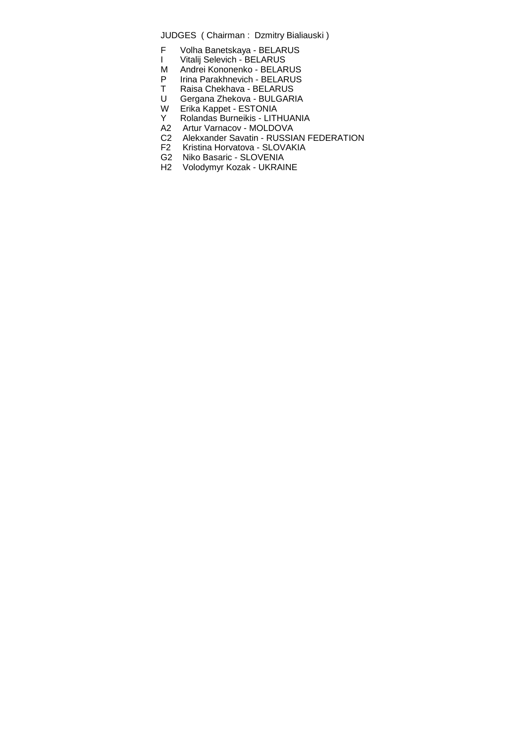JUDGES ( Chairman : Dzmitry Bialiauski )

- F Volha Banetskaya - BELARUS
- I Vitalij Selevich - BELARUS
- M Andrei Kononenko - BELARUS
- P Irina Parakhnevich - BELARUS
- T Raisa Chekhava - BELARUS
- U Gergana Zhekova - BULGARIA
- W Erika Kappet - ESTONIA
- Y Rolandas Burneikis - LITHUANIA
- A2 Artur Varnacov - MOLDOVA
- C2 Alekxander Savatin - RUSSIAN FEDERATION
- F2 Kristina Horvatova - SLOVAKIA
- G2 Niko Basaric - SLOVENIA
- H2 Volodymyr Kozak - UKRAINE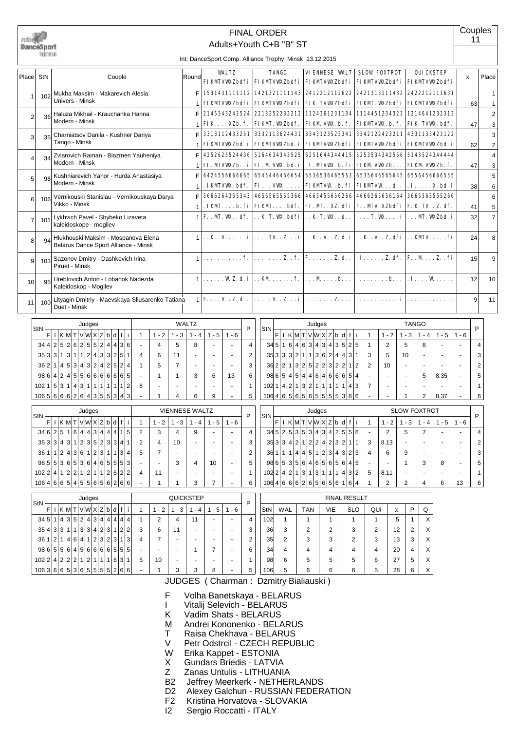# FINAL ORDER

## Adults+Youth C+B "B" ST

Couples 11

Int. DanceSport Comp. Alliance Trophy Minsk 13.12.2015

| Place | StN | Couple | Round | WALTZ FIKMTVWXZbdfi | TANGO FIKMTVWXZbdfi | VIENNESE WALT FIKMTVWXZbdfi | SLOW FOXTROT FIKMTVWXZbdfi | QUICKSTEP FIKMTVWXZbdfi | x | Place |
|---|---|---|---|---|---|---|---|---|---|---|
| 1 | 102 | Mukha Maksim - Makarevich Alesia<br>Univers - Minsk | F | 1531431111112 | 1421321111143 | 2412212112622 | 2421313111432 | 2422212111631 | | 1 |
| | | | 1 | FIKMTVWXZbdfi | FIKMTVWXZbdfi | FIK.TVWXZbdfi | FIKMT.WXZbdfi | FIKMTVWXZbdfi | 63 | 1 |
| 2 | 36 | Haluza Mikhail - Krauchanka Hanna<br>Modern - Minsk | F | 2145343242524 | 2213252232212 | 1124361231134 | 1114451234323 | 1214641232313 | | 2 |
| | | | 1 | FIK....XZb.f. | FIKMT.WXZbdf. | FIKM.VWX.b.f. | FIKMTVWX.b.f. | FIK.TVWX.bdf. | 47 | 3 |
| 3 | 35 | Charniatsov Danila - Kushner Dariya<br>Tango - Minsk | F | 3313112433251 | 3332113624431 | 3343123523341 | 3342122423211 | 4331133423122 | | 3 |
| | | | 1 | FIKMTVWXZbd.i | FIKMTVWXZbd.i | FIKMTVWXZbdfi | FIKMTVWXZbdfi | FIKMTVWXZbd.i | 62 | 2 |
| 4 | 34 | Zviarovich Raman - Biazmen Yauheniya<br>Modern - Minsk | F | 4252625524436 | 5164634343525 | 6251644344415 | 5253534342556 | 5143524344444 | | 4 |
| | | | 1 | FI.MTVWXZb..i | FI.M.VWX.bd.i | .I.MTVWX.b.fi | FIKM.VWXZb... | FIKM.VWXZb.f. | 47 | 3 |
| 5 | 98 | Kushniarevich Yahor - Hurda Anastasiya<br>Modern - Minsk | F | 6424556666665 | 6545446466654 | 5536536465553 | 6535645656645 | 6556456666555 | | 5 |
| | | | 1 | .IKMTVWX.bdf. | FI...VWX..... | FIKMTVW..b.fi | FIKMTVW...d.. | .I......X.bd.i | 38 | 6 |
| 6 | 106 | Vernikouski Stanislau - Vernikouskaya Darya<br>Vikko - Minsk | F | 5666264355343 | 4656565555366 | 4665455656266 | 4666265656164 | 3665365555266 | | 6 |
| | | | 1 | .IKMT....b.fi | FIKMT....bdf. | FI.MT..XZ.dfi | F..MTV.XZbdfi | F.K.TV..Z.df. | 41 | 5 |
| 7 | 101 | Lykhvich Pavel - Shybeko Lizaveta<br>kaleidoskope - mogilev | 1 | F..MT.WX..df. | ..K.T.WX.bdfi | ..K.T.WX..d.. | ....T.WX....i | ...MT.WXZbd.i | 32 | 7 |
| 8 | 94 | Hlukhouski Maksim - Mospanova Elena<br>Belarus Dance Sport Alliance - Minsk | 1 | ..K..V......i | ....TV..Z...i | ..K..V..Z.d.i | ..K..V..Z.dfi | ..KMTV.....fi | 24 | 8 |
| 9 | 103 | Sazonov Dmitry - Dashkevich Irina<br>Piruet - Minsk | 1 | ...........f. | ........Z..f. | F.......Z.d.. | .I......Z.df. | F..M....Z..fi | 15 | 9 |
| 10 | 95 | Hrebtovich Anton - Lobanok Nadezda<br>Kaleidoskop - Mogilev | 1 | ......W.Z.d.i | ..KM.......f. | ...M.....b... | .........b... | .I.....W...... | 12 | 10 |
| 11 | 100 | Lityagin Dmitriy - Maevskaya-Sliusarenko Tatiana<br>Duet - Minsk | 1 | F....V..Z.d.. | .....V..Z...i | ........Z.... | ............i | ............. | 9 | 11 |

### WALTZ

| StN | F | I | K | M | T | V | W | X | Z | b | d | f | i | 1 | 1 - 2 | 1 - 3 | 1 - 4 | 1 - 5 | 1 - 6 | P |
|---|---|---|---|---|---|---|---|---|---|---|---|---|---|---|---|---|---|---|---|---|
| 34 | 4 | 2 | 5 | 2 | 6 | 2 | 5 | 5 | 2 | 4 | 4 | 3 | 6 | - | 4 | 5 | 8 | - | - | 4 |
| 35 | 3 | 3 | 1 | 3 | 1 | 1 | 2 | 4 | 3 | 3 | 2 | 5 | 1 | 4 | 6 | 11 | - | - | - | 2 |
| 36 | 2 | 1 | 4 | 5 | 3 | 4 | 3 | 2 | 4 | 2 | 5 | 2 | 4 | 1 | 5 | 7 | - | - | - | 3 |
| 98 | 6 | 4 | 2 | 4 | 5 | 5 | 6 | 6 | 6 | 6 | 6 | 6 | 5 | - | 1 | 1 | 3 | 6 | 13 | 6 |
| 102 | 1 | 5 | 3 | 1 | 4 | 3 | 1 | 1 | 1 | 1 | 1 | 1 | 2 | 8 | - | - | - | - | - | 1 |
| 106 | 5 | 6 | 6 | 6 | 2 | 6 | 4 | 3 | 5 | 5 | 3 | 4 | 3 | - | 1 | 4 | 6 | 9 | - | 5 |

### TANGO

| StN | F | I | K | M | T | V | W | X | Z | b | d | f | i | 1 | 1 - 2 | 1 - 3 | 1 - 4 | 1 - 5 | 1 - 6 | P |
|---|---|---|---|---|---|---|---|---|---|---|---|---|---|---|---|---|---|---|---|---|
| 34 | 5 | 1 | 6 | 4 | 6 | 3 | 4 | 3 | 4 | 3 | 5 | 2 | 5 | 1 | 2 | 5 | 8 | - | - | 4 |
| 35 | 3 | 3 | 3 | 2 | 1 | 1 | 3 | 6 | 2 | 4 | 4 | 3 | 1 | 3 | 5 | 10 | - | - | - | 3 |
| 36 | 2 | 2 | 1 | 3 | 2 | 5 | 2 | 2 | 3 | 2 | 2 | 1 | 2 | 2 | 10 | - | - | - | - | 2 |
| 98 | 6 | 5 | 4 | 5 | 4 | 4 | 6 | 4 | 6 | 6 | 6 | 5 | 4 | - | - | - | 5 | 8.35 | - | 5 |
| 102 | 1 | 4 | 2 | 1 | 3 | 2 | 1 | 1 | 1 | 1 | 1 | 4 | 3 | 7 | - | - | - | - | - | 1 |
| 106 | 4 | 6 | 5 | 6 | 5 | 6 | 5 | 5 | 5 | 5 | 3 | 6 | 6 | - | - | 1 | 2 | 8.37 | - | 6 |

### VIENNESE WALTZ

| StN | F | I | K | M | T | V | W | X | Z | b | d | f | i | 1 | 1 - 2 | 1 - 3 | 1 - 4 | 1 - 5 | 1 - 6 | P |
|---|---|---|---|---|---|---|---|---|---|---|---|---|---|---|---|---|---|---|---|---|
| 34 | 6 | 2 | 5 | 1 | 6 | 4 | 4 | 3 | 4 | 4 | 4 | 1 | 5 | 2 | 3 | 4 | 9 | - | - | 4 |
| 35 | 3 | 3 | 4 | 3 | 1 | 2 | 3 | 5 | 2 | 3 | 3 | 4 | 1 | 2 | 4 | 10 | - | - | - | 3 |
| 36 | 1 | 1 | 2 | 4 | 3 | 6 | 1 | 2 | 3 | 1 | 1 | 3 | 4 | 5 | 7 | - | - | - | - | 2 |
| 98 | 5 | 5 | 3 | 6 | 5 | 3 | 6 | 4 | 6 | 5 | 5 | 5 | 3 | - | - | 3 | 4 | 10 | - | 5 |
| 102 | 2 | 4 | 1 | 2 | 2 | 1 | 2 | 1 | 1 | 2 | 6 | 2 | 2 | 4 | 11 | - | - | - | - | 1 |
| 106 | 4 | 6 | 6 | 5 | 4 | 5 | 5 | 6 | 5 | 6 | 2 | 6 | 6 | - | 1 | 1 | 3 | 7 | - | 6 |

### SLOW FOXTROT

| StN | F | I | K | M | T | V | W | X | Z | b | d | f | i | 1 | 1 - 2 | 1 - 3 | 1 - 4 | 1 - 5 | 1 - 6 | P |
|---|---|---|---|---|---|---|---|---|---|---|---|---|---|---|---|---|---|---|---|---|
| 34 | 5 | 2 | 5 | 3 | 5 | 3 | 4 | 3 | 4 | 2 | 5 | 5 | 6 | - | 2 | 5 | 7 | - | - | 4 |
| 35 | 3 | 3 | 4 | 2 | 1 | 2 | 2 | 4 | 2 | 3 | 2 | 1 | 1 | 3 | 8.13 | - | - | - | - | 2 |
| 36 | 1 | 1 | 1 | 4 | 4 | 5 | 1 | 2 | 3 | 4 | 3 | 2 | 3 | 4 | 6 | 9 | - | - | - | 3 |
| 98 | 6 | 5 | 3 | 5 | 6 | 4 | 6 | 5 | 6 | 5 | 6 | 4 | 5 | - | - | 1 | 3 | 8 | - | 5 |
| 102 | 2 | 4 | 2 | 1 | 3 | 1 | 3 | 1 | 1 | 1 | 4 | 3 | 2 | 5 | 8.11 | - | - | - | - | 1 |
| 106 | 4 | 6 | 6 | 6 | 2 | 6 | 5 | 6 | 5 | 6 | 1 | 6 | 4 | 1 | 2 | 2 | 4 | 6 | 13 | 6 |

### QUICKSTEP

| StN | F | I | K | M | T | V | W | X | Z | b | d | f | i | 1 | 1 - 2 | 1 - 3 | 1 - 4 | 1 - 5 | 1 - 6 | P |
|---|---|---|---|---|---|---|---|---|---|---|---|---|---|---|---|---|---|---|---|---|
| 34 | 5 | 1 | 4 | 3 | 5 | 2 | 4 | 3 | 4 | 4 | 4 | 4 | 4 | 1 | 2 | 4 | 11 | - | - | 4 |
| 35 | 4 | 3 | 3 | 1 | 1 | 3 | 3 | 4 | 2 | 3 | 1 | 2 | 2 | 3 | 6 | 11 | - | - | - | 3 |
| 36 | 1 | 2 | 1 | 4 | 6 | 4 | 1 | 2 | 3 | 2 | 3 | 1 | 3 | 4 | 7 | - | - | - | - | 2 |
| 98 | 6 | 5 | 5 | 6 | 4 | 5 | 6 | 6 | 6 | 6 | 5 | 5 | 5 | - | - | - | 1 | 7 | - | 6 |
| 102 | 2 | 4 | 2 | 2 | 2 | 1 | 2 | 1 | 1 | 1 | 6 | 3 | 1 | 5 | 10 | - | - | - | - | 1 |
| 106 | 3 | 6 | 6 | 5 | 3 | 6 | 5 | 5 | 5 | 5 | 2 | 6 | 6 | - | 1 | 3 | 3 | 8 | - | 5 |

### FINAL RESULT

| StN | WAL | TAN | VIE | SLO | QUI | x | P | Q |
|---|---|---|---|---|---|---|---|---|
| 102 | 1 | 1 | 1 | 1 | 1 | 5 | 1 | X |
| 36 | 3 | 2 | 2 | 3 | 2 | 12 | 2 | X |
| 35 | 2 | 3 | 3 | 2 | 3 | 13 | 3 | X |
| 34 | 4 | 4 | 4 | 4 | 4 | 20 | 4 | X |
| 98 | 6 | 5 | 5 | 5 | 6 | 27 | 5 | X |
| 106 | 5 | 6 | 6 | 6 | 5 | 28 | 6 | X |

## JUDGES ( Chairman : Dzmitry Bialiauski )

- F Volha Banetskaya - BELARUS
- I Vitalij Selevich - BELARUS
- K Vadim Shats - BELARUS
- M Andrei Kononenko - BELARUS
- T Raisa Chekhava - BELARUS
- V Petr Odstrcil - CZECH REPUBLIC
- W Erika Kappet - ESTONIA
- X Gundars Briedis - LATVIA
- Z Zanas Untulis - LITHUANIA
- B2 Jeffrey Meerkerk - NETHERLANDS
- D2 Alexey Galchun - RUSSIAN FEDERATION
- F2 Kristina Horvatova - SLOVAKIA
- I2 Sergio Roccatti - ITALY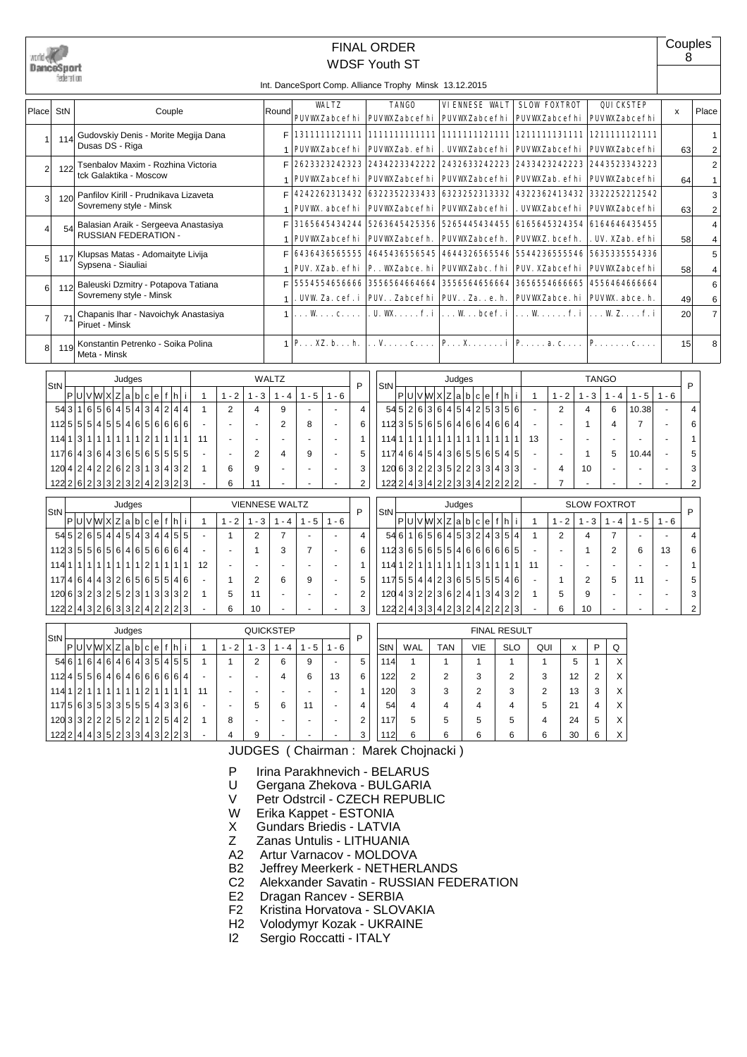# FINAL ORDER

## WDSF Youth ST

Couples 8

Int. DanceSport Comp. Alliance Trophy Minsk 13.12.2015

| Place | StN | Couple | Round | WALTZ PUVWXZabcefhi | TANGO PUVWXZabcefhi | VIENNESE WALT PUVWXZabcefhi | SLOW FOXTROT PUVWXZabcefhi | QUICKSTEP PUVWXZabcefhi | x | Place |
|---|---|---|---|---|---|---|---|---|---|---|
| 1 | 114 | Gudovskiy Denis - Morite Megija Dana Dusas DS - Riga | F | 1311111121111 | 1111111111111 | 1111111121111 | 1211111131111 | 1211111121111 | | 1 |
| | | | 1 | PUVWXZabcefhi | PUVWXZab.efhi | .UVWXZabcefhi | PUVWXZabcefhi | PUVWXZabcefhi | 63 | 2 |
| 2 | 122 | Tsenbalov Maxim - Rozhina Victoria tck Galaktika - Moscow | F | 2623323242323 | 2434223342222 | 2432633242223 | 2433423242223 | 2443523343223 | | 2 |
| | | | 1 | PUVWXZabcefhi | PUVWXZabcefhi | PUVWXZabcefhi | PUVWXZab.efhi | PUVWXZabcefhi | 64 | 1 |
| 3 | 120 | Panfilov Kirill - Prudnikava Lizaveta Sovremeny style - Minsk | F | 4242262313432 | 6322352233433 | 6323252313332 | 4322362413432 | 3322252212542 | | 3 |
| | | | 1 | PUVWX.abcefhi | PUVWXZabcefhi | PUVWXZabcefhi | .UVWXZabcefhi | PUVWXZabcefhi | 63 | 2 |
| 4 | 54 | Balasian Araik - Sergeeva Anastasiya RUSSIAN FEDERATION - | F | 3165645434244 | 5263645425356 | 5265445434455 | 6165645324354 | 6164646435455 | | 4 |
| | | | 1 | PUVWXZabcefhi | PUVWXZabcefh. | PUVWXZabcefh. | PUVWXZ.bcefh. | .UV.XZab.efhi | 58 | 4 |
| 5 | 117 | Klupsas Matas - Adomaityte Livija Sypsena - Siauliai | F | 6436436565555 | 4645436556545 | 4644326565546 | 5544236555546 | 5635335554336 | | 5 |
| | | | 1 | PUV.XZab.efhi | P..WXZabce.hi | PUVWXZabc.fhi | PUV.XZabcefhi | PUVWXZabcefhi | 58 | 4 |
| 6 | 112 | Baleuski Dzmitry - Potapova Tatiana Sovremeny style - Minsk | F | 5554554656666 | 3556564664664 | 3556564666664 | 3656554666665 | 4556464666664 | | 6 |
| | | | 1 | .UVW.Za.cef.i | PUV..Zabcefhi | PUV..Za..e.h. | PUVWXZabce.hi | PUVWX.abce.h. | 49 | 6 |
| 7 | 71 | Chapanis Ihar - Navoichyk Anastasiya Piruet - Minsk | 1 | ...W.....c.... | .U.WX.....f.i | ...W...bcef.i | ...W......f.i | ...W.Z....f.i | 20 | 7 |
| 8 | 119 | Konstantin Petrenko - Soika Polina Meta - Minsk | 1 | P....XZ.b...h. | ..V.....c.... | P....X.......i | P.....a.c.... | P........c.... | 15 | 8 |

### WALTZ

| StN | P | U | V | W | X | Z | a | b | c | e | f | h | i | 1 | 1 - 2 | 1 - 3 | 1 - 4 | 1 - 5 | 1 - 6 | P |
|---|---|---|---|---|---|---|---|---|---|---|---|---|---|---|---|---|---|---|---|---|
| 54 | 3 | 1 | 6 | 5 | 6 | 4 | 5 | 4 | 3 | 4 | 2 | 4 | 4 | 1 | 2 | 4 | 9 | - | - | 4 |
| 112 | 5 | 5 | 5 | 4 | 5 | 5 | 4 | 6 | 5 | 6 | 6 | 6 | 6 | - | - | - | 2 | 8 | - | 6 |
| 114 | 1 | 3 | 1 | 1 | 1 | 1 | 1 | 1 | 2 | 1 | 1 | 1 | 1 | 11 | - | - | - | - | - | 1 |
| 117 | 6 | 4 | 3 | 6 | 4 | 3 | 6 | 5 | 6 | 5 | 5 | 5 | 5 | - | - | 2 | 4 | 9 | - | 5 |
| 120 | 4 | 2 | 4 | 2 | 2 | 6 | 2 | 3 | 1 | 3 | 4 | 3 | 2 | 1 | 6 | 9 | - | - | - | 3 |
| 122 | 2 | 6 | 2 | 3 | 3 | 2 | 3 | 2 | 4 | 2 | 3 | 2 | 3 | - | 6 | 11 | - | - | - | 2 |

### TANGO

| StN | P | U | V | W | X | Z | a | b | c | e | f | h | i | 1 | 1 - 2 | 1 - 3 | 1 - 4 | 1 - 5 | 1 - 6 | P |
|---|---|---|---|---|---|---|---|---|---|---|---|---|---|---|---|---|---|---|---|---|
| 54 | 5 | 2 | 6 | 3 | 6 | 4 | 5 | 4 | 2 | 5 | 3 | 5 | 6 | - | 2 | 4 | 6 | 10.38 | - | 4 |
| 112 | 3 | 5 | 5 | 6 | 5 | 6 | 4 | 6 | 6 | 4 | 6 | 6 | 4 | - | - | 1 | 4 | 7 | - | 6 |
| 114 | 1 | 1 | 1 | 1 | 1 | 1 | 1 | 1 | 1 | 1 | 1 | 1 | 1 | 13 | - | - | - | - | - | 1 |
| 117 | 4 | 6 | 4 | 5 | 4 | 3 | 6 | 5 | 5 | 6 | 5 | 4 | 5 | - | - | 1 | 5 | 10.44 | - | 5 |
| 120 | 6 | 3 | 2 | 2 | 3 | 5 | 2 | 2 | 3 | 3 | 4 | 3 | 3 | - | 4 | 10 | - | - | - | 3 |
| 122 | 2 | 4 | 3 | 4 | 2 | 2 | 3 | 3 | 4 | 2 | 2 | 2 | 2 | - | 7 | - | - | - | - | 2 |

### VIENNESE WALTZ

| StN | P | U | V | W | X | Z | a | b | c | e | f | h | i | 1 | 1 - 2 | 1 - 3 | 1 - 4 | 1 - 5 | 1 - 6 | P |
|---|---|---|---|---|---|---|---|---|---|---|---|---|---|---|---|---|---|---|---|---|
| 54 | 5 | 2 | 6 | 5 | 4 | 4 | 5 | 4 | 3 | 4 | 4 | 5 | 5 | - | 1 | 2 | 7 | - | - | 4 |
| 112 | 3 | 5 | 5 | 6 | 5 | 6 | 4 | 6 | 5 | 6 | 6 | 6 | 4 | - | - | 1 | 3 | 7 | - | 6 |
| 114 | 1 | 1 | 1 | 1 | 1 | 1 | 1 | 1 | 2 | 1 | 1 | 1 | 1 | 12 | - | - | - | - | - | 1 |
| 117 | 4 | 6 | 4 | 4 | 3 | 2 | 6 | 5 | 6 | 5 | 5 | 4 | 6 | - | 1 | 2 | 6 | 9 | - | 5 |
| 120 | 6 | 3 | 2 | 3 | 2 | 5 | 2 | 3 | 1 | 3 | 3 | 3 | 2 | 1 | 5 | 11 | - | - | - | 2 |
| 122 | 2 | 4 | 3 | 2 | 6 | 3 | 3 | 2 | 4 | 2 | 2 | 2 | 3 | - | 6 | 10 | - | - | - | 3 |

### SLOW FOXTROT

| StN | P | U | V | W | X | Z | a | b | c | e | f | h | i | 1 | 1 - 2 | 1 - 3 | 1 - 4 | 1 - 5 | 1 - 6 | P |
|---|---|---|---|---|---|---|---|---|---|---|---|---|---|---|---|---|---|---|---|---|
| 54 | 6 | 1 | 6 | 5 | 6 | 4 | 5 | 3 | 2 | 4 | 3 | 5 | 4 | 1 | 2 | 4 | 7 | - | - | 4 |
| 112 | 3 | 6 | 5 | 6 | 5 | 5 | 4 | 6 | 6 | 6 | 6 | 6 | 5 | - | - | 1 | 2 | 6 | 13 | 6 |
| 114 | 1 | 2 | 1 | 1 | 1 | 1 | 1 | 1 | 3 | 1 | 1 | 1 | 1 | 11 | - | - | - | - | - | 1 |
| 117 | 5 | 5 | 4 | 4 | 2 | 3 | 6 | 5 | 5 | 5 | 5 | 4 | 6 | - | 1 | 2 | 5 | 11 | - | 5 |
| 120 | 4 | 3 | 2 | 2 | 3 | 6 | 2 | 4 | 1 | 3 | 4 | 3 | 2 | 1 | 5 | 9 | - | - | - | 3 |
| 122 | 2 | 4 | 3 | 3 | 4 | 2 | 3 | 2 | 4 | 2 | 2 | 2 | 3 | - | 6 | 10 | - | - | - | 2 |

### QUICKSTEP

| StN | P | U | V | W | X | Z | a | b | c | e | f | h | i | 1 | 1 - 2 | 1 - 3 | 1 - 4 | 1 - 5 | 1 - 6 | P |
|---|---|---|---|---|---|---|---|---|---|---|---|---|---|---|---|---|---|---|---|---|
| 54 | 6 | 1 | 6 | 4 | 6 | 4 | 6 | 4 | 3 | 5 | 4 | 5 | 5 | 1 | 1 | 2 | 6 | 9 | - | 5 |
| 112 | 4 | 5 | 5 | 6 | 4 | 6 | 4 | 6 | 6 | 6 | 6 | 6 | 4 | - | - | - | 4 | 6 | 13 | 6 |
| 114 | 1 | 2 | 1 | 1 | 1 | 1 | 1 | 1 | 2 | 1 | 1 | 1 | 1 | 11 | - | - | - | - | - | 1 |
| 117 | 5 | 6 | 3 | 5 | 3 | 3 | 5 | 5 | 5 | 4 | 3 | 3 | 6 | - | - | 5 | 6 | 11 | - | 4 |
| 120 | 3 | 3 | 2 | 2 | 2 | 5 | 2 | 2 | 1 | 2 | 5 | 4 | 2 | 1 | 8 | - | - | - | - | 2 |
| 122 | 2 | 4 | 4 | 3 | 5 | 2 | 3 | 3 | 4 | 3 | 2 | 2 | 3 | - | 4 | 9 | - | - | - | 3 |

### FINAL RESULT

| StN | WAL | TAN | VIE | SLO | QUI | x | P | Q |
|---|---|---|---|---|---|---|---|---|
| 114 | 1 | 1 | 1 | 1 | 1 | 5 | 1 | X |
| 122 | 2 | 2 | 3 | 2 | 3 | 12 | 2 | X |
| 120 | 3 | 3 | 2 | 3 | 2 | 13 | 3 | X |
| 54 | 4 | 4 | 4 | 4 | 5 | 21 | 4 | X |
| 117 | 5 | 5 | 5 | 5 | 4 | 24 | 5 | X |
| 112 | 6 | 6 | 6 | 6 | 6 | 30 | 6 | X |

JUDGES ( Chairman : Marek Chojnacki )

- P Irina Parakhnevich - BELARUS
- U Gergana Zhekova - BULGARIA
- V Petr Odstrcil - CZECH REPUBLIC
- W Erika Kappet - ESTONIA
- X Gundars Briedis - LATVIA
- Z Zanas Untulis - LITHUANIA
- A2 Artur Varnacov - MOLDOVA
- B2 Jeffrey Meerkerk - NETHERLANDS
- C2 Alekxander Savatin - RUSSIAN FEDERATION
- E2 Dragan Rancev - SERBIA
- F2 Kristina Horvatova - SLOVAKIA
- H2 Volodymyr Kozak - UKRAINE
- I2 Sergio Roccatti - ITALY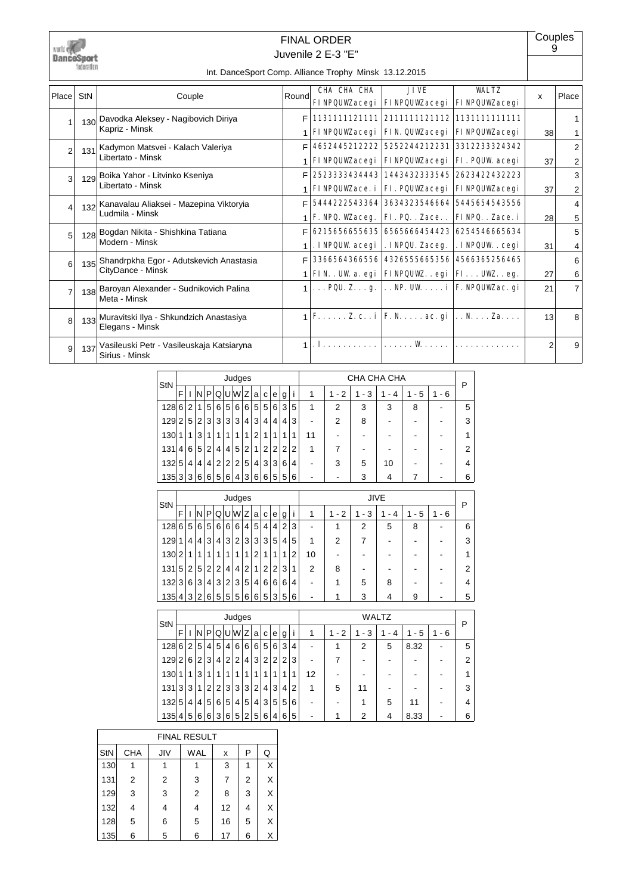# FINAL ORDER

## Juvenile 2 E-3 "E"

Couples 9

Int. DanceSport Comp. Alliance Trophy Minsk 13.12.2015

| Place | StN | Couple | Round | CHA CHA CHA FINPQUWZacegi | JIVE FINPQUWZacegi | WALTZ FINPQUWZacegi | x | Place |
|---|---|---|---|---|---|---|---|---|
| 1 | 130 | Davodka Aleksey - Nagibovich Diriya Kapriz - Minsk | F | 1131111121111 | 2111111121112 | 1131111111111 | | 1 |
| | | | 1 | FINPQUWZacegi | FIN.QUWZacegi | FINPQUWZacegi | 38 | 1 |
| 2 | 131 | Kadymon Matsvei - Kalach Valeriya Libertato - Minsk | F | 4652445212222 | 5252244212231 | 3312233324342 | | 2 |
| | | | 1 | FINPQUWZacegi | FINPQUWZacegi | FI.PQUW.acegi | 37 | 2 |
| 3 | 129 | Boika Yahor - Litvinko Kseniya Libertato - Minsk | F | 2523333434443 | 1443432333545 | 2623422432223 | | 3 |
| | | | 1 | FINPQUWZace.i | FI.PQUWZacegi | FINPQUWZacegi | 37 | 2 |
| 4 | 132 | Kanavalau Aliaksei - Mazepina Viktoryia Ludmila - Minsk | F | 5444222543364 | 3634323546664 | 5445654543556 | | 4 |
| | | | 1 | F.NPQ.WZaceg. | FI.PQ..Zace.. | FINPQ..Zace.i | 28 | 5 |
| 5 | 128 | Bogdan Nikita - Shishkina Tatiana Modern - Minsk | F | 6215656655635 | 6565666454423 | 6254546665634 | | 5 |
| | | | 1 | .INPQUW.acegi | .INPQU.Zaceg. | .INPQUW..cegi | 31 | 4 |
| 6 | 135 | Shandrpkha Egor - Adutskevich Anastasia CityDance - Minsk | F | 3366564366556 | 4326555665356 | 4566365256465 | | 6 |
| | | | 1 | FIN..UW.a.egi | FINPQUWZ..egi | FI...UWZ..eg. | 27 | 6 |
| 7 | 138 | Baroyan Alexander - Sudnikovich Palina Meta - Minsk | 1 | ...PQU.Z...g. | ..NP.UW.....i | F.NPQUWZac.gi | 21 | 7 |
| 8 | 133 | Muravitski Ilya - Shkundzich Anastasiya Elegans - Minsk | 1 | F......Z.c..i | F.N.....ac.gi | ..N....Za.... | 13 | 8 |
| 9 | 137 | Vasileuski Petr - Vasileuskaja Katsiaryna Sirius - Minsk | 1 | .I........... | ......W...... | ............. | 2 | 9 |

| StN | F | I | N | P | Q | U | W | Z | a | c | e | g | i | 1 | 1 - 2 | 1 - 3 | 1 - 4 | 1 - 5 | 1 - 6 | P |
|---|---|---|---|---|---|---|---|---|---|---|---|---|---|---|---|---|---|---|---|---|
| | **CHA CHA CHA** | | | | | | | | | | | | | | | | | | | |
| 128 | 6 | 2 | 1 | 5 | 6 | 5 | 6 | 6 | 5 | 5 | 6 | 3 | 5 | 1 | 2 | 3 | 3 | 8 | - | 5 |
| 129 | 2 | 5 | 2 | 3 | 3 | 3 | 3 | 4 | 3 | 4 | 4 | 4 | 3 | - | 2 | 8 | - | - | - | 3 |
| 130 | 1 | 1 | 3 | 1 | 1 | 1 | 1 | 1 | 2 | 1 | 1 | 1 | 1 | 11 | - | - | - | - | - | 1 |
| 131 | 4 | 6 | 5 | 2 | 4 | 4 | 5 | 2 | 1 | 2 | 2 | 2 | 2 | 1 | 7 | - | - | - | - | 2 |
| 132 | 5 | 4 | 4 | 4 | 2 | 2 | 2 | 5 | 4 | 3 | 3 | 6 | 4 | - | 3 | 5 | 10 | - | - | 4 |
| 135 | 3 | 3 | 6 | 6 | 5 | 6 | 4 | 3 | 6 | 6 | 5 | 5 | 6 | - | - | 3 | 4 | 7 | - | 6 |
| | **JIVE** | | | | | | | | | | | | | | | | | | | |
| 128 | 6 | 5 | 6 | 5 | 6 | 6 | 6 | 4 | 5 | 4 | 4 | 2 | 3 | - | 1 | 2 | 5 | 8 | - | 6 |
| 129 | 1 | 4 | 4 | 3 | 4 | 3 | 2 | 3 | 3 | 3 | 5 | 4 | 5 | 1 | 2 | 7 | - | - | - | 3 |
| 130 | 2 | 1 | 1 | 1 | 1 | 1 | 1 | 1 | 2 | 1 | 1 | 1 | 2 | 10 | - | - | - | - | - | 1 |
| 131 | 5 | 2 | 5 | 2 | 2 | 4 | 4 | 2 | 1 | 2 | 2 | 3 | 1 | 2 | 8 | - | - | - | - | 2 |
| 132 | 3 | 6 | 3 | 4 | 3 | 2 | 3 | 5 | 4 | 6 | 6 | 6 | 4 | - | 1 | 5 | 8 | - | - | 4 |
| 135 | 4 | 3 | 2 | 6 | 5 | 5 | 5 | 6 | 6 | 5 | 3 | 5 | 6 | - | 1 | 3 | 4 | 9 | - | 5 |
| | **WALTZ** | | | | | | | | | | | | | | | | | | | |
| 128 | 6 | 2 | 5 | 4 | 5 | 4 | 6 | 6 | 6 | 5 | 6 | 3 | 4 | - | 1 | 2 | 5 | 8.32 | - | 5 |
| 129 | 2 | 6 | 2 | 3 | 4 | 2 | 2 | 4 | 3 | 2 | 2 | 2 | 3 | - | 7 | - | - | - | - | 2 |
| 130 | 1 | 1 | 3 | 1 | 1 | 1 | 1 | 1 | 1 | 1 | 1 | 1 | 1 | 12 | - | - | - | - | - | 1 |
| 131 | 3 | 3 | 1 | 2 | 2 | 3 | 3 | 3 | 2 | 4 | 3 | 4 | 2 | 1 | 5 | 11 | - | - | - | 3 |
| 132 | 5 | 4 | 4 | 5 | 6 | 5 | 4 | 5 | 4 | 3 | 5 | 5 | 6 | - | - | 1 | 5 | 11 | - | 4 |
| 135 | 4 | 5 | 6 | 6 | 3 | 6 | 5 | 2 | 5 | 6 | 4 | 6 | 5 | - | 1 | 2 | 4 | 8.33 | - | 6 |

**FINAL RESULT**

| StN | CHA | JIV | WAL | x | P | Q |
|---|---|---|---|---|---|---|
| 130 | 1 | 1 | 1 | 3 | 1 | X |
| 131 | 2 | 2 | 3 | 7 | 2 | X |
| 129 | 3 | 3 | 2 | 8 | 3 | X |
| 132 | 4 | 4 | 4 | 12 | 4 | X |
| 128 | 5 | 6 | 5 | 16 | 5 | X |
| 135 | 6 | 5 | 6 | 17 | 6 | X |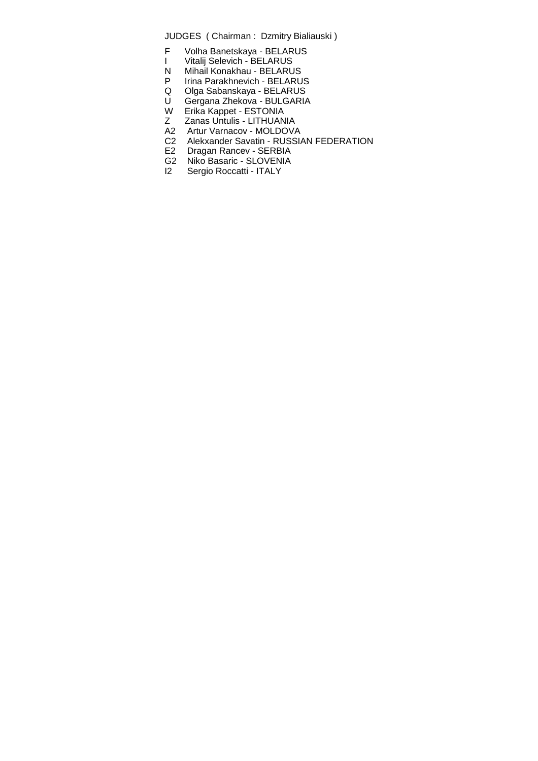JUDGES ( Chairman : Dzmitry Bialiauski )

F Volha Banetskaya - BELARUS
I Vitalij Selevich - BELARUS
N Mihail Konakhau - BELARUS
P Irina Parakhnevich - BELARUS
Q Olga Sabanskaya - BELARUS
U Gergana Zhekova - BULGARIA
W Erika Kappet - ESTONIA
Z Zanas Untulis - LITHUANIA
A2 Artur Varnacov - MOLDOVA
C2 Alekxander Savatin - RUSSIAN FEDERATION
E2 Dragan Rancev - SERBIA
G2 Niko Basaric - SLOVENIA
I2 Sergio Roccatti - ITALY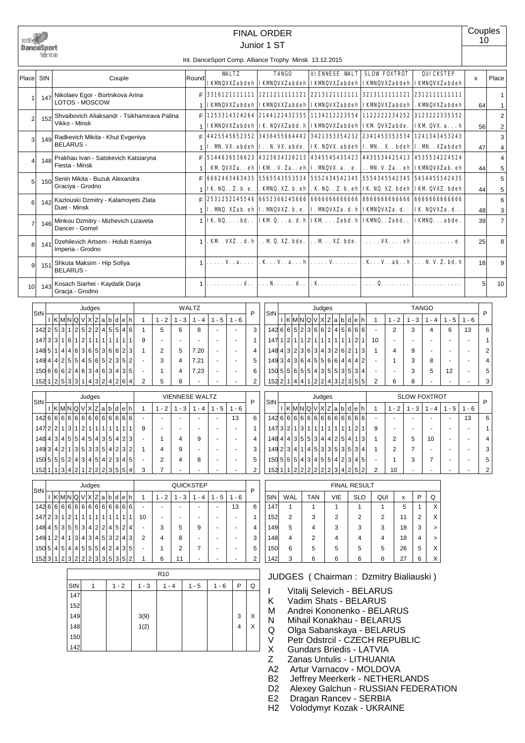# FINAL ORDER

## Junior 1 ST

Couples 10

Int. DanceSport Comp. Alliance Trophy Minsk 13.12.2015

| Place | StN | Couple | Round | WALTZ | TANGO | VIENNESE WALT | SLOW FOXTROT | QUICKSTEP | x | Place |
|---|---|---|---|---|---|---|---|---|---|---|
| | | | | IKMNQVXZabdeh | IKMNQVXZabdeh | IKMNQVXZabdeh | IKMNQVXZabdeh | IKMNQVXZabdeh | | |
| 1 | 147 | Nikolaev Egor - Bortnikova Arina LOTOS - MOSCOW | F | 3316121111111 | 1211211111121 | 2213121111111 | 3213111111121 | 2312111111111 | | 1 |
| | | | 1 | IKMNQVXZabdeh | IKMNQVXZabdeh | IKMNQVXZabdeh | IKMNQVXZabdeh | .KMNQVXZabdeh | 64 | 1 |
| 2 | 152 | Shvaibovich Aliaksandr - Tsikhamirava Palina Vikko - Minsk | F | 1253314324264 | 2144212432355 | 1134212223554 | 1122222234252 | 3123222335352 | | 2 |
| | | | 1 | IKMNQVXZabdeh | IK.NQVXZabd.h | IKMNQVXZabdeh | IKM.QVXZabde. | IKM.QVX.a...h | 56 | 2 |
| 3 | 149 | Radkevich Mikita - Khut Evgeniya BELARUS - | F | 4425545652352 | 3436455664442 | 3421353354232 | 2341453353534 | 1241343453243 | | 3 |
| | | | 1 | I.MN.VX.abdeh | I..N.VX.abde. | IK.NQVX.abdeh | I.MN..X..bdeh | I.MN..XZabdeh | 47 | 4 |
| 4 | 148 | Prakhau Ivan - Satskevich Katsiaryna Fiesta - Minsk | F | 5144636536623 | 4323634326213 | 4345545435423 | 4435534425413 | 4535534224524 | | 4 |
| | | | 1 | .KM.QVXZa..eh | IKM..V.Za..eh | I.MNQVX.a..e. | ..MN.V.Za..eh | IKMNQVXZab.eh | 44 | 5 |
| 5 | 150 | Senin Mikita - Buzuk Alexandra Graciya - Grodno | F | 6662463463435 | 5565543553534 | 5552434542345 | 5554345542345 | 5454455542435 | | 5 |
| | | | 1 | IK.NQ..Z.b.e. | .KMNQ.XZ.b.eh | .K.NQ..Z.b.eh | IK.NQ.XZ.bdeh | IKM.QVXZ.bdeh | 44 | 5 |
| 6 | 142 | Kazlouski Dzmitry - Kalamoyets Zlata Duet - Minsk | F | 2531252245546 | 6652366245666 | 6666666666666 | 6666666666666 | 6666666666666 | | 6 |
| | | | 1 | I.MNQ.XZab.eh | I.MNQVXZ.b.e. | I.MNQVXZa.d.h | IKMNQVXZa.d.. | IK.NQVXZa.d.. | 48 | 3 |
| 7 | 146 | Minkou Dzmitry - Mizhevich Lizaveta Dancer - Gomel | 1 | IK.NQ....bd.. | IKM.Q...a.d.h | IKM....Zabd.h | IKMNQ..Zabd.. | IKMNQ...abde. | 39 | 7 |
| 8 | 141 | Dzehilevich Artsem - Holub Kseniya Imperia - Grodno | 1 | .KM..VXZ..d.h | ..M.Q.XZ.bde. | ..M...XZ.bde. | .....VX....eh | ...........e. | 25 | 8 |
| 9 | 151 | Shkuta Maksim - Hip Sofiya BELARUS - | 1 | .....V..a.... | .K...V..a...h | .....V....... | .K...V..ab..h | ...N.V.Z.bd.h | 18 | 9 |
| 10 | 143 | Kosach Siarhei - Kaydalik Darja Gracja - Grodno | 1 | ..........d.. | ...N......d.. | .K........... | ....Q........ | ............. | 5 | 10 |

### WALTZ

| StN | I | K | M | N | Q | V | X | Z | a | b | d | e | h | 1 | 1 - 2 | 1 - 3 | 1 - 4 | 1 - 5 | 1 - 6 | P |
|---|---|---|---|---|---|---|---|---|---|---|---|---|---|---|---|---|---|---|---|---|
| 142 | 2 | 5 | 3 | 1 | 2 | 5 | 2 | 2 | 4 | 5 | 5 | 4 | 6 | 1 | 5 | 6 | 8 | - | - | 3 |
| 147 | 3 | 3 | 1 | 6 | 1 | 2 | 1 | 1 | 1 | 1 | 1 | 1 | 1 | 9 | - | - | - | - | - | 1 |
| 148 | 5 | 1 | 4 | 4 | 6 | 3 | 6 | 5 | 3 | 6 | 6 | 2 | 3 | 1 | 2 | 5 | 7.20 | - | - | 4 |
| 149 | 4 | 4 | 2 | 5 | 5 | 4 | 5 | 6 | 5 | 2 | 3 | 5 | 2 | - | 3 | 4 | 7.21 | - | - | 5 |
| 150 | 6 | 6 | 6 | 2 | 4 | 6 | 3 | 4 | 6 | 3 | 4 | 3 | 5 | - | 1 | 4 | 7.23 | - | - | 6 |
| 152 | 1 | 2 | 5 | 3 | 3 | 1 | 4 | 3 | 2 | 4 | 2 | 6 | 4 | 2 | 5 | 8 | - | - | - | 2 |

### TANGO

| StN | I | K | M | N | Q | V | X | Z | a | b | d | e | h | 1 | 1 - 2 | 1 - 3 | 1 - 4 | 1 - 5 | 1 - 6 | P |
|---|---|---|---|---|---|---|---|---|---|---|---|---|---|---|---|---|---|---|---|---|
| 142 | 6 | 6 | 5 | 2 | 3 | 6 | 6 | 2 | 4 | 5 | 6 | 6 | 6 | - | 2 | 3 | 4 | 6 | 13 | 6 |
| 147 | 1 | 2 | 1 | 1 | 2 | 1 | 1 | 1 | 1 | 1 | 1 | 2 | 1 | 10 | - | - | - | - | - | 1 |
| 148 | 4 | 3 | 2 | 3 | 6 | 3 | 4 | 3 | 2 | 6 | 2 | 1 | 3 | 1 | 4 | 9 | - | - | - | 2 |
| 149 | 3 | 4 | 3 | 6 | 4 | 5 | 5 | 6 | 6 | 4 | 4 | 4 | 2 | - | 1 | 3 | 8 | - | - | 4 |
| 150 | 5 | 5 | 6 | 5 | 5 | 4 | 3 | 5 | 5 | 3 | 5 | 3 | 4 | - | - | 3 | 5 | 12 | - | 5 |
| 152 | 2 | 1 | 4 | 4 | 1 | 2 | 2 | 4 | 3 | 2 | 3 | 5 | 5 | 2 | 6 | 8 | - | - | - | 3 |

### VIENNESE WALTZ

| StN | I | K | M | N | Q | V | X | Z | a | b | d | e | h | 1 | 1 - 2 | 1 - 3 | 1 - 4 | 1 - 5 | 1 - 6 | P |
|---|---|---|---|---|---|---|---|---|---|---|---|---|---|---|---|---|---|---|---|---|
| 142 | 6 | 6 | 6 | 6 | 6 | 6 | 6 | 6 | 6 | 6 | 6 | 6 | 6 | - | - | - | - | - | 13 | 6 |
| 147 | 2 | 2 | 1 | 3 | 1 | 2 | 1 | 1 | 1 | 1 | 1 | 1 | 1 | 9 | - | - | - | - | - | 1 |
| 148 | 4 | 3 | 4 | 5 | 5 | 4 | 5 | 4 | 3 | 5 | 4 | 2 | 3 | - | 1 | 4 | 9 | - | - | 4 |
| 149 | 3 | 4 | 2 | 1 | 3 | 5 | 3 | 3 | 5 | 4 | 2 | 3 | 2 | 1 | 4 | 9 | - | - | - | 3 |
| 150 | 5 | 5 | 5 | 2 | 4 | 3 | 4 | 5 | 4 | 2 | 3 | 4 | 5 | - | 2 | 4 | 8 | - | - | 5 |
| 152 | 1 | 1 | 3 | 4 | 2 | 1 | 2 | 2 | 2 | 3 | 5 | 5 | 4 | 3 | 7 | - | - | - | - | 2 |

### SLOW FOXTROT

| StN | I | K | M | N | Q | V | X | Z | a | b | d | e | h | 1 | 1 - 2 | 1 - 3 | 1 - 4 | 1 - 5 | 1 - 6 | P |
|---|---|---|---|---|---|---|---|---|---|---|---|---|---|---|---|---|---|---|---|---|
| 142 | 6 | 6 | 6 | 6 | 6 | 6 | 6 | 6 | 6 | 6 | 6 | 6 | 6 | - | - | - | - | - | 13 | 6 |
| 147 | 3 | 2 | 1 | 3 | 1 | 1 | 1 | 1 | 1 | 1 | 1 | 2 | 1 | 9 | - | - | - | - | - | 1 |
| 148 | 4 | 4 | 3 | 5 | 5 | 3 | 4 | 4 | 2 | 5 | 4 | 1 | 3 | 1 | 2 | 5 | 10 | - | - | 4 |
| 149 | 2 | 3 | 4 | 1 | 4 | 5 | 3 | 3 | 5 | 3 | 5 | 3 | 4 | 1 | 2 | 7 | - | - | - | 3 |
| 150 | 5 | 5 | 5 | 4 | 3 | 4 | 5 | 5 | 4 | 2 | 3 | 4 | 5 | - | 1 | 3 | 7 | - | - | 5 |
| 152 | 1 | 1 | 2 | 2 | 2 | 2 | 2 | 2 | 3 | 4 | 2 | 5 | 2 | 2 | 10 | - | - | - | - | 2 |

### QUICKSTEP

| StN | I | K | M | N | Q | V | X | Z | a | b | d | e | h | 1 | 1 - 2 | 1 - 3 | 1 - 4 | 1 - 5 | 1 - 6 | P |
|---|---|---|---|---|---|---|---|---|---|---|---|---|---|---|---|---|---|---|---|---|
| 142 | 6 | 6 | 6 | 6 | 6 | 6 | 6 | 6 | 6 | 6 | 6 | 6 | 6 | - | - | - | - | - | 13 | 6 |
| 147 | 2 | 3 | 1 | 2 | 1 | 1 | 1 | 1 | 1 | 1 | 1 | 1 | 1 | 10 | - | - | - | - | - | 1 |
| 148 | 4 | 5 | 3 | 5 | 5 | 3 | 4 | 2 | 2 | 4 | 5 | 2 | 4 | - | 3 | 5 | 9 | - | - | 4 |
| 149 | 1 | 2 | 4 | 1 | 3 | 4 | 3 | 4 | 5 | 3 | 2 | 4 | 3 | 2 | 4 | 8 | - | - | - | 3 |
| 150 | 5 | 4 | 5 | 4 | 4 | 5 | 5 | 5 | 4 | 2 | 4 | 3 | 5 | - | 1 | 2 | 7 | - | - | 5 |
| 152 | 3 | 1 | 2 | 3 | 2 | 2 | 2 | 3 | 3 | 5 | 3 | 5 | 2 | 1 | 6 | 11 | - | - | - | 2 |

### FINAL RESULT

| StN | WAL | TAN | VIE | SLO | QUI | x | P | Q |
|---|---|---|---|---|---|---|---|---|
| 147 | 1 | 1 | 1 | 1 | 1 | 5 | 1 | X |
| 152 | 2 | 3 | 2 | 2 | 2 | 11 | 2 | X |
| 149 | 5 | 4 | 3 | 3 | 3 | 18 | 3 | > |
| 148 | 4 | 2 | 4 | 4 | 4 | 18 | 4 | > |
| 150 | 6 | 5 | 5 | 5 | 5 | 26 | 5 | X |
| 142 | 3 | 6 | 6 | 6 | 6 | 27 | 6 | X |

### R10

| StN | 1 | 1 - 2 | 1 - 3 | 1 - 4 | 1 - 5 | 1 - 6 | P | Q |
|---|---|---|---|---|---|---|---|---|
| 147 | | | | | | | | |
| 152 | | | | | | | | |
| 149 | | | 3(9) | | | | 3 | X |
| 148 | | | 1(2) | | | | 4 | X |
| 150 | | | | | | | | |
| 142 | | | | | | | | |

### JUDGES ( Chairman : Dzmitry Bialiauski )

- I Vitalij Selevich - BELARUS
- K Vadim Shats - BELARUS
- M Andrei Kononenko - BELARUS
- N Mihail Konakhau - BELARUS
- Q Olga Sabanskaya - BELARUS
- V Petr Odstrcil - CZECH REPUBLIC
- X Gundars Briedis - LATVIA
- Z Zanas Untulis - LITHUANIA
- A2 Artur Varnacov - MOLDOVA
- B2 Jeffrey Meerkerk - NETHERLANDS
- D2 Alexey Galchun - RUSSIAN FEDERATION
- E2 Dragan Rancev - SERBIA
- H2 Volodymyr Kozak - UKRAINE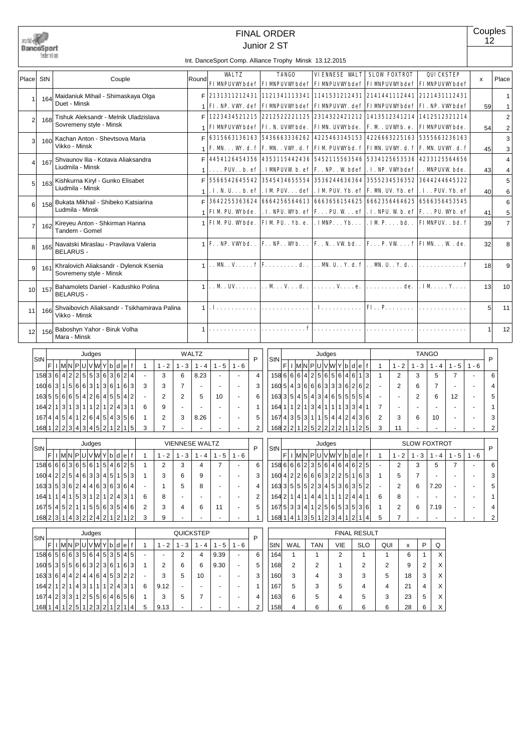# FINAL ORDER

## Junior 2 ST

Couples 12

Int. DanceSport Comp. Alliance Trophy Minsk 13.12.2015

| Place | StN | Couple | Round | WALTZ FIMNPUVWYbdef | TANGO FIMNPUVWYbdef | VIENNESE WALT FIMNPUVWYbdef | SLOW FOXTROT FIMNPUVWYbdef | QUICKSTEP FIMNPUVWYbdef | x | Place |
|---|---|---|---|---|---|---|---|---|---|---|
| 1 | 164 | Maidaniuk Mihail - Shimaskaya Olga<br>Duet - Minsk | F | 2131311212431 | 1121341113341 | 1141531212431 | 2141441112441 | 2121431112431 | | 1 |
| | | | 1 | FI.NP.VWY.def | FIMNPUVWYbdef | FIMNPUVWY.def | FIMNPUVWYbdef | FI.NP.VWYbdef | 59 | 1 |
| 2 | 168 | Tishuk Aleksandr - Melnik Uladzislava<br>Sovremeny style - Minsk | F | 1223434521215 | 2212522221125 | 2314322421212 | 1413512341214 | 1412512321214 | | 2 |
| | | | 1 | FIMNPUVWYbdef | FI.N.UVWYbde. | FIMN.UVWYbde. | F.M..UVWYb.e. | FIMNPUVWYbde. | 54 | 2 |
| 3 | 160 | Kachan Anton - Shevtsova Maria<br>Vikko - Minsk | F | 6315663136163 | 5436663336262 | 4225463345153 | 4226663225163 | 5355663236163 | | 3 |
| | | | 1 | F.MN...WY.d.f | F.MN..VWY.d.f | FIM.PUVWYbd.f | FIMN.UVWY.d.f | F.MN.UVWY.d.f | 45 | 3 |
| 4 | 167 | Shvaunov Ilia - Kotava Aliaksandra<br>Liudmila - Minsk | F | 4454126454356 | 4353115442436 | 5452115563546 | 5334125653536 | 4233125564656 | | 4 |
| | | | 1 | ....PUV..b.ef | .IMNPUVW.b.ef | F..NP..W.bdef | .I.NP.VWYbdef | ..MNPUVW.bde. | 43 | 4 |
| 5 | 163 | Kishkurna Kiryl - Gunko Elisabet<br>Liudmila - Minsk | F | 5566542645542 | 3545434655554 | 3536244636364 | 3555234536352 | 3644244645322 | | 5 |
| | | | 1 | .I.N.U...b.ef | .IM.PUV...def | .IM.PUV.Yb.ef | F.MN.UV.Yb.ef | .I...PUV.Yb.ef | 40 | 6 |
| 6 | 158 | Bukata Mikhail - Shibeko Katsiarina<br>Ludmila - Minsk | F | 3642255363624 | 6664256564613 | 6663656154625 | 6662356464625 | 6566356453545 | | 6 |
| | | | 1 | FIM.PU.WYbde. | .I.NPU.WYb.ef | F...PU.W...ef | .I.NPU.W.b.ef | F...PU.WYb.ef | 41 | 5 |
| 7 | 162 | Kireyeu Anton - Shkirman Hanna<br>Tandem - Gomel | 1 | FIM.PU.WYbde. | FIM.PU..Yb.e. | .IMNP...Yb... | .IM.P.....bd.. | FIMNPUV..bd.f | 39 | 7 |
| 8 | 165 | Navatski Miraslau - Pravilava Valeria<br>BELARUS - | 1 | F..NP.VWYbd.. | F..NP..WYb... | F..N..VW.bd.. | F...P.VW....f | FIMN...W..de. | 32 | 8 |
| 9 | 161 | Khralovich Aliaksandr - Dylenok Ksenia<br>Sovremeny style - Minsk | 1 | ..MN..V.....f | F.........d.. | ..MN.U..Y.d.f | ..MN.U..Y.d.. | ............f | 18 | 9 |
| 10 | 157 | Bahamolets Daniel - Kadushko Polina<br>BELARUS - | 1 | ..M..UV...... | ..M...V...d.. | ......V....e. | ..........de. | .IM.....Y.... | 13 | 10 |
| 11 | 166 | Shvaibovich Aliaksandr - Tsikhamirava Palina<br>Vikko - Minsk | 1 | .I........... | ............. | .I........... | FI..P........ | ............. | 5 | 11 |
| 12 | 156 | Baboshyn Yahor - Biruk Volha<br>Mara - Minsk | 1 | ............. | ............f | ............. | ............. | ............. | 1 | 12 |

### WALTZ

| StN | F | I | M | N | P | U | V | W | Y | b | d | e | f | 1 | 1 - 2 | 1 - 3 | 1 - 4 | 1 - 5 | 1 - 6 | P |
|---|---|---|---|---|---|---|---|---|---|---|---|---|---|---|---|---|---|---|---|---|
| 158 | 3 | 6 | 4 | 2 | 2 | 5 | 5 | 3 | 6 | 3 | 6 | 2 | 4 | - | 3 | 6 | 8.23 | - | - | 4 |
| 160 | 6 | 3 | 1 | 5 | 6 | 6 | 3 | 1 | 3 | 6 | 1 | 6 | 3 | 3 | 3 | 7 | - | - | - | 3 |
| 163 | 5 | 5 | 6 | 6 | 5 | 4 | 2 | 6 | 4 | 5 | 5 | 4 | 2 | - | 2 | 2 | 5 | 10 | - | 6 |
| 164 | 2 | 1 | 3 | 1 | 3 | 1 | 1 | 2 | 1 | 2 | 4 | 3 | 1 | 6 | 9 | - | - | - | - | 1 |
| 167 | 4 | 4 | 5 | 4 | 1 | 2 | 6 | 4 | 5 | 4 | 3 | 5 | 6 | 1 | 2 | 3 | 8.26 | - | - | 5 |
| 168 | 1 | 2 | 2 | 3 | 4 | 3 | 4 | 5 | 2 | 1 | 2 | 1 | 5 | 3 | 7 | - | - | - | - | 2 |

### TANGO

| StN | F | I | M | N | P | U | V | W | Y | b | d | e | f | 1 | 1 - 2 | 1 - 3 | 1 - 4 | 1 - 5 | 1 - 6 | P |
|---|---|---|---|---|---|---|---|---|---|---|---|---|---|---|---|---|---|---|---|---|
| 158 | 6 | 6 | 6 | 4 | 2 | 5 | 6 | 5 | 6 | 4 | 6 | 1 | 3 | 1 | 2 | 3 | 5 | 7 | - | 6 |
| 160 | 5 | 4 | 3 | 6 | 6 | 6 | 3 | 3 | 3 | 6 | 2 | 6 | 2 | - | 2 | 6 | 7 | - | - | 4 |
| 163 | 3 | 5 | 4 | 5 | 4 | 3 | 4 | 6 | 5 | 5 | 5 | 5 | 4 | - | - | 2 | 6 | 12 | - | 5 |
| 164 | 1 | 1 | 2 | 1 | 3 | 4 | 1 | 1 | 1 | 3 | 3 | 4 | 1 | 7 | - | - | - | - | - | 1 |
| 167 | 4 | 3 | 5 | 3 | 1 | 1 | 5 | 4 | 4 | 2 | 4 | 3 | 6 | 2 | 3 | 6 | 10 | - | - | 3 |
| 168 | 2 | 2 | 1 | 2 | 5 | 2 | 2 | 2 | 2 | 1 | 1 | 2 | 5 | 3 | 11 | - | - | - | - | 2 |

### VIENNESE WALTZ

| StN | F | I | M | N | P | U | V | W | Y | b | d | e | f | 1 | 1 - 2 | 1 - 3 | 1 - 4 | 1 - 5 | 1 - 6 | P |
|---|---|---|---|---|---|---|---|---|---|---|---|---|---|---|---|---|---|---|---|---|
| 158 | 6 | 6 | 6 | 3 | 6 | 5 | 6 | 1 | 5 | 4 | 6 | 2 | 5 | 1 | 2 | 3 | 4 | 7 | - | 6 |
| 160 | 4 | 2 | 2 | 5 | 4 | 6 | 3 | 3 | 4 | 5 | 1 | 5 | 3 | 1 | 3 | 6 | 9 | - | - | 3 |
| 163 | 3 | 5 | 3 | 6 | 2 | 4 | 4 | 6 | 3 | 6 | 3 | 6 | 4 | - | 1 | 5 | 8 | - | - | 4 |
| 164 | 1 | 1 | 4 | 1 | 5 | 3 | 1 | 2 | 1 | 2 | 4 | 3 | 1 | 6 | 8 | - | - | - | - | 2 |
| 167 | 5 | 4 | 5 | 2 | 1 | 1 | 5 | 5 | 6 | 3 | 5 | 4 | 6 | 2 | 3 | 4 | 6 | 11 | - | 5 |
| 168 | 2 | 3 | 1 | 4 | 3 | 2 | 2 | 4 | 2 | 1 | 2 | 1 | 2 | 3 | 9 | - | - | - | - | 1 |

### SLOW FOXTROT

| StN | F | I | M | N | P | U | V | W | Y | b | d | e | f | 1 | 1 - 2 | 1 - 3 | 1 - 4 | 1 - 5 | 1 - 6 | P |
|---|---|---|---|---|---|---|---|---|---|---|---|---|---|---|---|---|---|---|---|---|
| 158 | 6 | 6 | 6 | 2 | 3 | 5 | 6 | 4 | 6 | 4 | 6 | 2 | 5 | - | 2 | 3 | 5 | 7 | - | 6 |
| 160 | 4 | 2 | 2 | 6 | 6 | 6 | 3 | 2 | 2 | 5 | 1 | 6 | 3 | 1 | 5 | 7 | - | - | - | 3 |
| 163 | 3 | 5 | 5 | 5 | 2 | 3 | 4 | 5 | 3 | 6 | 3 | 5 | 2 | - | 2 | 6 | 7.20 | - | - | 5 |
| 164 | 2 | 1 | 4 | 1 | 4 | 4 | 1 | 1 | 1 | 2 | 4 | 4 | 1 | 6 | 8 | - | - | - | - | 1 |
| 167 | 5 | 3 | 3 | 4 | 1 | 2 | 5 | 6 | 5 | 3 | 5 | 3 | 6 | 1 | 2 | 6 | 7.19 | - | - | 4 |
| 168 | 1 | 4 | 1 | 3 | 5 | 1 | 2 | 3 | 4 | 1 | 2 | 1 | 4 | 5 | 7 | - | - | - | - | 2 |

### QUICKSTEP

| StN | F | I | M | N | P | U | V | W | Y | b | d | e | f | 1 | 1 - 2 | 1 - 3 | 1 - 4 | 1 - 5 | 1 - 6 | P |
|---|---|---|---|---|---|---|---|---|---|---|---|---|---|---|---|---|---|---|---|---|
| 158 | 6 | 5 | 6 | 6 | 3 | 5 | 6 | 4 | 5 | 3 | 5 | 4 | 5 | - | - | 2 | 4 | 9.39 | - | 6 |
| 160 | 5 | 3 | 5 | 5 | 6 | 6 | 3 | 2 | 3 | 6 | 1 | 6 | 3 | 1 | 2 | 6 | 6 | 9.30 | - | 5 |
| 163 | 3 | 6 | 4 | 4 | 2 | 4 | 4 | 6 | 4 | 5 | 3 | 2 | 2 | - | 3 | 5 | 10 | - | - | 3 |
| 164 | 2 | 1 | 2 | 1 | 4 | 3 | 1 | 1 | 1 | 2 | 4 | 3 | 1 | 6 | 9.12 | - | - | - | - | 1 |
| 167 | 4 | 2 | 3 | 3 | 1 | 2 | 5 | 5 | 6 | 4 | 6 | 5 | 6 | 1 | 3 | 5 | 7 | - | - | 4 |
| 168 | 1 | 4 | 1 | 2 | 5 | 1 | 2 | 3 | 2 | 1 | 2 | 1 | 4 | 5 | 9.13 | - | - | - | - | 2 |

### FINAL RESULT

| StN | WAL | TAN | VIE | SLO | QUI | x | P | Q |
|---|---|---|---|---|---|---|---|---|
| 164 | 1 | 1 | 2 | 1 | 1 | 6 | 1 | X |
| 168 | 2 | 2 | 1 | 2 | 2 | 9 | 2 | X |
| 160 | 3 | 4 | 3 | 3 | 5 | 18 | 3 | X |
| 167 | 5 | 3 | 5 | 4 | 4 | 21 | 4 | X |
| 163 | 6 | 5 | 4 | 5 | 3 | 23 | 5 | X |
| 158 | 4 | 6 | 6 | 6 | 6 | 28 | 6 | X |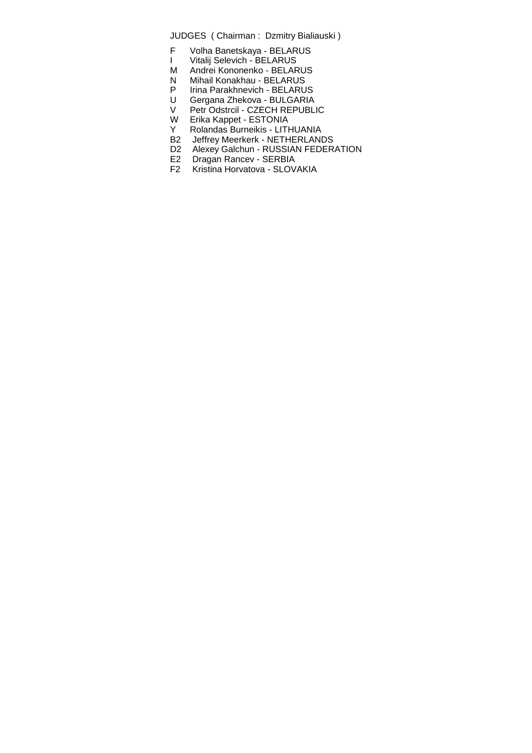JUDGES ( Chairman : Dzmitry Bialiauski )

F Volha Banetskaya - BELARUS
I Vitalij Selevich - BELARUS
M Andrei Kononenko - BELARUS
N Mihail Konakhau - BELARUS
P Irina Parakhnevich - BELARUS
U Gergana Zhekova - BULGARIA
V Petr Odstrcil - CZECH REPUBLIC
W Erika Kappet - ESTONIA
Y Rolandas Burneikis - LITHUANIA
B2 Jeffrey Meerkerk - NETHERLANDS
D2 Alexey Galchun - RUSSIAN FEDERATION
E2 Dragan Rancev - SERBIA
F2 Kristina Horvatova - SLOVAKIA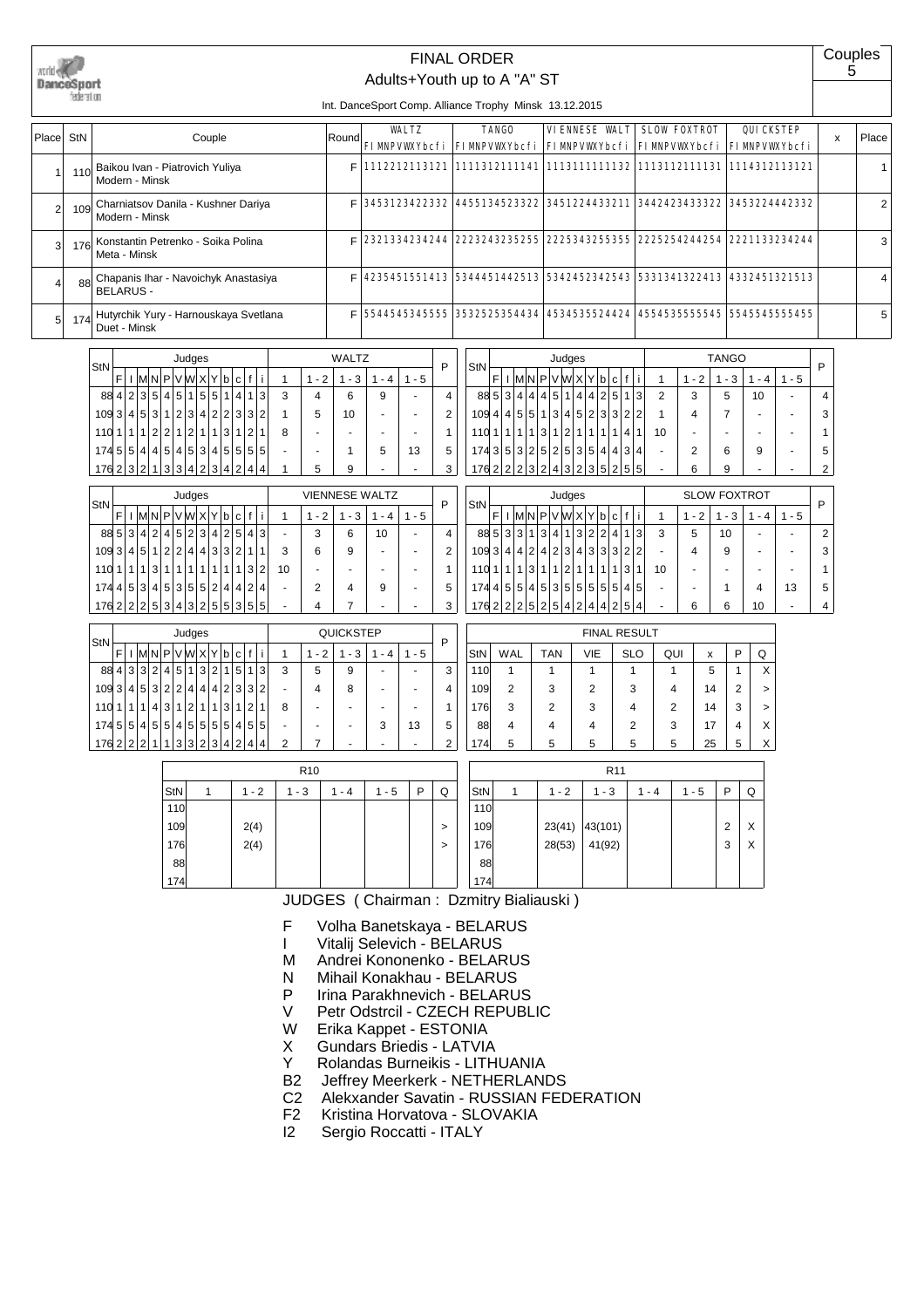# FINAL ORDER

Adults+Youth up to A "A" ST

Couples 5

Int. DanceSport Comp. Alliance Trophy Minsk 13.12.2015

| Place | StN | Couple | Round | WALTZ FIMNPVWXYbcfi | TANGO FIMNPVWXYbcfi | VIENNESE WALT FIMNPVWXYbcfi | SLOW FOXTROT FIMNPVWXYbcfi | QUICKSTEP FIMNPVWXYbcfi | x | Place |
|---|---|---|---|---|---|---|---|---|---|---|
| 1 | 110 | Baikou Ivan - Piatrovich Yuliya<br>Modern - Minsk | F | 1112212113121 | 1111312111141 | 1113111111132 | 1113112111131 | 1114312113121 | | 1 |
| 2 | 109 | Charniatsov Danila - Kushner Dariya<br>Modern - Minsk | F | 3453123422332 | 4455134523322 | 3451224433211 | 3442423433322 | 3453224442332 | | 2 |
| 3 | 176 | Konstantin Petrenko - Soika Polina<br>Meta - Minsk | F | 2321334234244 | 2223243235255 | 2225343255355 | 2225254244254 | 2221133234244 | | 3 |
| 4 | 88 | Chapanis Ihar - Navoichyk Anastasiya<br>BELARUS - | F | 4235451551413 | 5344451442513 | 5342452342543 | 5331341322413 | 4332451321513 | | 4 |
| 5 | 174 | Hutyrchik Yury - Harnouskaya Svetlana<br>Duet - Minsk | F | 5544545345555 | 3532525354434 | 4534535524424 | 4554535555545 | 5545545555455 | | 5 |

| StN | F | I | M | N | P | V | W | X | Y | b | c | f | i | WALTZ 1 | 1 - 2 | 1 - 3 | 1 - 4 | 1 - 5 | P |
|---|---|---|---|---|---|---|---|---|---|---|---|---|---|---|---|---|---|---|---|
| 88 | 4 | 2 | 3 | 5 | 4 | 5 | 1 | 5 | 5 | 1 | 4 | 1 | 3 | 3 | 4 | 6 | 9 | - | 4 |
| 109 | 3 | 4 | 5 | 3 | 1 | 2 | 3 | 4 | 2 | 2 | 3 | 3 | 2 | 1 | 5 | 10 | - | - | 2 |
| 110 | 1 | 1 | 1 | 2 | 2 | 1 | 2 | 1 | 1 | 3 | 1 | 2 | 1 | 8 | - | - | - | - | 1 |
| 174 | 5 | 5 | 4 | 4 | 5 | 4 | 5 | 3 | 4 | 5 | 5 | 5 | 5 | - | - | 1 | 5 | 13 | 5 |
| 176 | 2 | 3 | 2 | 1 | 3 | 3 | 4 | 2 | 3 | 4 | 2 | 4 | 4 | 1 | 5 | 9 | - | - | 3 |

| StN | F | I | M | N | P | V | W | X | Y | b | c | f | i | TANGO 1 | 1 - 2 | 1 - 3 | 1 - 4 | 1 - 5 | P |
|---|---|---|---|---|---|---|---|---|---|---|---|---|---|---|---|---|---|---|---|
| 88 | 5 | 3 | 4 | 4 | 4 | 5 | 1 | 4 | 4 | 2 | 5 | 1 | 3 | 2 | 3 | 5 | 10 | - | 4 |
| 109 | 4 | 4 | 5 | 5 | 1 | 3 | 4 | 5 | 2 | 3 | 3 | 2 | 2 | 1 | 4 | 7 | - | - | 3 |
| 110 | 1 | 1 | 1 | 1 | 3 | 1 | 2 | 1 | 1 | 1 | 1 | 4 | 1 | 10 | - | - | - | - | 1 |
| 174 | 3 | 5 | 3 | 2 | 5 | 2 | 5 | 3 | 5 | 4 | 4 | 3 | 4 | - | 2 | 6 | 9 | - | 5 |
| 176 | 2 | 2 | 2 | 3 | 2 | 4 | 3 | 2 | 3 | 5 | 2 | 5 | 5 | - | 6 | 9 | - | - | 2 |

| StN | F | I | M | N | P | V | W | X | Y | b | c | f | i | VIENNESE WALTZ 1 | 1 - 2 | 1 - 3 | 1 - 4 | 1 - 5 | P |
|---|---|---|---|---|---|---|---|---|---|---|---|---|---|---|---|---|---|---|---|
| 88 | 5 | 3 | 4 | 2 | 4 | 5 | 2 | 3 | 4 | 2 | 5 | 4 | 3 | - | 3 | 6 | 10 | - | 4 |
| 109 | 3 | 4 | 5 | 1 | 2 | 2 | 4 | 4 | 3 | 3 | 2 | 1 | 1 | 3 | 6 | 9 | - | - | 2 |
| 110 | 1 | 1 | 1 | 3 | 1 | 1 | 1 | 1 | 1 | 1 | 1 | 3 | 2 | 10 | - | - | - | - | 1 |
| 174 | 4 | 5 | 3 | 4 | 5 | 3 | 5 | 5 | 2 | 4 | 4 | 2 | 4 | - | 2 | 4 | 9 | - | 5 |
| 176 | 2 | 2 | 2 | 5 | 3 | 4 | 3 | 2 | 5 | 5 | 3 | 5 | 5 | - | 4 | 7 | - | - | 3 |

| StN | F | I | M | N | P | V | W | X | Y | b | c | f | i | SLOW FOXTROT 1 | 1 - 2 | 1 - 3 | 1 - 4 | 1 - 5 | P |
|---|---|---|---|---|---|---|---|---|---|---|---|---|---|---|---|---|---|---|---|
| 88 | 5 | 3 | 3 | 1 | 3 | 4 | 1 | 3 | 2 | 2 | 4 | 1 | 3 | 3 | 5 | 10 | - | - | 2 |
| 109 | 3 | 4 | 4 | 2 | 4 | 2 | 3 | 4 | 3 | 3 | 3 | 2 | 2 | - | 4 | 9 | - | - | 3 |
| 110 | 1 | 1 | 1 | 3 | 1 | 1 | 2 | 1 | 1 | 1 | 1 | 3 | 1 | 10 | - | - | - | - | 1 |
| 174 | 4 | 5 | 5 | 4 | 5 | 3 | 5 | 5 | 5 | 5 | 5 | 4 | 5 | - | - | 1 | 4 | 13 | 5 |
| 176 | 2 | 2 | 2 | 5 | 2 | 5 | 4 | 2 | 4 | 4 | 2 | 5 | 4 | - | 6 | 6 | 10 | - | 4 |

| StN | F | I | M | N | P | V | W | X | Y | b | c | f | i | QUICKSTEP 1 | 1 - 2 | 1 - 3 | 1 - 4 | 1 - 5 | P |
|---|---|---|---|---|---|---|---|---|---|---|---|---|---|---|---|---|---|---|---|
| 88 | 4 | 3 | 3 | 2 | 4 | 5 | 1 | 3 | 2 | 1 | 5 | 1 | 3 | 3 | 5 | 9 | - | - | 3 |
| 109 | 3 | 4 | 5 | 3 | 2 | 2 | 4 | 4 | 4 | 2 | 3 | 3 | 2 | - | 4 | 8 | - | - | 4 |
| 110 | 1 | 1 | 1 | 4 | 3 | 1 | 2 | 1 | 1 | 3 | 1 | 2 | 1 | 8 | - | - | - | - | 1 |
| 174 | 5 | 5 | 4 | 5 | 5 | 4 | 5 | 5 | 5 | 5 | 4 | 5 | 5 | - | - | - | 3 | 13 | 5 |
| 176 | 2 | 2 | 2 | 1 | 1 | 3 | 3 | 2 | 3 | 4 | 2 | 4 | 4 | 2 | 7 | - | - | - | 2 |

| StN | WAL | TAN | VIE | SLO | QUI | x | P | Q |
|---|---|---|---|---|---|---|---|---|
| 110 | 1 | 1 | 1 | 1 | 1 | 5 | 1 | X |
| 109 | 2 | 3 | 2 | 3 | 4 | 14 | 2 | > |
| 176 | 3 | 2 | 3 | 4 | 2 | 14 | 3 | > |
| 88 | 4 | 4 | 4 | 2 | 3 | 17 | 4 | X |
| 174 | 5 | 5 | 5 | 5 | 5 | 25 | 5 | X |

| StN | R10 1 | 1 - 2 | 1 - 3 | 1 - 4 | 1 - 5 | P | Q |
|---|---|---|---|---|---|---|---|
| 110 | | | | | | | |
| 109 | | 2(4) | | | | | > |
| 176 | | 2(4) | | | | | > |
| 88 | | | | | | | |
| 174 | | | | | | | |

| StN | R11 1 | 1 - 2 | 1 - 3 | 1 - 4 | 1 - 5 | P | Q |
|---|---|---|---|---|---|---|---|
| 110 | | | | | | | |
| 109 | | 23(41) | 43(101) | | | 2 | X |
| 176 | | 28(53) | 41(92) | | | 3 | X |
| 88 | | | | | | | |
| 174 | | | | | | | |

JUDGES ( Chairman : Dzmitry Bialiauski )

- F Volha Banetskaya - BELARUS
- I Vitalij Selevich - BELARUS
- M Andrei Kononenko - BELARUS
- N Mihail Konakhau - BELARUS
- P Irina Parakhnevich - BELARUS
- V Petr Odstrcil - CZECH REPUBLIC
- W Erika Kappet - ESTONIA
- X Gundars Briedis - LATVIA
- Y Rolandas Burneikis - LITHUANIA
- B2 Jeffrey Meerkerk - NETHERLANDS
- C2 Alekxander Savatin - RUSSIAN FEDERATION
- F2 Kristina Horvatova - SLOVAKIA
- I2 Sergio Roccatti - ITALY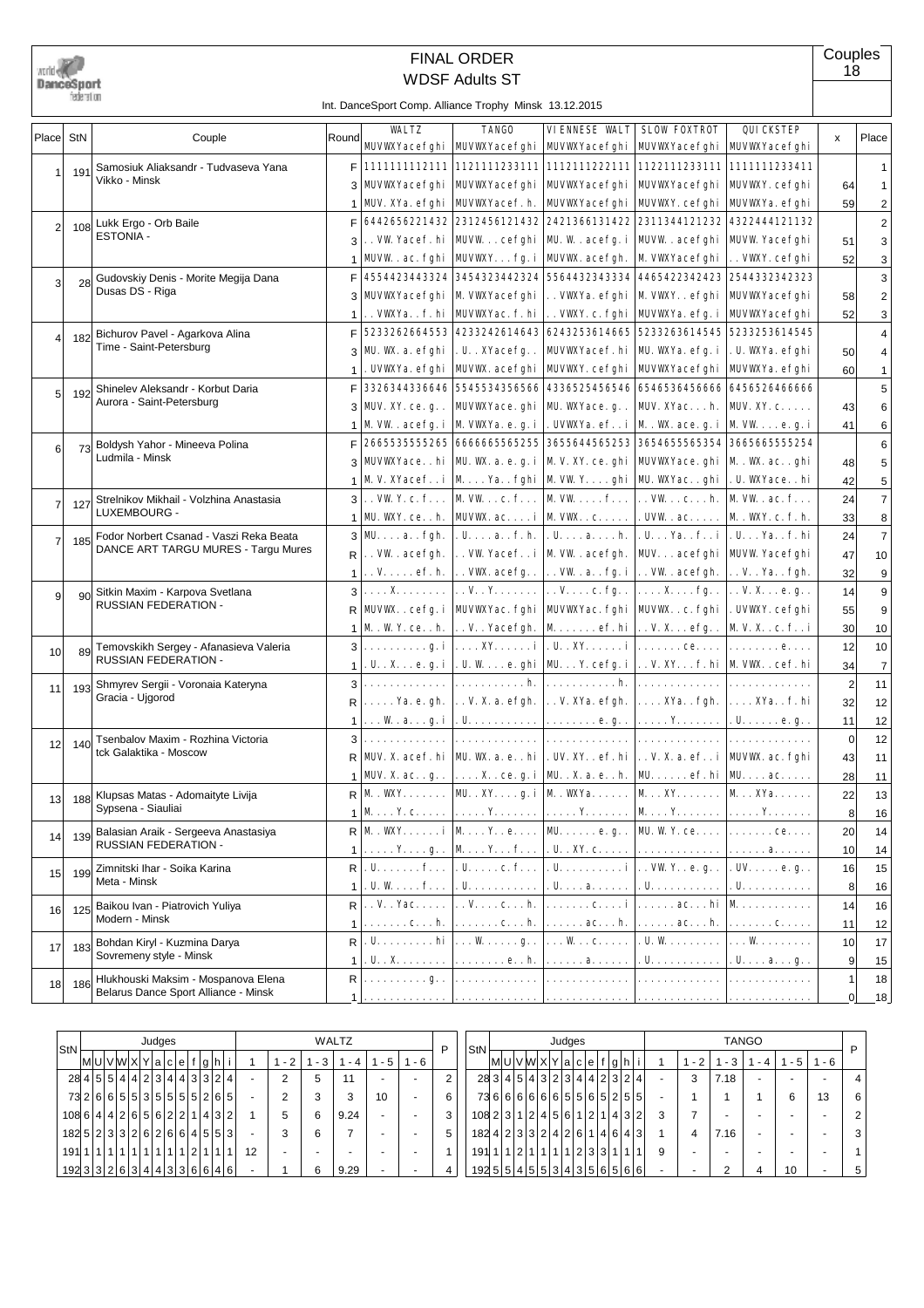# FINAL ORDER

## WDSF Adults ST

Couples 18

Int. DanceSport Comp. Alliance Trophy Minsk 13.12.2015

| Place | StN | Couple | Round | WALTZ MUVWXYacefghi | TANGO MUVWXYacefghi | VIENNESE WALT MUVWXYacefghi | SLOW FOXTROT MUVWXYacefghi | QUICKSTEP MUVWXYacefghi | x | Place |
|---|---|---|---|---|---|---|---|---|---|---|
| 1 | 191 | Samosiuk Aliaksandr - Tudvaseva Yana Vikko - Minsk | F | 111111112111 | 112111123311 | 111211122211 | 112211123311 | 111111123341 | | 1 |
| | | | 3 | MUVWXYacefghi | MUVWXYacefghi | MUVWXYacefghi | MUVWXYacefghi | MUVWXY.cefghi | 64 | 1 |
| | | | 1 | MUV.XYa.efghi | MUVWXYacef.h. | MUVWXYacefghi | MUVWXY.cefghi | MUVWXYa.efghi | 59 | 2 |
| 2 | 108 | Lukk Ergo - Orb Baile ESTONIA - | F | 644265622143 2 | 231245612143 2 | 242136613142 2 | 231134412123 2 | 432244412113 2 | | 2 |
| | | | 3 | ..VW.Yacef.hi | MUVW...cefghi | MU.W..acefg.i | MUVW..acefghi | MUVW.Yacefghi | 51 | 3 |
| | | | 1 | MUVW..ac.fghi | MUVWXY...fg.i | MUVWX.acefgh. | M.VWXYacefghi | ..VWXY.cefghi | 52 | 3 |
| 3 | 28 | Gudovskiy Denis - Morite Megija Dana Dusas DS - Riga | F | 455442344332 4 | 345432344232 4 | 556443234333 4 | 446542234242 3 | 254433234232 3 | | 3 |
| | | | 3 | MUVWXYacefghi | M.VWXYacefghi | ..VWXYa.efghi | M.VWXY..efghi | MUVWXYacefghi | 58 | 2 |
| | | | 1 | ..VWXYa..f.hi | MUVWXYac.f.hi | ..VWXY.c.fghi | MUVWXYa.efg.i | MUVWXYacefghi | 52 | 3 |
| 4 | 182 | Bichurov Pavel - Agarkova Alina Time - Saint-Petersburg | F | 523326266455 3 | 423324261464 3 | 624325361466 5 | 523326361454 5 | 523325361454 5 | | 4 |
| | | | 3 | MU.WX.a.efghi | .U..XYacefg.. | MUVWXYacef.hi | MU.WXYa.efg.i | .U.WXYa.efghi | 50 | 4 |
| | | | 1 | .UVWXYa.efghi | MUVWX.acefghi | MUVWXY.cefghi | MUVWXYacefghi | MUVWXYa.efghi | 60 | 1 |
| 5 | 192 | Shinelev Aleksandr - Korbut Daria Aurora - Saint-Petersburg | F | 332634433664 6 | 554553435656 6 | 433652545654 6 | 654653645666 6 | 645652646666 6 | | 5 |
| | | | 3 | MUV.XY.ce.g.. | MUVWXYace.ghi | MU.WXYace.g.. | MUV.XYac...h. | MUV.XY.c..... | 43 | 6 |
| | | | 1 | M.VW..acefg.i | M.VWXYa.e.g.i | .UVWXYa.ef..i | M..WX.ace.g.i | M.VW....e.g.i | 41 | 6 |
| 6 | 73 | Boldysh Yahor - Mineeva Polina Ludmila - Minsk | F | 266553555526 5 | 666666556525 5 | 365564655625 3 | 365465556535 4 | 366566555525 4 | | 6 |
| | | | 3 | MUVWXYace..hi | MU.WX.a.e.g.i | M.V.XY.ce.ghi | MUVWXYace.ghi | M..WX.ac..ghi | 48 | 5 |
| | | | 1 | M.V.XYacef..i | M....Ya..fghi | M.VW.Y....ghi | MU.WXYac..ghi | .U.WXYace..hi | 42 | 5 |
| 7 | 127 | Strelnikov Mikhail - Volzhina Anastasia LUXEMBOURG - | 3 | ..VW.Y.c.f... | M.VW...c.f... | M.VW.....f... | ..VW...c...h. | M.VW..ac.f... | 24 | 7 |
| | | | 1 | MU.WXY.ce..h. | MUVWX.ac....i | M.VWX..c..... | .UVW..ac..... | M..WXY.c.f.h. | 33 | 8 |
| 7 | 185 | Fodor Norbert Csanad - Vaszi Reka Beata DANCE ART TARGU MURES - Targu Mures | 3 | MU....a..fgh. | .U....a..f.h. | .U....a....h. | .U...Ya..f..i | .U...Ya..f.hi | 24 | 7 |
| | | | R | ..VW..acefgh. | ..VW.Yacef..i | M.VW..acefgh. | MUV...acefghi | MUVW.Yacefghi | 47 | 10 |
| | | | 1 | ..V.....ef.h. | ..VWX.acefg.. | ..VW..a..fg.i | ..VW..acefgh. | ..V..Ya..fgh. | 32 | 9 |
| 9 | 90 | Sitkin Maxim - Karpova Svetlana RUSSIAN FEDERATION - | 3 | ....X........ | ..V..Y....... | ..V....c.fg.. | .....X....fg.. | ..V.X...e.g.. | 14 | 9 |
| | | | R | MUVWX..cefg.i | MUVWXYac.fghi | MUVWXYac.fghi | MUVWX..c.fghi | .UVWXY.cefghi | 55 | 9 |
| | | | 1 | M..W.Y.ce..h. | ..V..Yacefgh. | M.......ef.hi | ..V.X...efg.. | M.V.X..c.f..i | 30 | 10 |
| 10 | 89 | Temovskikh Sergey - Afanasieva Valeria RUSSIAN FEDERATION - | 3 | ..........g.i | ....XY......i | .U..XY......i | .......ce.... | ........e.... | 12 | 10 |
| | | | 1 | .U..X...e.g.i | .U.W....e.ghi | MU...Y.cefg.i | ..V.XY...f.hi | M.VWX..cef.hi | 34 | 7 |
| 11 | 193 | Shmyrev Sergii - Voronaia Kateryna Gracia - Ujgorod | 3 | ............. | ...........h. | ...........h. | ............. | ............. | 2 | 11 |
| | | | R | .....Ya.e.gh. | ..V.X.a.efgh. | ..V.XYa.efgh. | ....XYa..fgh. | ....XYa..f.hi | 32 | 12 |
| | | | 1 | ...W..a...g.i | .U........... | ........e.g.. | .....Y....... | .U......e.g.. | 11 | 12 |
| 12 | 140 | Tsenbalov Maxim - Rozhina Victoria tck Galaktika - Moscow | 3 | ............. | ............. | ............. | ............. | ............. | 0 | 12 |
| | | | R | MUV.X.acef.hi | MU.WX.a.e..hi | .UV.XY..ef.hi | ..V.X.a.ef..i | MUVWX.ac.fghi | 43 | 11 |
| | | | 1 | MUV.X.ac..g.. | ....X..ce.g.i | MU..X.a.e..h. | MU......ef.hi | MU....ac..... | 28 | 11 |
| 13 | 188 | Klupsas Matas - Adomaityte Livija Sypsena - Siauliai | R | M..WXY....... | MU..XY....g.i | M..WXYa...... | M...XY....... | M...XYa...... | 22 | 13 |
| | | | 1 | M....Y.c..... | .....Y....... | .....Y....... | M....Y....... | .....Y....... | 8 | 16 |
| 14 | 139 | Balasian Araik - Sergeeva Anastasiya RUSSIAN FEDERATION - | R | M..WXY......i | M....Y..e.... | MU......e.g.. | MU.W.Y.ce.... | .......ce.... | 20 | 14 |
| | | | 1 | .....Y....g.. | M....Y...f... | .U..XY.c..... | ............. | .......a..... | 10 | 14 |
| 15 | 199 | Zimnitski Ihar - Soika Karina Meta - Minsk | R | .U.......f... | .U......c.f... | .U..........i | ..VW.Y..e.g.. | .UV.....e.g.. | 16 | 15 |
| | | | 1 | .U.W.....f... | .U........... | .U....a...... | .U........... | .U........... | 8 | 16 |
| 16 | 125 | Baikou Ivan - Piatrovich Yuliya Modern - Minsk | R | ..V..Yac..... | ..V....c...h. | .......c....i | ......ac...hi | M............ | 14 | 16 |
| | | | 1 | .......c...h. | .......c...h. | ......ac...h. | ......ac...h. | .......c..... | 11 | 12 |
| 17 | 183 | Bohdan Kiryl - Kuzmina Darya Sovremeny style - Minsk | R | .U.........hi | ...W......g.. | ...W...c..... | .U.W......... | ...W......... | 10 | 17 |
| | | | 1 | .U..X........ | ........e..h. | ......a...... | .U........... | .U....a...g.. | 9 | 15 |
| 18 | 186 | Hlukhouski Maksim - Mospanova Elena Belarus Dance Sport Alliance - Minsk | R | ..........g.. | ............. | ............. | ............. | ............. | 1 | 18 |
| | | | 1 | ............. | ............. | ............. | ............. | ............. | 0 | 18 |

| StN | M | U | V | W | X | Y | a | c | e | f | g | h | i | WALTZ 1 | 1 - 2 | 1 - 3 | 1 - 4 | 1 - 5 | 1 - 6 | P |
|---|---|---|---|---|---|---|---|---|---|---|---|---|---|---|---|---|---|---|---|---|
| 28 | 4 | 5 | 5 | 4 | 4 | 2 | 3 | 4 | 4 | 3 | 3 | 2 | 4 | - | 2 | 5 | 11 | - | - | 2 |
| 73 | 2 | 6 | 6 | 5 | 5 | 3 | 5 | 5 | 5 | 5 | 2 | 6 | 5 | - | 2 | 3 | 3 | 10 | - | 6 |
| 108 | 6 | 4 | 4 | 2 | 6 | 5 | 6 | 2 | 2 | 1 | 4 | 3 | 2 | 1 | 5 | 6 | 9.24 | - | - | 3 |
| 182 | 5 | 2 | 3 | 3 | 2 | 6 | 2 | 6 | 6 | 4 | 5 | 5 | 3 | - | 3 | 6 | 7 | - | - | 5 |
| 191 | 1 | 1 | 1 | 1 | 1 | 1 | 1 | 1 | 2 | 1 | 1 | 1 | 1 | 12 | - | - | - | - | - | 1 |
| 192 | 3 | 3 | 2 | 6 | 3 | 4 | 4 | 3 | 3 | 6 | 6 | 4 | 6 | - | 1 | 6 | 9.29 | - | - | 4 |

| StN | M | U | V | W | X | Y | a | c | e | f | g | h | i | TANGO 1 | 1 - 2 | 1 - 3 | 1 - 4 | 1 - 5 | 1 - 6 | P |
|---|---|---|---|---|---|---|---|---|---|---|---|---|---|---|---|---|---|---|---|---|
| 28 | 3 | 4 | 5 | 4 | 3 | 2 | 3 | 4 | 4 | 2 | 3 | 2 | 4 | - | 3 | 7.18 | - | - | - | 4 |
| 73 | 6 | 6 | 6 | 6 | 6 | 6 | 5 | 5 | 6 | 5 | 2 | 5 | 5 | - | 1 | 1 | 1 | 6 | 13 | 6 |
| 108 | 2 | 3 | 1 | 2 | 4 | 5 | 6 | 1 | 2 | 1 | 4 | 3 | 2 | 3 | 7 | - | - | - | - | 2 |
| 182 | 4 | 2 | 3 | 3 | 2 | 4 | 2 | 6 | 1 | 4 | 6 | 4 | 3 | 1 | 4 | 7.16 | - | - | - | 3 |
| 191 | 1 | 1 | 2 | 1 | 1 | 1 | 1 | 2 | 3 | 3 | 1 | 1 | 1 | 9 | - | - | - | - | - | 1 |
| 192 | 5 | 5 | 4 | 5 | 5 | 3 | 4 | 3 | 5 | 6 | 5 | 6 | 6 | - | - | 2 | 4 | 10 | - | 5 |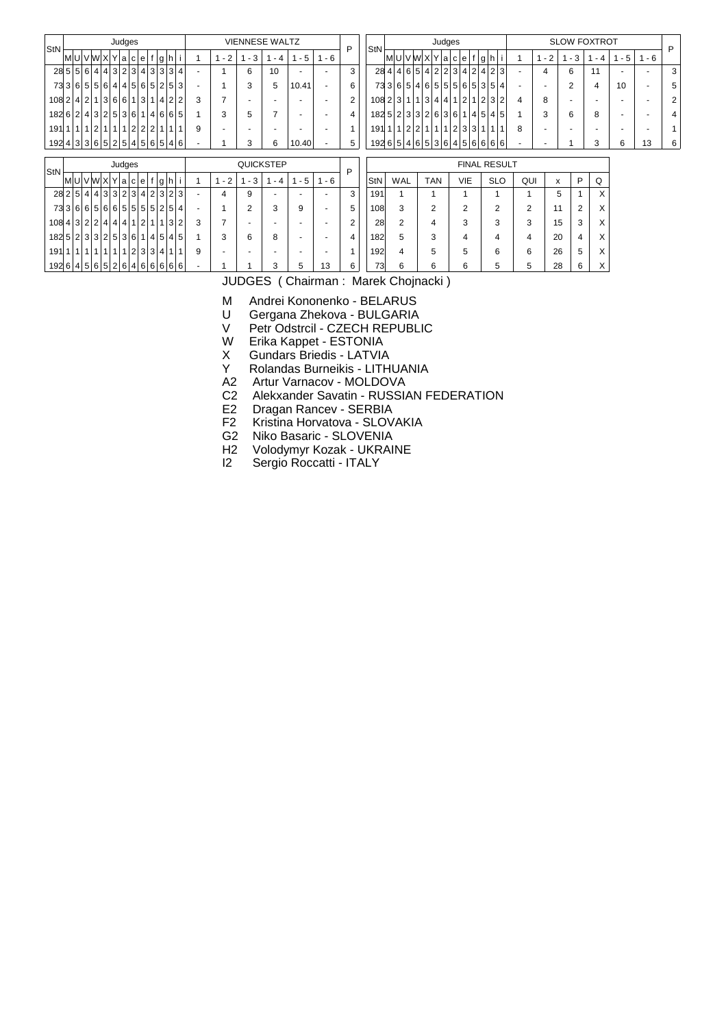| StN | M | U | V | W | X | Y | a | c | e | f | g | h | i | 1 | 1 - 2 | 1 - 3 | 1 - 4 | 1 - 5 | 1 - 6 | P |
|---|---|---|---|---|---|---|---|---|---|---|---|---|---|---|---|---|---|---|---|---|
| | | | | | | | | | | | | | | VIENNESE WALTZ | | | | | | |
| 28 | 5 | 5 | 6 | 4 | 4 | 3 | 2 | 3 | 4 | 3 | 3 | 3 | 4 | - | 1 | 6 | 10 | - | - | 3 |
| 73 | 3 | 6 | 5 | 5 | 6 | 4 | 4 | 5 | 6 | 5 | 2 | 5 | 3 | - | 1 | 3 | 5 | 10.41 | - | 6 |
| 108 | 2 | 4 | 2 | 1 | 3 | 6 | 6 | 1 | 3 | 1 | 4 | 2 | 2 | 3 | 7 | - | - | - | - | 2 |
| 182 | 6 | 2 | 4 | 3 | 2 | 5 | 3 | 6 | 1 | 4 | 6 | 6 | 5 | 1 | 3 | 5 | 7 | - | - | 4 |
| 191 | 1 | 1 | 1 | 2 | 1 | 1 | 1 | 2 | 2 | 2 | 1 | 1 | 1 | 9 | - | - | - | - | - | 1 |
| 192 | 4 | 3 | 3 | 6 | 5 | 2 | 5 | 4 | 5 | 6 | 5 | 4 | 6 | - | 1 | 3 | 6 | 10.40 | - | 5 |

| StN | M | U | V | W | X | Y | a | c | e | f | g | h | i | 1 | 1 - 2 | 1 - 3 | 1 - 4 | 1 - 5 | 1 - 6 | P |
|---|---|---|---|---|---|---|---|---|---|---|---|---|---|---|---|---|---|---|---|---|
| | | | | | | | | | | | | | | SLOW FOXTROT | | | | | | |
| 28 | 4 | 4 | 6 | 5 | 4 | 2 | 2 | 3 | 4 | 2 | 4 | 2 | 3 | - | 4 | 6 | 11 | - | - | 3 |
| 73 | 3 | 6 | 5 | 4 | 6 | 5 | 5 | 5 | 6 | 5 | 3 | 5 | 4 | - | - | 2 | 4 | 10 | - | 5 |
| 108 | 2 | 3 | 1 | 1 | 3 | 4 | 4 | 1 | 2 | 1 | 2 | 3 | 2 | 4 | 8 | - | - | - | - | 2 |
| 182 | 5 | 2 | 3 | 3 | 2 | 6 | 3 | 6 | 1 | 4 | 5 | 4 | 5 | 1 | 3 | 6 | 8 | - | - | 4 |
| 191 | 1 | 1 | 2 | 2 | 1 | 1 | 1 | 2 | 3 | 3 | 1 | 1 | 1 | 8 | - | - | - | - | - | 1 |
| 192 | 6 | 5 | 4 | 6 | 5 | 3 | 6 | 4 | 5 | 6 | 6 | 6 | 6 | - | - | 1 | 3 | 6 | 13 | 6 |

| StN | M | U | V | W | X | Y | a | c | e | f | g | h | i | 1 | 1 - 2 | 1 - 3 | 1 - 4 | 1 - 5 | 1 - 6 | P |
|---|---|---|---|---|---|---|---|---|---|---|---|---|---|---|---|---|---|---|---|---|
| | | | | | | | | | | | | | | QUICKSTEP | | | | | | |
| 28 | 2 | 5 | 4 | 4 | 3 | 3 | 2 | 3 | 4 | 2 | 3 | 2 | 3 | - | 4 | 9 | - | - | - | 3 |
| 73 | 3 | 6 | 6 | 5 | 6 | 6 | 5 | 5 | 5 | 5 | 2 | 5 | 4 | - | 1 | 2 | 3 | 9 | - | 5 |
| 108 | 4 | 3 | 2 | 2 | 4 | 4 | 4 | 1 | 2 | 1 | 1 | 3 | 2 | 3 | 7 | - | - | - | - | 2 |
| 182 | 5 | 2 | 3 | 3 | 2 | 5 | 3 | 6 | 1 | 4 | 5 | 4 | 5 | 1 | 3 | 6 | 8 | - | - | 4 |
| 191 | 1 | 1 | 1 | 1 | 1 | 1 | 1 | 2 | 3 | 3 | 4 | 1 | 1 | 9 | - | - | - | - | - | 1 |
| 192 | 6 | 4 | 5 | 6 | 5 | 2 | 6 | 4 | 6 | 6 | 6 | 6 | 6 | - | 1 | 1 | 3 | 5 | 13 | 6 |

FINAL RESULT

| StN | WAL | TAN | VIE | SLO | QUI | x | P | Q |
|---|---|---|---|---|---|---|---|---|
| 191 | 1 | 1 | 1 | 1 | 1 | 5 | 1 | X |
| 108 | 3 | 2 | 2 | 2 | 2 | 11 | 2 | X |
| 28 | 2 | 4 | 3 | 3 | 3 | 15 | 3 | X |
| 182 | 5 | 3 | 4 | 4 | 4 | 20 | 4 | X |
| 192 | 4 | 5 | 5 | 6 | 6 | 26 | 5 | X |
| 73 | 6 | 6 | 6 | 5 | 5 | 28 | 6 | X |

JUDGES ( Chairman : Marek Chojnacki )

- M Andrei Kononenko - BELARUS
- U Gergana Zhekova - BULGARIA
- V Petr Odstrcil - CZECH REPUBLIC
- W Erika Kappet - ESTONIA
- X Gundars Briedis - LATVIA
- Y Rolandas Burneikis - LITHUANIA
- A2 Artur Varnacov - MOLDOVA
- C2 Alekxander Savatin - RUSSIAN FEDERATION
- E2 Dragan Rancev - SERBIA
- F2 Kristina Horvatova - SLOVAKIA
- G2 Niko Basaric - SLOVENIA
- H2 Volodymyr Kozak - UKRAINE
- I2 Sergio Roccatti - ITALY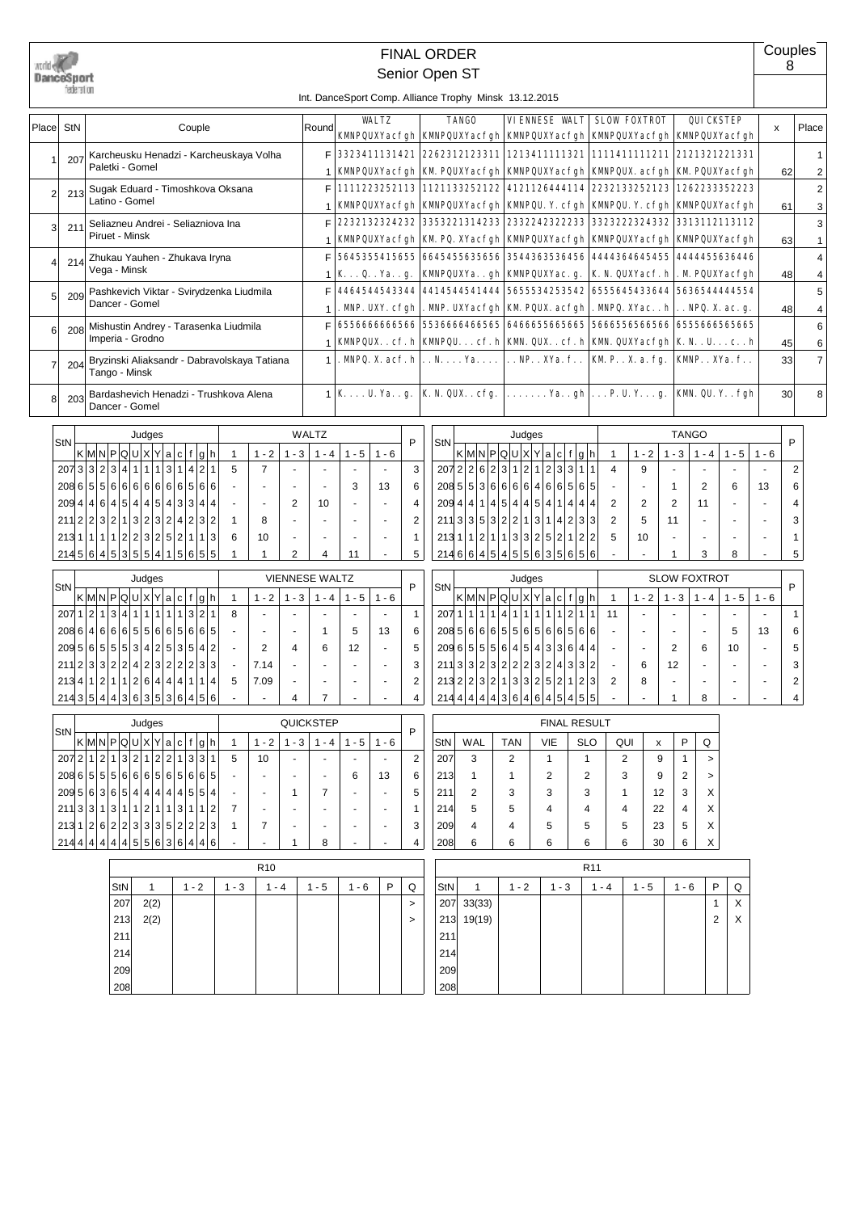# FINAL ORDER

## Senior Open ST

Couples 8

Int. DanceSport Comp. Alliance Trophy Minsk 13.12.2015

| Place | StN | Couple | Round | WALTZ KMNPQUXYacfgh | TANGO KMNPQUXYacfgh | VIENNESE WALTZ KMNPQUXYacfgh | SLOW FOXTROT KMNPQUXYacfgh | QUICKSTEP KMNPQUXYacfgh | x | Place |
|---|---|---|---|---|---|---|---|---|---|---|
| 1 | 207 | Karcheusku Henadzi - Karcheuskaya Volha Paletki - Gomel | F | 3323411131421 | 2262312123311 | 1213411111321 | 1111411111211 | 2121321221331 | | 1 |
| | | | 1 | KMNPQUXYacfgh | KM.PQUXYacfgh | KMNPQUXYacfgh | KMNPQUX.acfgh | KM.PQUXYacfgh | 62 | 2 |
| 2 | 213 | Sugak Eduard - Timoshkova Oksana Latino - Gomel | F | 1111223252113 | 1121133252122 | 4121126444114 | 2232133252123 | 1262233352223 | | 2 |
| | | | 1 | KMNPQUXYacfgh | KMNPQUXYacfgh | KMNPQU.Y.cfgh | KMNPQU.Y.cfgh | KMNPQUXYacfgh | 61 | 3 |
| 3 | 211 | Seliazneu Andrei - Seliazniova Ina Piruet - Minsk | F | 2232132324232 | 3353221314233 | 2332242322233 | 3323222324332 | 3313112113112 | | 3 |
| | | | 1 | KMNPQUXYacfgh | KM.PQ.XYacfgh | KMNPQUXYacfgh | KMNPQUXYacfgh | KMNPQUXYacfgh | 63 | 1 |
| 4 | 214 | Zhukau Yauhen - Zhukava Iryna Vega - Minsk | F | 5645355415655 | 6645455635656 | 3544363536456 | 4444364645455 | 4444455636446 | | 4 |
| | | | 1 | K...Q..Ya..g. | KMNPQUXYa..gh | KMNPQUXYac.g. | K.N.QUXYacf.h | .M.PQUXYacfgh | 48 | 4 |
| 5 | 209 | Pashkevich Viktar - Svirydzenka Liudmila Dancer - Gomel | F | 4464544543344 | 4414544541444 | 5655534253542 | 6555645433644 | 5636544444554 | | 5 |
| | | | 1 | .MNP.UXY.cfgh | .MNP.UXYacfgh | KM.PQUX.acfgh | .MNPQ.XYac..h | ..NPQ.X.ac.g. | 48 | 4 |
| 6 | 208 | Mishustin Andrey - Tarasenka Liudmila Imperia - Grodno | F | 6556666666566 | 5536666466565 | 6466655665665 | 5666556566566 | 6555666565665 | | 6 |
| | | | 1 | KMNPQUX..cf.h | KMNPQU...cf.h | KMN.QUX..cf.h | KMN.QUXYacf.h | K.N..U...c..h | 45 | 6 |
| 7 | 204 | Bryzinski Aliaksandr - Dabravolskaya Tatiana Tango - Minsk | 1 | .MNPQ.X.acf.h | ..N....Ya.... | ..NP..XYa.f.. | KM.P..X.a.fg. | KMNP..XYa.f.. | 33 | 7 |
| 8 | 203 | Bardashevich Henadzi - Trushkova Alena Dancer - Gomel | 1 | K....U.Ya..g. | K.N.QUX..cfg. | .......Ya..gh | ...P.U.Y...g. | KMN.QU.Y..fgh | 30 | 8 |

### WALTZ

| StN | K | M | N | P | Q | U | X | Y | a | c | f | g | h | 1 | 1-2 | 1-3 | 1-4 | 1-5 | 1-6 | P |
|---|---|---|---|---|---|---|---|---|---|---|---|---|---|---|---|---|---|---|---|---|
| 207 | 3 | 3 | 2 | 3 | 4 | 1 | 1 | 1 | 3 | 1 | 4 | 2 | 1 | 5 | 7 | - | - | - | - | 3 |
| 208 | 6 | 5 | 5 | 6 | 6 | 6 | 6 | 6 | 6 | 6 | 5 | 6 | 6 | - | - | - | - | 3 | 13 | 6 |
| 209 | 4 | 4 | 6 | 4 | 5 | 4 | 4 | 5 | 4 | 3 | 3 | 4 | 4 | - | - | 2 | 10 | - | - | 4 |
| 211 | 2 | 2 | 3 | 2 | 1 | 3 | 2 | 3 | 2 | 4 | 2 | 3 | 2 | 1 | 8 | - | - | - | - | 2 |
| 213 | 1 | 1 | 1 | 1 | 2 | 2 | 3 | 2 | 5 | 2 | 1 | 1 | 3 | 6 | 10 | - | - | - | - | 1 |
| 214 | 5 | 6 | 4 | 5 | 3 | 5 | 5 | 4 | 1 | 5 | 6 | 5 | 5 | 1 | 1 | 2 | 4 | 11 | - | 5 |

### TANGO

| StN | K | M | N | P | Q | U | X | Y | a | c | f | g | h | 1 | 1-2 | 1-3 | 1-4 | 1-5 | 1-6 | P |
|---|---|---|---|---|---|---|---|---|---|---|---|---|---|---|---|---|---|---|---|---|
| 207 | 2 | 2 | 6 | 2 | 3 | 1 | 2 | 1 | 2 | 3 | 3 | 1 | 1 | 4 | 9 | - | - | - | - | 2 |
| 208 | 5 | 5 | 3 | 6 | 6 | 6 | 6 | 4 | 6 | 6 | 5 | 6 | 5 | - | - | 1 | 2 | 6 | 13 | 6 |
| 209 | 4 | 4 | 1 | 4 | 5 | 4 | 4 | 5 | 4 | 1 | 4 | 4 | 4 | 2 | 2 | 2 | 11 | - | - | 4 |
| 211 | 3 | 3 | 5 | 3 | 2 | 2 | 1 | 3 | 1 | 4 | 2 | 3 | 3 | 2 | 5 | 11 | - | - | - | 3 |
| 213 | 1 | 1 | 2 | 1 | 1 | 3 | 3 | 2 | 5 | 2 | 1 | 2 | 2 | 5 | 10 | - | - | - | - | 1 |
| 214 | 6 | 6 | 4 | 5 | 4 | 5 | 5 | 6 | 3 | 5 | 6 | 5 | 6 | - | - | 1 | 3 | 8 | - | 5 |

### VIENNESE WALTZ

| StN | K | M | N | P | Q | U | X | Y | a | c | f | g | h | 1 | 1-2 | 1-3 | 1-4 | 1-5 | 1-6 | P |
|---|---|---|---|---|---|---|---|---|---|---|---|---|---|---|---|---|---|---|---|---|
| 207 | 1 | 2 | 1 | 3 | 4 | 1 | 1 | 1 | 1 | 1 | 3 | 2 | 1 | 8 | - | - | - | - | - | 1 |
| 208 | 6 | 4 | 6 | 6 | 6 | 5 | 5 | 6 | 6 | 5 | 6 | 6 | 5 | - | - | - | 1 | 5 | 13 | 6 |
| 209 | 5 | 6 | 5 | 5 | 5 | 3 | 4 | 2 | 5 | 3 | 5 | 4 | 2 | - | 2 | 4 | 6 | 12 | - | 5 |
| 211 | 2 | 3 | 3 | 2 | 2 | 4 | 2 | 3 | 2 | 2 | 2 | 3 | 3 | - | 7.14 | - | - | - | - | 3 |
| 213 | 4 | 1 | 2 | 1 | 1 | 2 | 6 | 4 | 4 | 4 | 1 | 1 | 4 | 5 | 7.09 | - | - | - | - | 2 |
| 214 | 3 | 5 | 4 | 4 | 3 | 6 | 3 | 5 | 3 | 6 | 4 | 5 | 6 | - | - | 4 | 7 | - | - | 4 |

### SLOW FOXTROT

| StN | K | M | N | P | Q | U | X | Y | a | c | f | g | h | 1 | 1-2 | 1-3 | 1-4 | 1-5 | 1-6 | P |
|---|---|---|---|---|---|---|---|---|---|---|---|---|---|---|---|---|---|---|---|---|
| 207 | 1 | 1 | 1 | 1 | 4 | 1 | 1 | 1 | 1 | 1 | 2 | 1 | 1 | 11 | - | - | - | - | - | 1 |
| 208 | 5 | 6 | 6 | 6 | 5 | 5 | 6 | 5 | 6 | 6 | 5 | 6 | 6 | - | - | - | - | 5 | 13 | 6 |
| 209 | 6 | 5 | 5 | 5 | 6 | 4 | 5 | 4 | 3 | 3 | 6 | 4 | 4 | - | - | 2 | 6 | 10 | - | 5 |
| 211 | 3 | 3 | 2 | 3 | 2 | 2 | 2 | 3 | 2 | 4 | 3 | 3 | 2 | - | 6 | 12 | - | - | - | 3 |
| 213 | 2 | 2 | 3 | 2 | 1 | 3 | 3 | 2 | 5 | 2 | 1 | 2 | 3 | 2 | 8 | - | - | - | - | 2 |
| 214 | 4 | 4 | 4 | 4 | 3 | 6 | 4 | 6 | 4 | 5 | 4 | 5 | 5 | - | - | 1 | 8 | - | - | 4 |

### QUICKSTEP

| StN | K | M | N | P | Q | U | X | Y | a | c | f | g | h | 1 | 1-2 | 1-3 | 1-4 | 1-5 | 1-6 | P |
|---|---|---|---|---|---|---|---|---|---|---|---|---|---|---|---|---|---|---|---|---|
| 207 | 2 | 1 | 2 | 1 | 3 | 2 | 1 | 2 | 2 | 1 | 3 | 3 | 1 | 5 | 10 | - | - | - | - | 2 |
| 208 | 6 | 5 | 5 | 5 | 6 | 6 | 6 | 5 | 6 | 5 | 6 | 6 | 5 | - | - | - | - | 6 | 13 | 6 |
| 209 | 5 | 6 | 3 | 6 | 5 | 4 | 4 | 4 | 4 | 4 | 5 | 5 | 4 | - | - | 1 | 7 | - | - | 5 |
| 211 | 3 | 3 | 1 | 3 | 1 | 1 | 2 | 1 | 1 | 3 | 1 | 1 | 2 | 7 | - | - | - | - | - | 1 |
| 213 | 1 | 2 | 6 | 2 | 2 | 3 | 3 | 3 | 5 | 2 | 2 | 2 | 3 | 1 | 7 | - | - | - | - | 3 |
| 214 | 4 | 4 | 4 | 4 | 4 | 5 | 5 | 6 | 3 | 6 | 4 | 4 | 6 | - | - | 1 | 8 | - | - | 4 |

### FINAL RESULT

| StN | WAL | TAN | VIE | SLO | QUI | x | P | Q |
|---|---|---|---|---|---|---|---|---|
| 207 | 3 | 2 | 1 | 1 | 2 | 9 | 1 | > |
| 213 | 1 | 1 | 2 | 2 | 3 | 9 | 2 | > |
| 211 | 2 | 3 | 3 | 3 | 1 | 12 | 3 | X |
| 214 | 5 | 5 | 4 | 4 | 4 | 22 | 4 | X |
| 209 | 4 | 4 | 5 | 5 | 5 | 23 | 5 | X |
| 208 | 6 | 6 | 6 | 6 | 6 | 30 | 6 | X |

### R10

| StN | 1 | 1-2 | 1-3 | 1-4 | 1-5 | 1-6 | P | Q |
|---|---|---|---|---|---|---|---|---|
| 207 | 2(2) | | | | | | | > |
| 213 | 2(2) | | | | | | | > |
| 211 | | | | | | | | |
| 214 | | | | | | | | |
| 209 | | | | | | | | |
| 208 | | | | | | | | |

### R11

| StN | 1 | 1-2 | 1-3 | 1-4 | 1-5 | 1-6 | P | Q |
|---|---|---|---|---|---|---|---|---|
| 207 | 33(33) | | | | | | 1 | X |
| 213 | 19(19) | | | | | | 2 | X |
| 211 | | | | | | | | |
| 214 | | | | | | | | |
| 209 | | | | | | | | |
| 208 | | | | | | | | |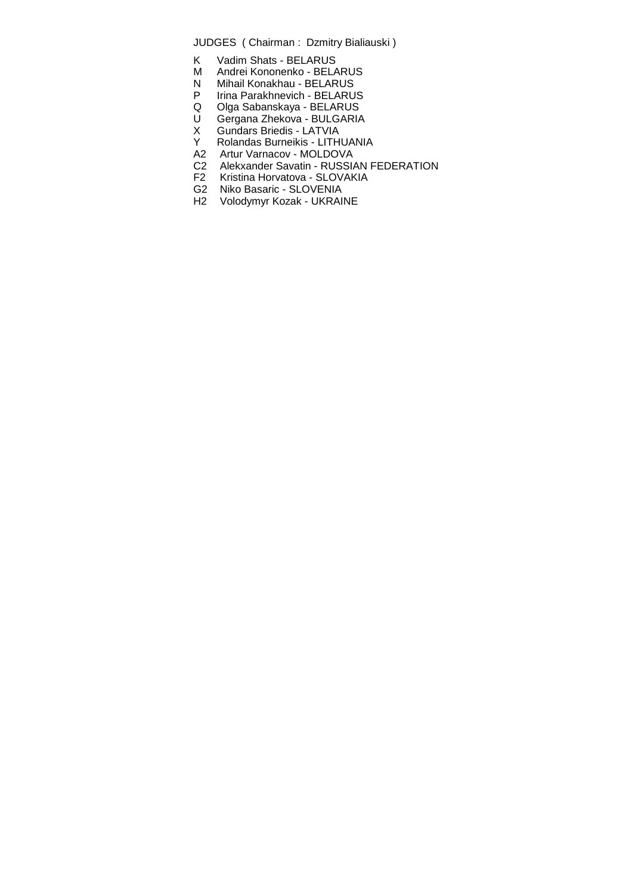JUDGES ( Chairman : Dzmitry Bialiauski )

K Vadim Shats - BELARUS
M Andrei Kononenko - BELARUS
N Mihail Konakhau - BELARUS
P Irina Parakhnevich - BELARUS
Q Olga Sabanskaya - BELARUS
U Gergana Zhekova - BULGARIA
X Gundars Briedis - LATVIA
Y Rolandas Burneikis - LITHUANIA
A2 Artur Varnacov - MOLDOVA
C2 Alekxander Savatin - RUSSIAN FEDERATION
F2 Kristina Horvatova - SLOVAKIA
G2 Niko Basaric - SLOVENIA
H2 Volodymyr Kozak - UKRAINE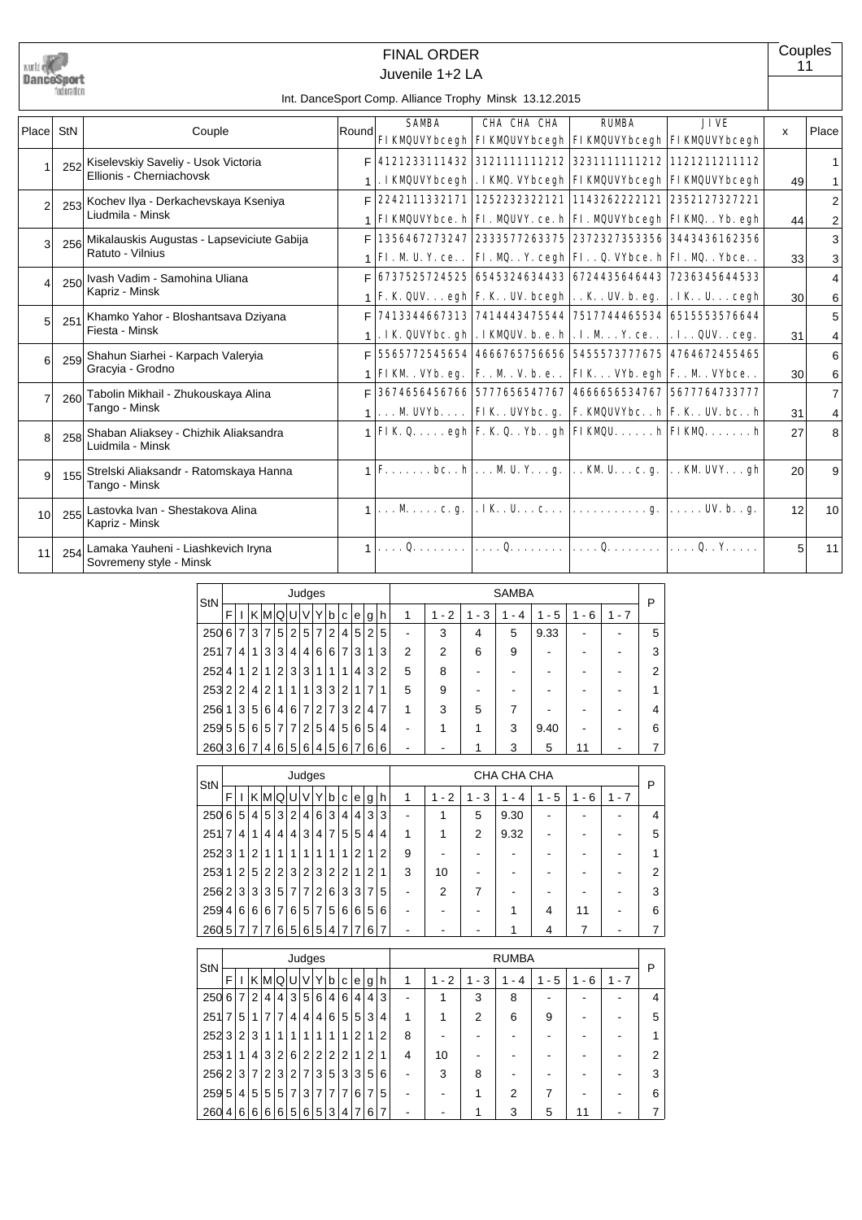# FINAL ORDER

## Juvenile 1+2 LA

Int. DanceSport Comp. Alliance Trophy Minsk 13.12.2015

Couples 11

| Place | StN | Couple | Round | SAMBA FIKMQUVYbcegh | CHA CHA CHA FIKMQUVYbcegh | RUMBA FIKMQUVYbcegh | JIVE FIKMQUVYbcegh | x | Place |
|---|---|---|---|---|---|---|---|---|---|
| 1 | 252 | Kiselevskiy Saveliy - Usok Victoria<br>Ellionis - Cherniachovsk | F | 4121233111432 | 3121111111212 | 3231111111212 | 1121211211112 | | 1 |
| | | | 1 | .IKMQUVYbcegh | .IKMQ.VYbcegh | FIKMQUVYbcegh | FIKMQUVYbcegh | 49 | 1 |
| 2 | 253 | Kochev Ilya - Derkachevskaya Kseniya<br>Liudmila - Minsk | F | 2242111332171 | 1252232322121 | 1143262222121 | 2352127327221 | | 2 |
| | | | 1 | FIKMQUVYbce.h | FI.MQUVY.ce.h | FI.MQUVYbcegh | FIKMQ..Yb.egh | 44 | 2 |
| 3 | 256 | Mikalauskis Augustas - Lapseviciute Gabija<br>Ratuto - Vilnius | F | 1356467273247 | 2333577263375 | 2372327353356 | 3443436162356 | | 3 |
| | | | 1 | FI.M.U.Y.ce.. | FI.MQ..Y.cegh | FI..Q.VYbce.h | FI.MQ..Ybce.. | 33 | 3 |
| 4 | 250 | Ivash Vadim - Samohina Uliana<br>Kapriz - Minsk | F | 6737525724525 | 6545324634433 | 6724435646443 | 7236345644533 | | 4 |
| | | | 1 | F.K.QUV...egh | F.K..UV.bcegh | ..K..UV.b.eg. | .IK..U....cegh | 30 | 6 |
| 5 | 251 | Khamko Yahor - Bloshantsava Dziyana<br>Fiesta - Minsk | F | 7413344667313 | 7414443475544 | 7517744465534 | 6515553576644 | | 5 |
| | | | 1 | .IK.QUVYbc.gh | .IKMQUV.b.e.h | .I.M...Y.ce.. | .I..QUV..ceg. | 31 | 4 |
| 6 | 259 | Shahun Siarhei - Karpach Valeryia<br>Gracyia - Grodno | F | 5565772545654 | 4666765756656 | 5455573777675 | 4764672455465 | | 6 |
| | | | 1 | FIKM..VYb.eg. | F..M..V.b.e.. | FIK...VYb.egh | F..M..VYbce.. | 30 | 6 |
| 7 | 260 | Tabolin Mikhail - Zhukouskaya Alina<br>Tango - Minsk | F | 3674656456766 | 5777656547767 | 4666656534767 | 5677764733777 | | 7 |
| | | | 1 | ...M.UVYb.... | FIK..UVYbc.g. | F.KMQUVYbc..h | F.K..UV.bc..h | 31 | 4 |
| 8 | 258 | Shaban Aliaksey - Chizhik Aliaksandra<br>Luidmila - Minsk | 1 | FIK.Q.....egh | F.K.Q..Yb..gh | FIKMQU......h | FIKMQ.......h | 27 | 8 |
| 9 | 155 | Strelski Aliaksandr - Ratomskaya Hanna<br>Tango - Minsk | 1 | F.......bc..h | ...M.U.Y...g. | ..KM.U...c.g. | ..KM.UVY...gh | 20 | 9 |
| 10 | 255 | Lastovka Ivan - Shestakova Alina<br>Kapriz - Minsk | 1 | ...M.....c.g. | .IK..U...c... | ...........g. | .....UV.b..g. | 12 | 10 |
| 11 | 254 | Lamaka Yauheni - Liashkevich Iryna<br>Sovremeny style - Minsk | 1 | ....Q........ | ....Q........ | ....Q........ | ....Q..Y..... | 5 | 11 |

| StN | F | I | K | M | Q | U | V | Y | b | c | e | g | h | 1 | 1 - 2 | 1 - 3 | 1 - 4 | 1 - 5 | 1 - 6 | 1 - 7 | P |
|---|---|---|---|---|---|---|---|---|---|---|---|---|---|---|---|---|---|---|---|---|---|
| | | | | | | | | | | | | | | SAMBA | | | | | | | |
| 250 | 6 | 7 | 3 | 7 | 5 | 2 | 5 | 7 | 2 | 4 | 5 | 2 | 5 | - | 3 | 4 | 5 | 9.33 | - | - | 5 |
| 251 | 7 | 4 | 1 | 3 | 3 | 4 | 4 | 6 | 6 | 7 | 3 | 1 | 3 | 2 | 2 | 6 | 9 | - | - | - | 3 |
| 252 | 4 | 1 | 2 | 1 | 2 | 3 | 3 | 1 | 1 | 1 | 4 | 3 | 2 | 5 | 8 | - | - | - | - | - | 2 |
| 253 | 2 | 2 | 4 | 2 | 1 | 1 | 1 | 3 | 3 | 2 | 1 | 7 | 1 | 5 | 9 | - | - | - | - | - | 1 |
| 256 | 1 | 3 | 5 | 6 | 4 | 6 | 7 | 2 | 7 | 3 | 2 | 4 | 7 | 1 | 3 | 5 | 7 | - | - | - | 4 |
| 259 | 5 | 5 | 6 | 5 | 7 | 7 | 2 | 5 | 4 | 5 | 6 | 5 | 4 | - | 1 | 1 | 3 | 9.40 | - | - | 6 |
| 260 | 3 | 6 | 7 | 4 | 6 | 5 | 6 | 4 | 5 | 6 | 7 | 6 | 6 | - | - | 1 | 3 | 5 | 11 | - | 7 |

| StN | F | I | K | M | Q | U | V | Y | b | c | e | g | h | 1 | 1 - 2 | 1 - 3 | 1 - 4 | 1 - 5 | 1 - 6 | 1 - 7 | P |
|---|---|---|---|---|---|---|---|---|---|---|---|---|---|---|---|---|---|---|---|---|---|
| | | | | | | | | | | | | | | CHA CHA CHA | | | | | | | |
| 250 | 6 | 5 | 4 | 5 | 3 | 2 | 4 | 6 | 3 | 4 | 4 | 3 | 3 | - | 1 | 5 | 9.30 | - | - | - | 4 |
| 251 | 7 | 4 | 1 | 4 | 4 | 4 | 3 | 4 | 7 | 5 | 5 | 4 | 4 | 1 | 1 | 2 | 9.32 | - | - | - | 5 |
| 252 | 3 | 1 | 2 | 1 | 1 | 1 | 1 | 1 | 1 | 1 | 2 | 1 | 2 | 9 | - | - | - | - | - | - | 1 |
| 253 | 1 | 2 | 5 | 2 | 2 | 3 | 2 | 3 | 2 | 2 | 1 | 2 | 1 | 3 | 10 | - | - | - | - | - | 2 |
| 256 | 2 | 3 | 3 | 3 | 5 | 7 | 7 | 2 | 6 | 3 | 3 | 7 | 5 | - | 2 | 7 | - | - | - | - | 3 |
| 259 | 4 | 6 | 6 | 6 | 7 | 6 | 5 | 7 | 5 | 6 | 6 | 5 | 6 | - | - | - | 1 | 4 | 11 | - | 6 |
| 260 | 5 | 7 | 7 | 7 | 6 | 5 | 6 | 5 | 4 | 7 | 7 | 6 | 7 | - | - | - | 1 | 4 | 7 | - | 7 |

| StN | F | I | K | M | Q | U | V | Y | b | c | e | g | h | 1 | 1 - 2 | 1 - 3 | 1 - 4 | 1 - 5 | 1 - 6 | 1 - 7 | P |
|---|---|---|---|---|---|---|---|---|---|---|---|---|---|---|---|---|---|---|---|---|---|
| | | | | | | | | | | | | | | RUMBA | | | | | | | |
| 250 | 6 | 7 | 2 | 4 | 4 | 3 | 5 | 6 | 4 | 6 | 4 | 4 | 3 | - | 1 | 3 | 8 | - | - | - | 4 |
| 251 | 7 | 5 | 1 | 7 | 7 | 4 | 4 | 4 | 6 | 5 | 5 | 3 | 4 | 1 | 1 | 2 | 6 | 9 | - | - | 5 |
| 252 | 3 | 2 | 3 | 1 | 1 | 1 | 1 | 1 | 1 | 1 | 2 | 1 | 2 | 8 | - | - | - | - | - | - | 1 |
| 253 | 1 | 1 | 4 | 3 | 2 | 6 | 2 | 2 | 2 | 2 | 1 | 2 | 1 | 4 | 10 | - | - | - | - | - | 2 |
| 256 | 2 | 3 | 7 | 2 | 3 | 2 | 7 | 3 | 5 | 3 | 3 | 5 | 6 | - | 3 | 8 | - | - | - | - | 3 |
| 259 | 5 | 4 | 5 | 5 | 5 | 7 | 3 | 7 | 7 | 7 | 6 | 7 | 5 | - | - | 1 | 2 | 7 | - | - | 6 |
| 260 | 4 | 6 | 6 | 6 | 6 | 5 | 6 | 5 | 3 | 4 | 7 | 6 | 7 | - | - | 1 | 3 | 5 | 11 | - | 7 |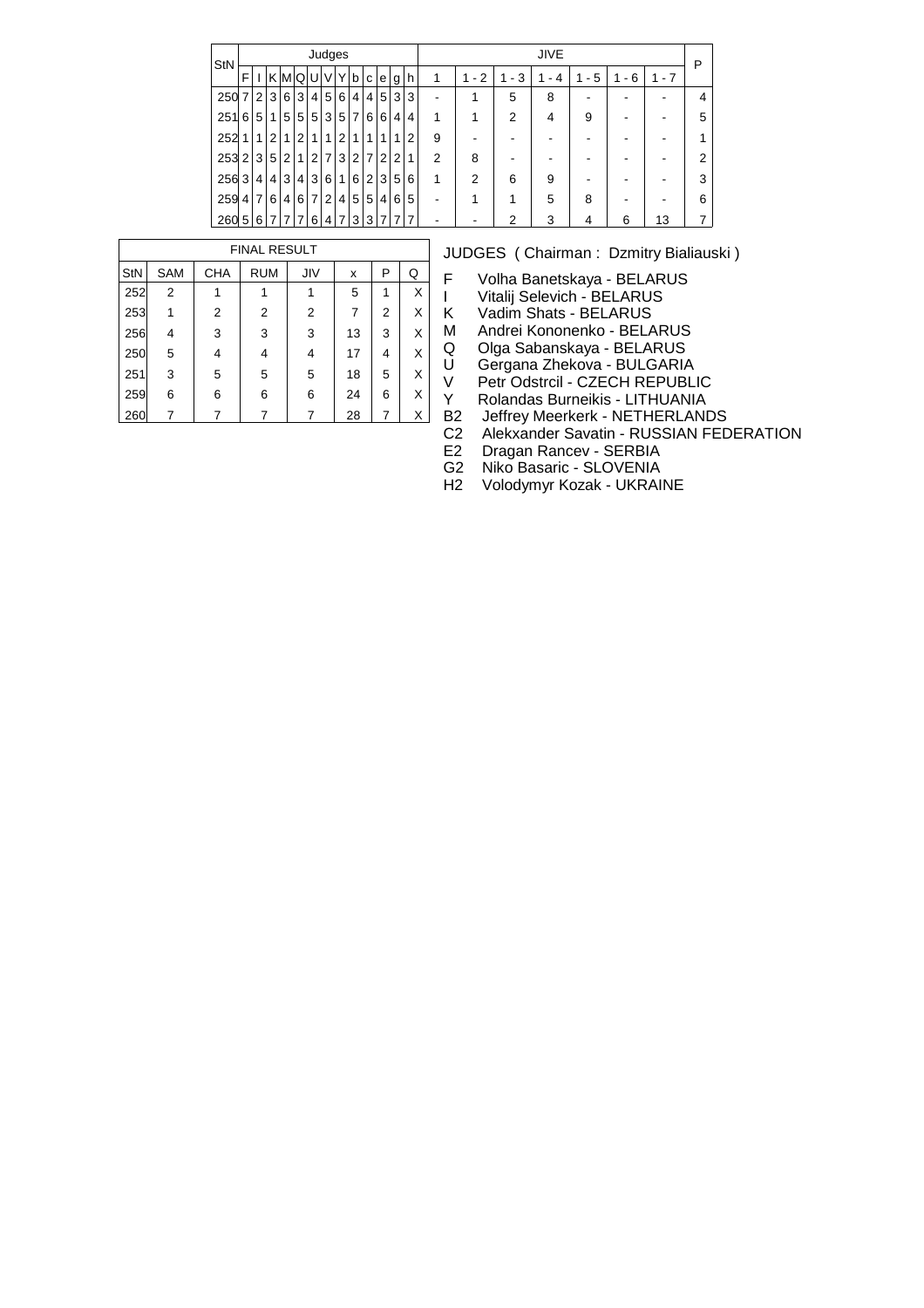| StN | Judges | | | | | | | | | | | | | JIVE | | | | | | | P |
|---|---|---|---|---|---|---|---|---|---|---|---|---|---|---|---|---|---|---|---|---|---|
| | F | I | K | M | Q | U | V | Y | b | c | e | g | h | 1 | 1 - 2 | 1 - 3 | 1 - 4 | 1 - 5 | 1 - 6 | 1 - 7 | |
| 250 | 7 | 2 | 3 | 6 | 3 | 4 | 5 | 6 | 4 | 4 | 5 | 3 | 3 | - | 1 | 5 | 8 | - | - | - | 4 |
| 251 | 6 | 5 | 1 | 5 | 5 | 5 | 3 | 5 | 7 | 6 | 6 | 4 | 4 | 1 | 1 | 2 | 4 | 9 | - | - | 5 |
| 252 | 1 | 1 | 2 | 1 | 2 | 1 | 1 | 2 | 1 | 1 | 1 | 1 | 2 | 9 | - | - | - | - | - | - | 1 |
| 253 | 2 | 3 | 5 | 2 | 1 | 2 | 7 | 3 | 2 | 7 | 2 | 2 | 1 | 2 | 8 | - | - | - | - | - | 2 |
| 256 | 3 | 4 | 4 | 3 | 4 | 3 | 6 | 1 | 6 | 2 | 3 | 5 | 6 | 1 | 2 | 6 | 9 | - | - | - | 3 |
| 259 | 4 | 7 | 6 | 4 | 6 | 7 | 2 | 4 | 5 | 5 | 4 | 6 | 5 | - | 1 | 1 | 5 | 8 | - | - | 6 |
| 260 | 5 | 6 | 7 | 7 | 7 | 6 | 4 | 7 | 3 | 3 | 7 | 7 | 7 | - | - | 2 | 3 | 4 | 6 | 13 | 7 |

| FINAL RESULT | | | | | | | |
|---|---|---|---|---|---|---|---|
| StN | SAM | CHA | RUM | JIV | x | P | Q |
| 252 | 2 | 1 | 1 | 1 | 5 | 1 | X |
| 253 | 1 | 2 | 2 | 2 | 7 | 2 | X |
| 256 | 4 | 3 | 3 | 3 | 13 | 3 | X |
| 250 | 5 | 4 | 4 | 4 | 17 | 4 | X |
| 251 | 3 | 5 | 5 | 5 | 18 | 5 | X |
| 259 | 6 | 6 | 6 | 6 | 24 | 6 | X |
| 260 | 7 | 7 | 7 | 7 | 28 | 7 | X |

JUDGES ( Chairman : Dzmitry Bialiauski )

F Volha Banetskaya - BELARUS
I Vitalij Selevich - BELARUS
K Vadim Shats - BELARUS
M Andrei Kononenko - BELARUS
Q Olga Sabanskaya - BELARUS
U Gergana Zhekova - BULGARIA
V Petr Odstrcil - CZECH REPUBLIC
Y Rolandas Burneikis - LITHUANIA
B2 Jeffrey Meerkerk - NETHERLANDS
C2 Alekxander Savatin - RUSSIAN FEDERATION
E2 Dragan Rancev - SERBIA
G2 Niko Basaric - SLOVENIA
H2 Volodymyr Kozak - UKRAINE